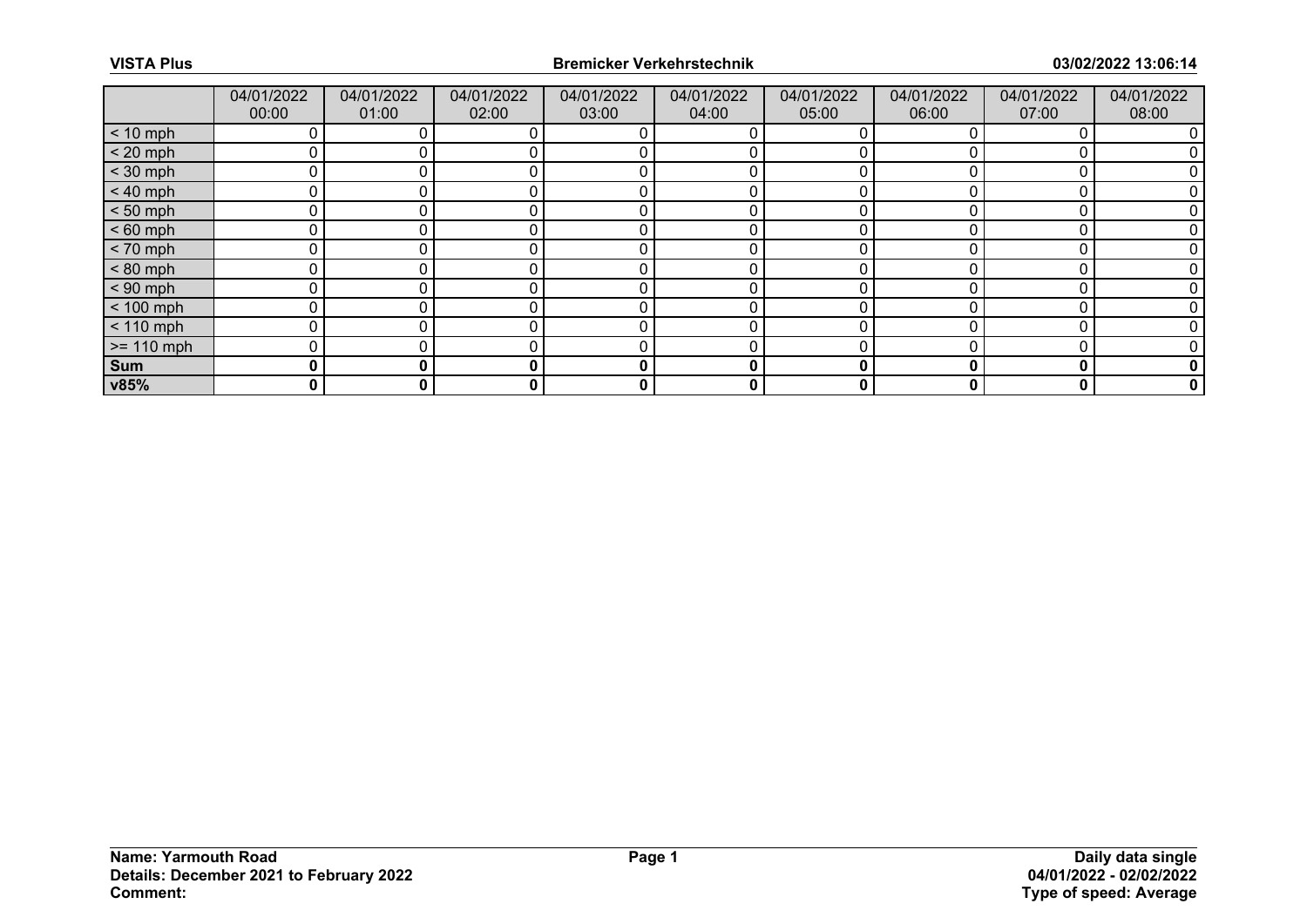| | 04/01/2022 00:00 | 04/01/2022 01:00 | 04/01/2022 02:00 | 04/01/2022 03:00 | 04/01/2022 04:00 | 04/01/2022 05:00 | 04/01/2022 06:00 | 04/01/2022 07:00 | 04/01/2022 08:00 |
|---|---|---|---|---|---|---|---|---|---|
| < 10 mph | 0 | 0 | 0 | 0 | 0 | 0 | 0 | 0 | 0 |
| < 20 mph | 0 | 0 | 0 | 0 | 0 | 0 | 0 | 0 | 0 |
| < 30 mph | 0 | 0 | 0 | 0 | 0 | 0 | 0 | 0 | 0 |
| < 40 mph | 0 | 0 | 0 | 0 | 0 | 0 | 0 | 0 | 0 |
| < 50 mph | 0 | 0 | 0 | 0 | 0 | 0 | 0 | 0 | 0 |
| < 60 mph | 0 | 0 | 0 | 0 | 0 | 0 | 0 | 0 | 0 |
| < 70 mph | 0 | 0 | 0 | 0 | 0 | 0 | 0 | 0 | 0 |
| < 80 mph | 0 | 0 | 0 | 0 | 0 | 0 | 0 | 0 | 0 |
| < 90 mph | 0 | 0 | 0 | 0 | 0 | 0 | 0 | 0 | 0 |
| < 100 mph | 0 | 0 | 0 | 0 | 0 | 0 | 0 | 0 | 0 |
| < 110 mph | 0 | 0 | 0 | 0 | 0 | 0 | 0 | 0 | 0 |
| >= 110 mph | 0 | 0 | 0 | 0 | 0 | 0 | 0 | 0 | 0 |
| **Sum** | **0** | **0** | **0** | **0** | **0** | **0** | **0** | **0** | **0** |
| **v85%** | **0** | **0** | **0** | **0** | **0** | **0** | **0** | **0** | **0** |

**Name: Yarmouth Road**
**Details: December 2021 to February 2022**
**Comment:**

**Daily data single**
**04/01/2022 - 02/02/2022**
**Type of speed: Average**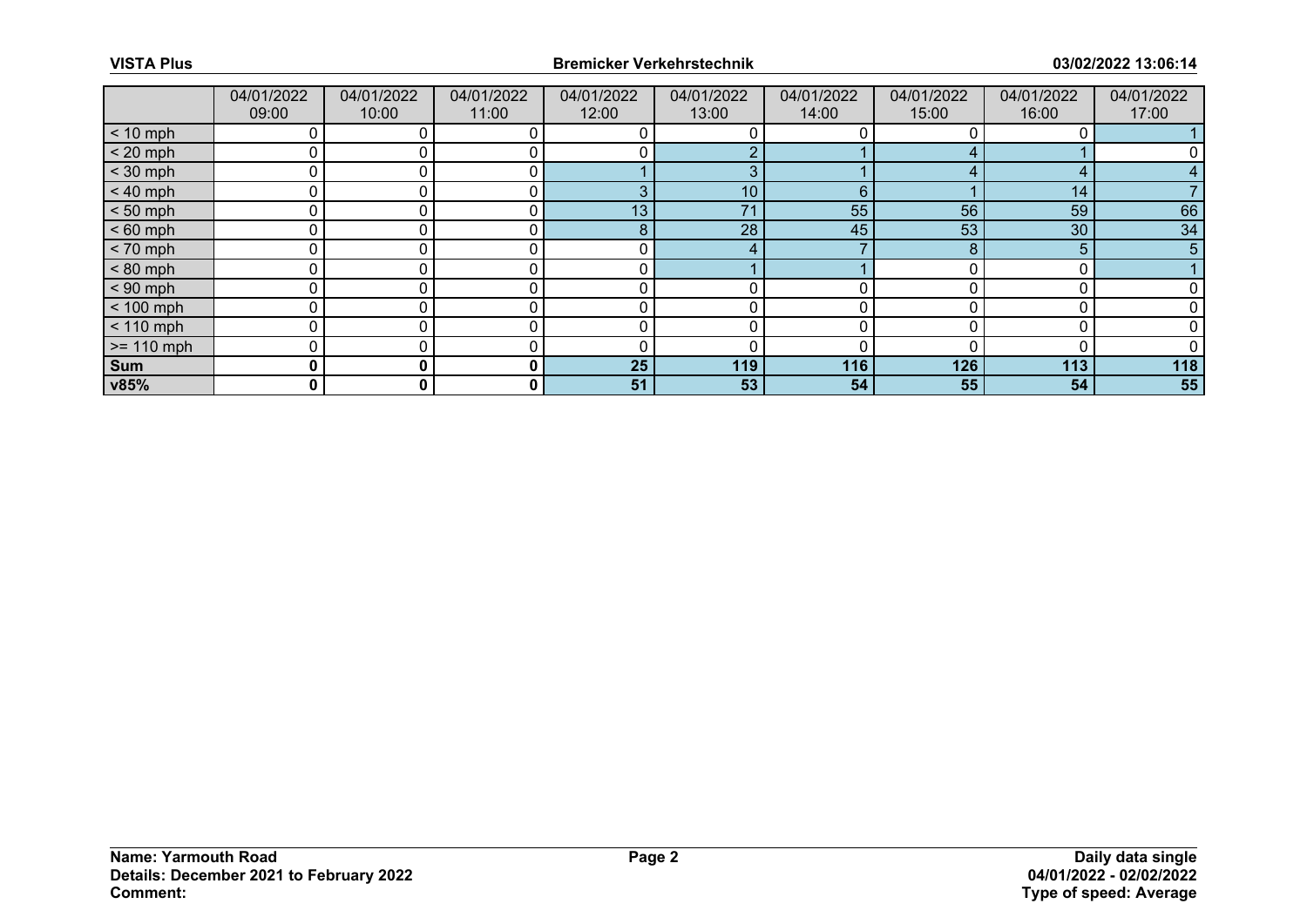| | 04/01/2022 09:00 | 04/01/2022 10:00 | 04/01/2022 11:00 | 04/01/2022 12:00 | 04/01/2022 13:00 | 04/01/2022 14:00 | 04/01/2022 15:00 | 04/01/2022 16:00 | 04/01/2022 17:00 |
|---|---|---|---|---|---|---|---|---|---|
| < 10 mph | 0 | 0 | 0 | 0 | 0 | 0 | 0 | 0 | 1 |
| < 20 mph | 0 | 0 | 0 | 0 | 2 | 1 | 4 | 1 | 0 |
| < 30 mph | 0 | 0 | 0 | 1 | 3 | 1 | 4 | 4 | 4 |
| < 40 mph | 0 | 0 | 0 | 3 | 10 | 6 | 1 | 14 | 7 |
| < 50 mph | 0 | 0 | 0 | 13 | 71 | 55 | 56 | 59 | 66 |
| < 60 mph | 0 | 0 | 0 | 8 | 28 | 45 | 53 | 30 | 34 |
| < 70 mph | 0 | 0 | 0 | 0 | 4 | 7 | 8 | 5 | 5 |
| < 80 mph | 0 | 0 | 0 | 0 | 1 | 1 | 0 | 0 | 1 |
| < 90 mph | 0 | 0 | 0 | 0 | 0 | 0 | 0 | 0 | 0 |
| < 100 mph | 0 | 0 | 0 | 0 | 0 | 0 | 0 | 0 | 0 |
| < 110 mph | 0 | 0 | 0 | 0 | 0 | 0 | 0 | 0 | 0 |
| >= 110 mph | 0 | 0 | 0 | 0 | 0 | 0 | 0 | 0 | 0 |
| **Sum** | **0** | **0** | **0** | **25** | **119** | **116** | **126** | **113** | **118** |
| **v85%** | **0** | **0** | **0** | **51** | **53** | **54** | **55** | **54** | **55** |

**Name: Yarmouth Road**
**Details: December 2021 to February 2022**
**Comment:**

**Daily data single**
**04/01/2022 - 02/02/2022**
**Type of speed: Average**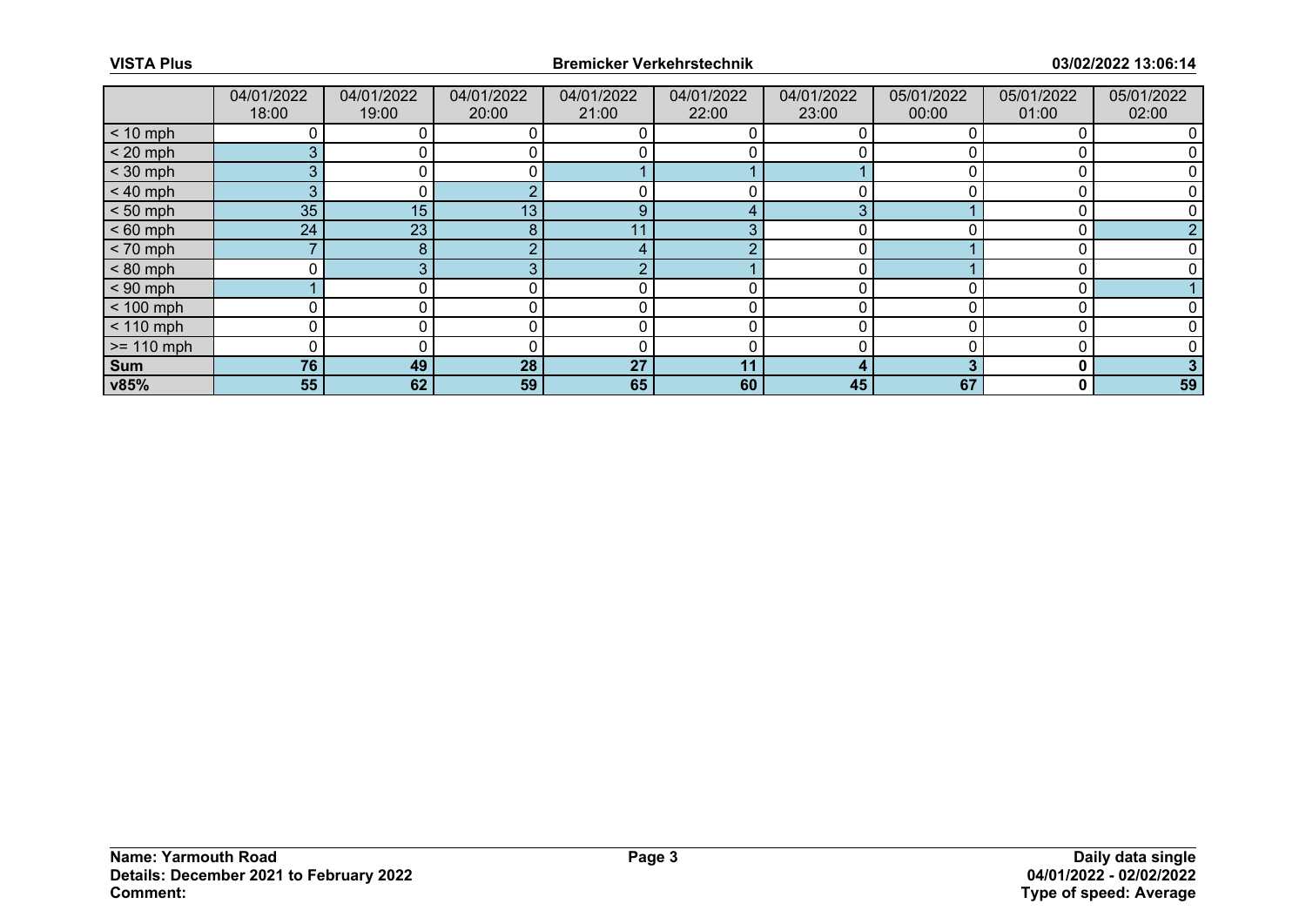| | 04/01/2022 18:00 | 04/01/2022 19:00 | 04/01/2022 20:00 | 04/01/2022 21:00 | 04/01/2022 22:00 | 04/01/2022 23:00 | 05/01/2022 00:00 | 05/01/2022 01:00 | 05/01/2022 02:00 |
|---|---|---|---|---|---|---|---|---|---|
| < 10 mph | 0 | 0 | 0 | 0 | 0 | 0 | 0 | 0 | 0 |
| < 20 mph | 3 | 0 | 0 | 0 | 0 | 0 | 0 | 0 | 0 |
| < 30 mph | 3 | 0 | 0 | 1 | 1 | 1 | 0 | 0 | 0 |
| < 40 mph | 3 | 0 | 2 | 0 | 0 | 0 | 0 | 0 | 0 |
| < 50 mph | 35 | 15 | 13 | 9 | 4 | 3 | 1 | 0 | 0 |
| < 60 mph | 24 | 23 | 8 | 11 | 3 | 0 | 0 | 0 | 2 |
| < 70 mph | 7 | 8 | 2 | 4 | 2 | 0 | 1 | 0 | 0 |
| < 80 mph | 0 | 3 | 3 | 2 | 1 | 0 | 1 | 0 | 0 |
| < 90 mph | 1 | 0 | 0 | 0 | 0 | 0 | 0 | 0 | 1 |
| < 100 mph | 0 | 0 | 0 | 0 | 0 | 0 | 0 | 0 | 0 |
| < 110 mph | 0 | 0 | 0 | 0 | 0 | 0 | 0 | 0 | 0 |
| >= 110 mph | 0 | 0 | 0 | 0 | 0 | 0 | 0 | 0 | 0 |
| **Sum** | **76** | **49** | **28** | **27** | **11** | **4** | **3** | **0** | **3** |
| **v85%** | **55** | **62** | **59** | **65** | **60** | **45** | **67** | **0** | **59** |

**Name: Yarmouth Road**
**Details: December 2021 to February 2022**
**Comment:**

**Daily data single**
**04/01/2022 - 02/02/2022**
**Type of speed: Average**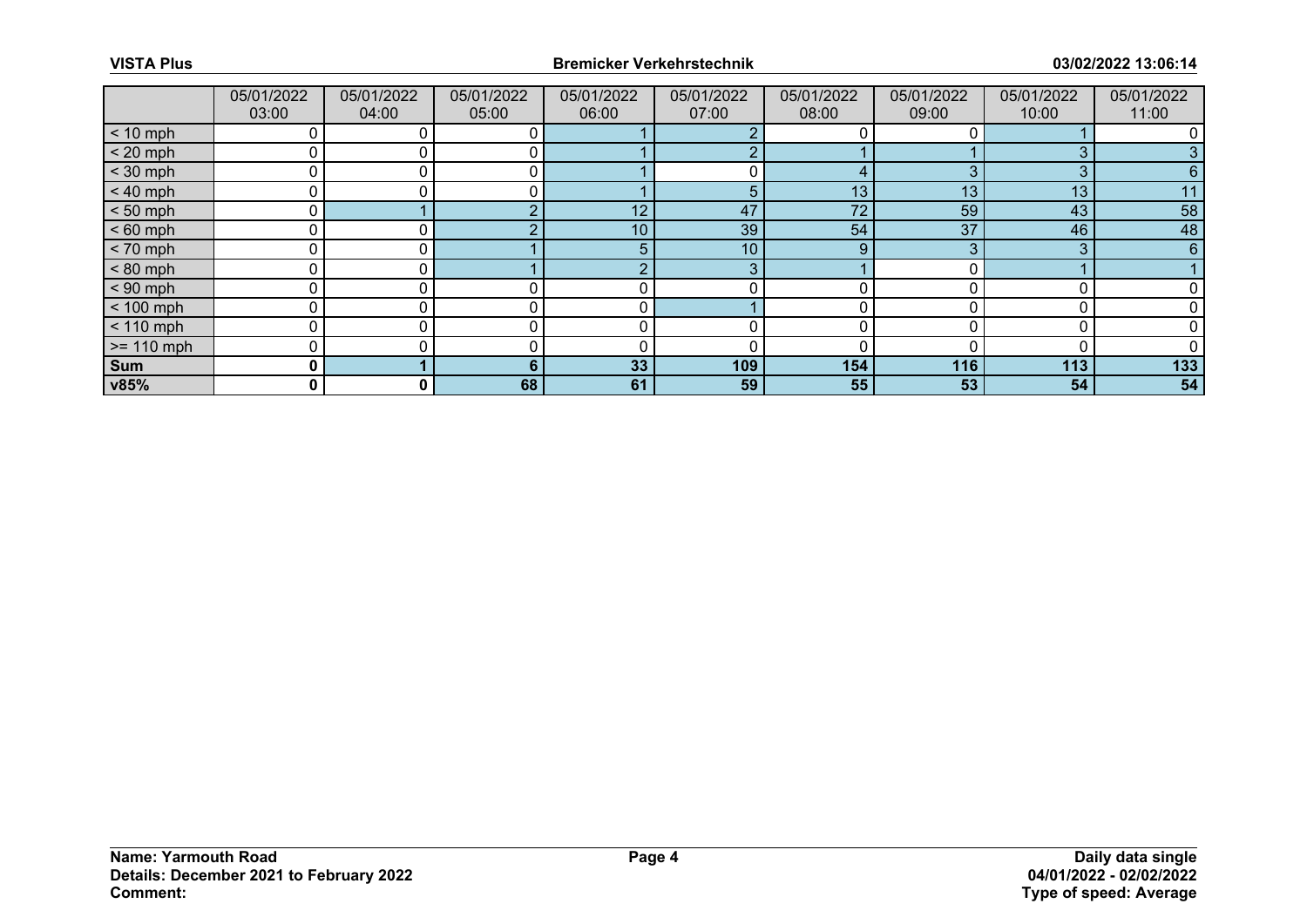|  | 05/01/2022 03:00 | 05/01/2022 04:00 | 05/01/2022 05:00 | 05/01/2022 06:00 | 05/01/2022 07:00 | 05/01/2022 08:00 | 05/01/2022 09:00 | 05/01/2022 10:00 | 05/01/2022 11:00 |
|---|---|---|---|---|---|---|---|---|---|
| < 10 mph | 0 | 0 | 0 | 1 | 2 | 0 | 0 | 1 | 0 |
| < 20 mph | 0 | 0 | 0 | 1 | 2 | 1 | 1 | 3 | 3 |
| < 30 mph | 0 | 0 | 0 | 1 | 0 | 4 | 3 | 3 | 6 |
| < 40 mph | 0 | 0 | 0 | 1 | 5 | 13 | 13 | 13 | 11 |
| < 50 mph | 0 | 1 | 2 | 12 | 47 | 72 | 59 | 43 | 58 |
| < 60 mph | 0 | 0 | 2 | 10 | 39 | 54 | 37 | 46 | 48 |
| < 70 mph | 0 | 0 | 1 | 5 | 10 | 9 | 3 | 3 | 6 |
| < 80 mph | 0 | 0 | 1 | 2 | 3 | 1 | 0 | 1 | 1 |
| < 90 mph | 0 | 0 | 0 | 0 | 0 | 0 | 0 | 0 | 0 |
| < 100 mph | 0 | 0 | 0 | 0 | 1 | 0 | 0 | 0 | 0 |
| < 110 mph | 0 | 0 | 0 | 0 | 0 | 0 | 0 | 0 | 0 |
| >= 110 mph | 0 | 0 | 0 | 0 | 0 | 0 | 0 | 0 | 0 |
| **Sum** | **0** | **1** | **6** | **33** | **109** | **154** | **116** | **113** | **133** |
| **v85%** | **0** | **0** | **68** | **61** | **59** | **55** | **53** | **54** | **54** |

**Name: Yarmouth Road**
**Details: December 2021 to February 2022**
**Comment:**

**Daily data single**
**04/01/2022 - 02/02/2022**
**Type of speed: Average**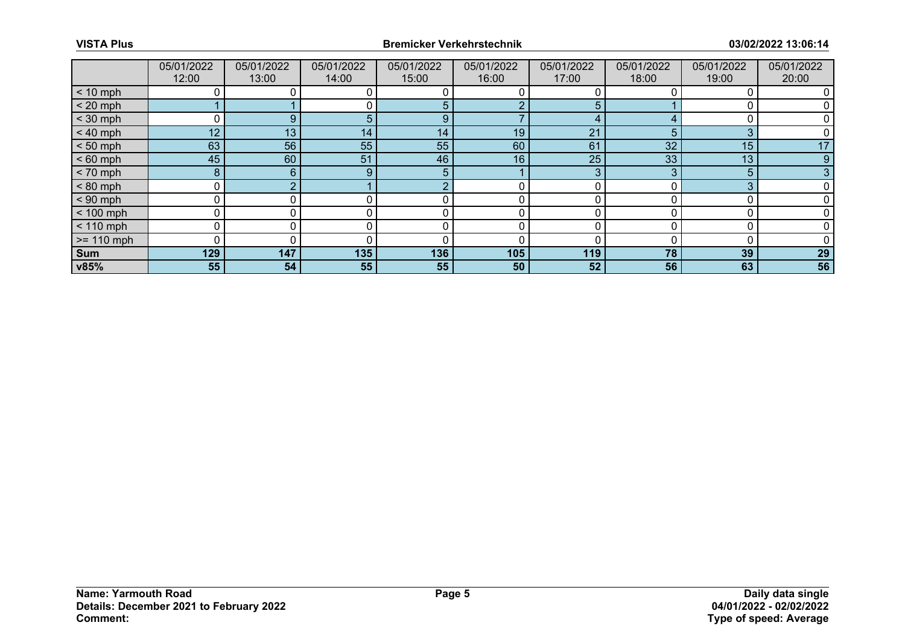| | 05/01/2022 12:00 | 05/01/2022 13:00 | 05/01/2022 14:00 | 05/01/2022 15:00 | 05/01/2022 16:00 | 05/01/2022 17:00 | 05/01/2022 18:00 | 05/01/2022 19:00 | 05/01/2022 20:00 |
|---|---|---|---|---|---|---|---|---|---|
| < 10 mph | 0 | 0 | 0 | 0 | 0 | 0 | 0 | 0 | 0 |
| < 20 mph | 1 | 1 | 0 | 5 | 2 | 5 | 1 | 0 | 0 |
| < 30 mph | 0 | 9 | 5 | 9 | 7 | 4 | 4 | 0 | 0 |
| < 40 mph | 12 | 13 | 14 | 14 | 19 | 21 | 5 | 3 | 0 |
| < 50 mph | 63 | 56 | 55 | 55 | 60 | 61 | 32 | 15 | 17 |
| < 60 mph | 45 | 60 | 51 | 46 | 16 | 25 | 33 | 13 | 9 |
| < 70 mph | 8 | 6 | 9 | 5 | 1 | 3 | 3 | 5 | 3 |
| < 80 mph | 0 | 2 | 1 | 2 | 0 | 0 | 0 | 3 | 0 |
| < 90 mph | 0 | 0 | 0 | 0 | 0 | 0 | 0 | 0 | 0 |
| < 100 mph | 0 | 0 | 0 | 0 | 0 | 0 | 0 | 0 | 0 |
| < 110 mph | 0 | 0 | 0 | 0 | 0 | 0 | 0 | 0 | 0 |
| >= 110 mph | 0 | 0 | 0 | 0 | 0 | 0 | 0 | 0 | 0 |
| **Sum** | **129** | **147** | **135** | **136** | **105** | **119** | **78** | **39** | **29** |
| **v85%** | **55** | **54** | **55** | **55** | **50** | **52** | **56** | **63** | **56** |

**Name: Yarmouth Road**
**Details: December 2021 to February 2022**
**Comment:**

**Daily data single**
**04/01/2022 - 02/02/2022**
**Type of speed: Average**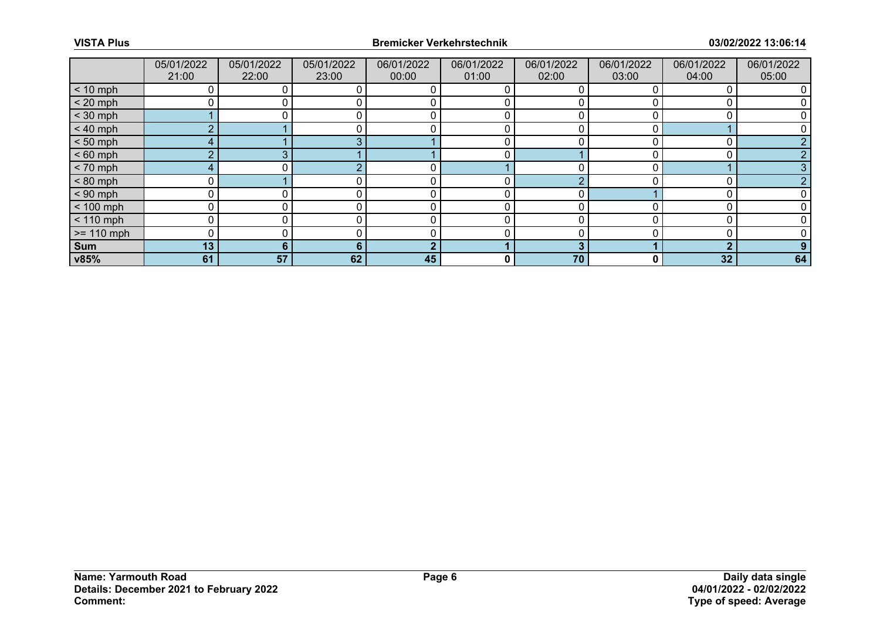| | 05/01/2022 21:00 | 05/01/2022 22:00 | 05/01/2022 23:00 | 06/01/2022 00:00 | 06/01/2022 01:00 | 06/01/2022 02:00 | 06/01/2022 03:00 | 06/01/2022 04:00 | 06/01/2022 05:00 |
|---|---|---|---|---|---|---|---|---|---|
| < 10 mph | 0 | 0 | 0 | 0 | 0 | 0 | 0 | 0 | 0 |
| < 20 mph | 0 | 0 | 0 | 0 | 0 | 0 | 0 | 0 | 0 |
| < 30 mph | 1 | 0 | 0 | 0 | 0 | 0 | 0 | 0 | 0 |
| < 40 mph | 2 | 1 | 0 | 0 | 0 | 0 | 0 | 1 | 0 |
| < 50 mph | 4 | 1 | 3 | 1 | 0 | 0 | 0 | 0 | 2 |
| < 60 mph | 2 | 3 | 1 | 1 | 0 | 1 | 0 | 0 | 2 |
| < 70 mph | 4 | 0 | 2 | 0 | 1 | 0 | 0 | 1 | 3 |
| < 80 mph | 0 | 1 | 0 | 0 | 0 | 2 | 0 | 0 | 2 |
| < 90 mph | 0 | 0 | 0 | 0 | 0 | 0 | 1 | 0 | 0 |
| < 100 mph | 0 | 0 | 0 | 0 | 0 | 0 | 0 | 0 | 0 |
| < 110 mph | 0 | 0 | 0 | 0 | 0 | 0 | 0 | 0 | 0 |
| >= 110 mph | 0 | 0 | 0 | 0 | 0 | 0 | 0 | 0 | 0 |
| **Sum** | **13** | **6** | **6** | **2** | **1** | **3** | **1** | **2** | **9** |
| **v85%** | **61** | **57** | **62** | **45** | **0** | **70** | **0** | **32** | **64** |

**Name: Yarmouth Road**
**Details: December 2021 to February 2022**
**Comment:**

**Daily data single**
**04/01/2022 - 02/02/2022**
**Type of speed: Average**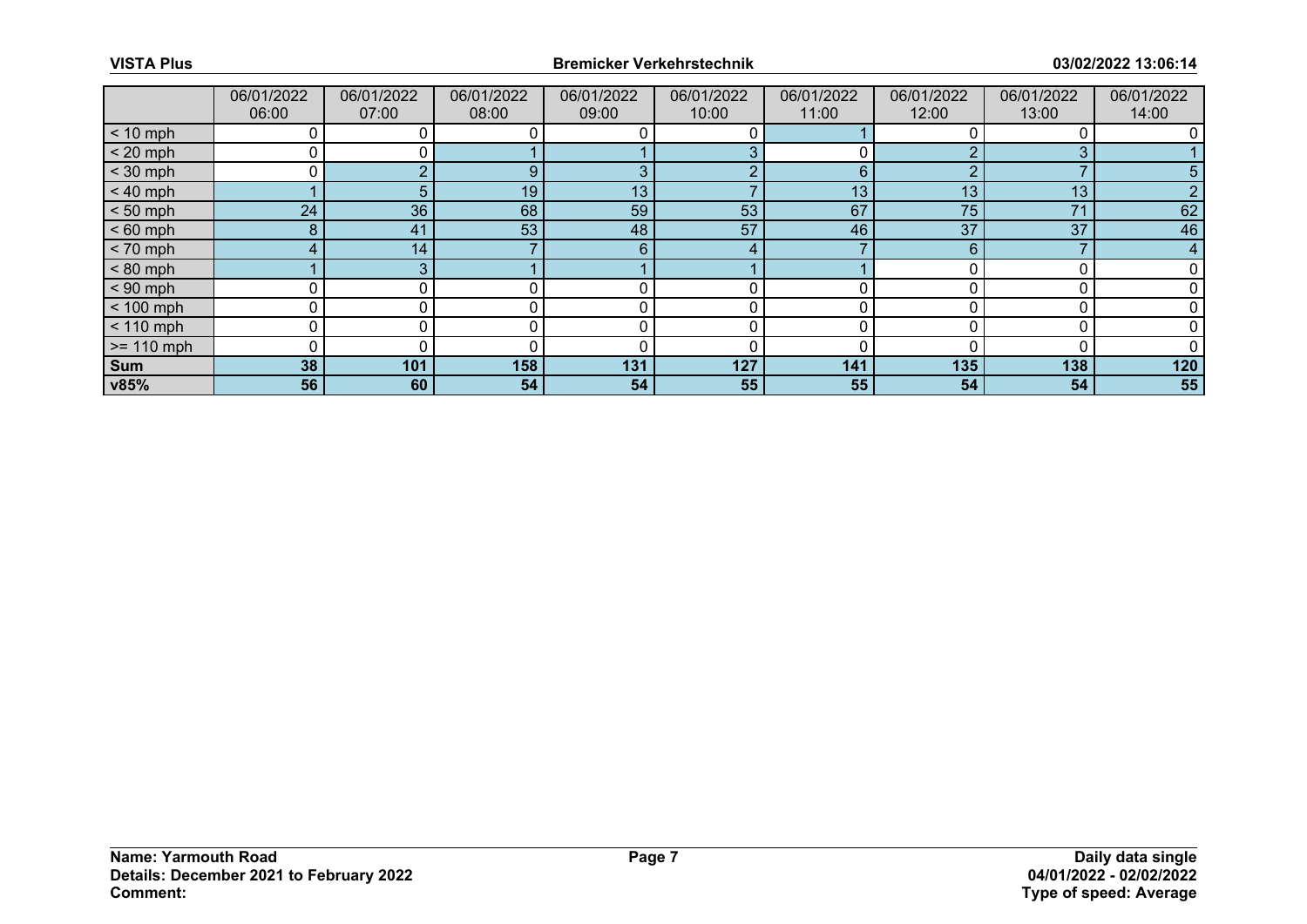| | 06/01/2022 06:00 | 06/01/2022 07:00 | 06/01/2022 08:00 | 06/01/2022 09:00 | 06/01/2022 10:00 | 06/01/2022 11:00 | 06/01/2022 12:00 | 06/01/2022 13:00 | 06/01/2022 14:00 |
|---|---|---|---|---|---|---|---|---|---|
| < 10 mph | 0 | 0 | 0 | 0 | 0 | 1 | 0 | 0 | 0 |
| < 20 mph | 0 | 0 | 1 | 1 | 3 | 0 | 2 | 3 | 1 |
| < 30 mph | 0 | 2 | 9 | 3 | 2 | 6 | 2 | 7 | 5 |
| < 40 mph | 1 | 5 | 19 | 13 | 7 | 13 | 13 | 13 | 2 |
| < 50 mph | 24 | 36 | 68 | 59 | 53 | 67 | 75 | 71 | 62 |
| < 60 mph | 8 | 41 | 53 | 48 | 57 | 46 | 37 | 37 | 46 |
| < 70 mph | 4 | 14 | 7 | 6 | 4 | 7 | 6 | 7 | 4 |
| < 80 mph | 1 | 3 | 1 | 1 | 1 | 1 | 0 | 0 | 0 |
| < 90 mph | 0 | 0 | 0 | 0 | 0 | 0 | 0 | 0 | 0 |
| < 100 mph | 0 | 0 | 0 | 0 | 0 | 0 | 0 | 0 | 0 |
| < 110 mph | 0 | 0 | 0 | 0 | 0 | 0 | 0 | 0 | 0 |
| >= 110 mph | 0 | 0 | 0 | 0 | 0 | 0 | 0 | 0 | 0 |
| **Sum** | **38** | **101** | **158** | **131** | **127** | **141** | **135** | **138** | **120** |
| **v85%** | **56** | **60** | **54** | **54** | **55** | **55** | **54** | **54** | **55** |

**Name: Yarmouth Road**
**Details: December 2021 to February 2022**
**Comment:**

**Daily data single**
**04/01/2022 - 02/02/2022**
**Type of speed: Average**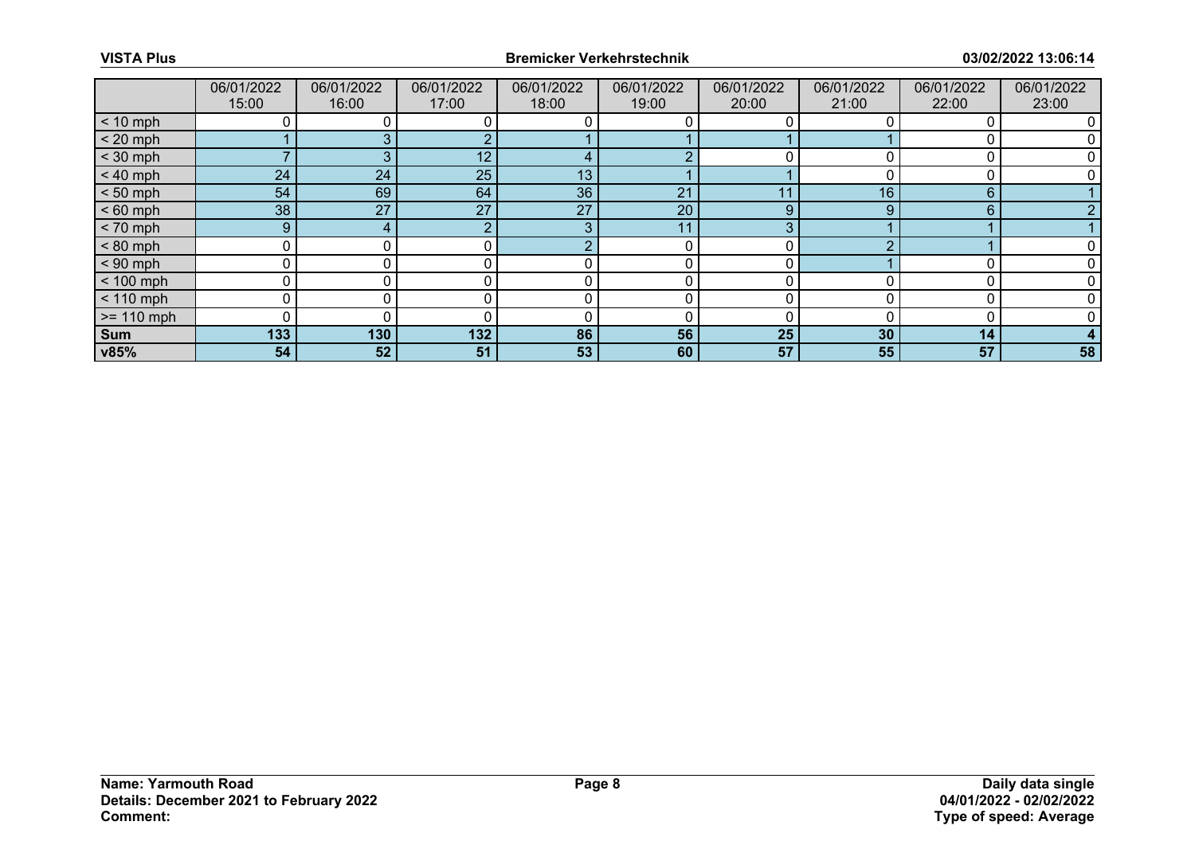| | 06/01/2022 15:00 | 06/01/2022 16:00 | 06/01/2022 17:00 | 06/01/2022 18:00 | 06/01/2022 19:00 | 06/01/2022 20:00 | 06/01/2022 21:00 | 06/01/2022 22:00 | 06/01/2022 23:00 |
|---|---|---|---|---|---|---|---|---|---|
| < 10 mph | 0 | 0 | 0 | 0 | 0 | 0 | 0 | 0 | 0 |
| < 20 mph | 1 | 3 | 2 | 1 | 1 | 1 | 1 | 0 | 0 |
| < 30 mph | 7 | 3 | 12 | 4 | 2 | 0 | 0 | 0 | 0 |
| < 40 mph | 24 | 24 | 25 | 13 | 1 | 1 | 0 | 0 | 0 |
| < 50 mph | 54 | 69 | 64 | 36 | 21 | 11 | 16 | 6 | 1 |
| < 60 mph | 38 | 27 | 27 | 27 | 20 | 9 | 9 | 6 | 2 |
| < 70 mph | 9 | 4 | 2 | 3 | 11 | 3 | 1 | 1 | 1 |
| < 80 mph | 0 | 0 | 0 | 2 | 0 | 0 | 2 | 1 | 0 |
| < 90 mph | 0 | 0 | 0 | 0 | 0 | 0 | 1 | 0 | 0 |
| < 100 mph | 0 | 0 | 0 | 0 | 0 | 0 | 0 | 0 | 0 |
| < 110 mph | 0 | 0 | 0 | 0 | 0 | 0 | 0 | 0 | 0 |
| >= 110 mph | 0 | 0 | 0 | 0 | 0 | 0 | 0 | 0 | 0 |
| **Sum** | **133** | **130** | **132** | **86** | **56** | **25** | **30** | **14** | **4** |
| **v85%** | **54** | **52** | **51** | **53** | **60** | **57** | **55** | **57** | **58** |

**Name: Yarmouth Road**
**Details: December 2021 to February 2022**
**Comment:**

**Daily data single**
**04/01/2022 - 02/02/2022**
**Type of speed: Average**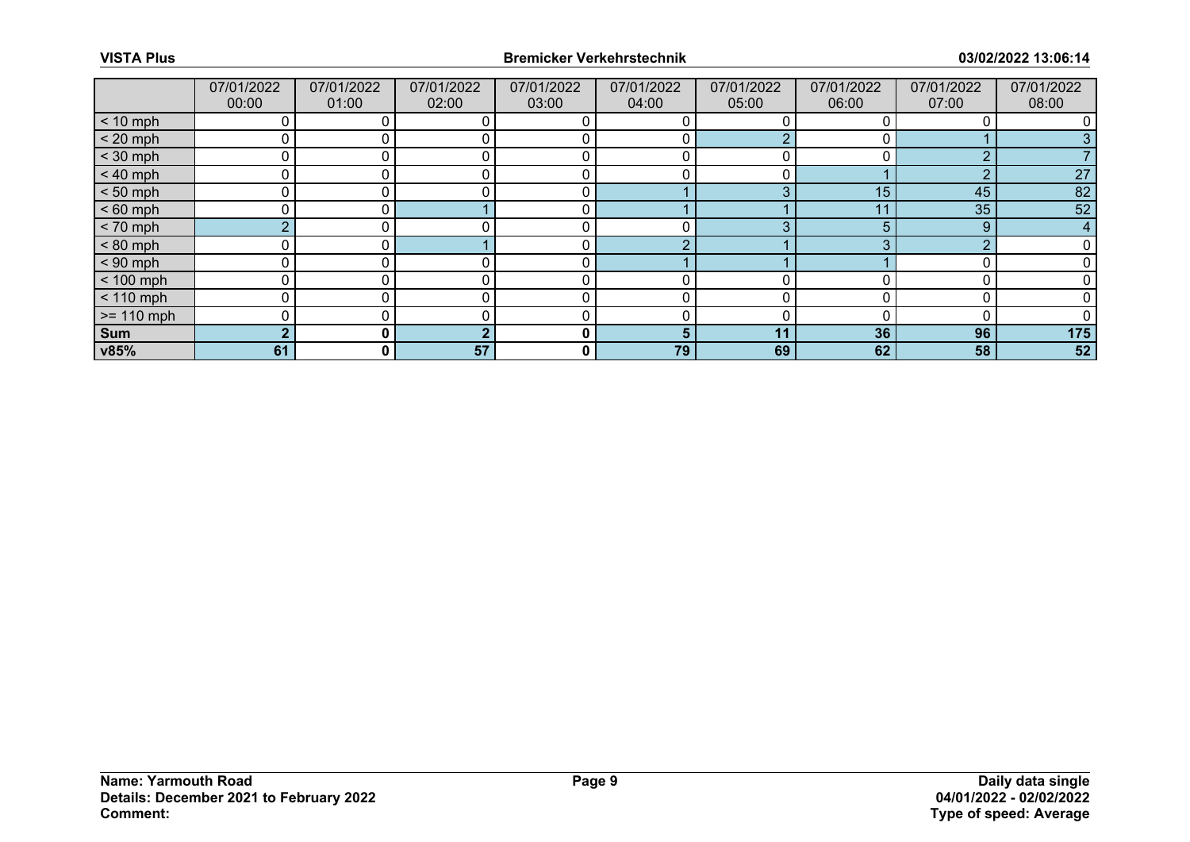| | 07/01/2022 00:00 | 07/01/2022 01:00 | 07/01/2022 02:00 | 07/01/2022 03:00 | 07/01/2022 04:00 | 07/01/2022 05:00 | 07/01/2022 06:00 | 07/01/2022 07:00 | 07/01/2022 08:00 |
|---|---|---|---|---|---|---|---|---|---|
| < 10 mph | 0 | 0 | 0 | 0 | 0 | 0 | 0 | 0 | 0 |
| < 20 mph | 0 | 0 | 0 | 0 | 0 | 2 | 0 | 1 | 3 |
| < 30 mph | 0 | 0 | 0 | 0 | 0 | 0 | 0 | 2 | 7 |
| < 40 mph | 0 | 0 | 0 | 0 | 0 | 0 | 1 | 2 | 27 |
| < 50 mph | 0 | 0 | 0 | 0 | 1 | 3 | 15 | 45 | 82 |
| < 60 mph | 0 | 0 | 1 | 0 | 1 | 1 | 11 | 35 | 52 |
| < 70 mph | 2 | 0 | 0 | 0 | 0 | 3 | 5 | 9 | 4 |
| < 80 mph | 0 | 0 | 1 | 0 | 2 | 1 | 3 | 2 | 0 |
| < 90 mph | 0 | 0 | 0 | 0 | 1 | 1 | 1 | 0 | 0 |
| < 100 mph | 0 | 0 | 0 | 0 | 0 | 0 | 0 | 0 | 0 |
| < 110 mph | 0 | 0 | 0 | 0 | 0 | 0 | 0 | 0 | 0 |
| >= 110 mph | 0 | 0 | 0 | 0 | 0 | 0 | 0 | 0 | 0 |
| **Sum** | **2** | **0** | **2** | **0** | **5** | **11** | **36** | **96** | **175** |
| **v85%** | **61** | **0** | **57** | **0** | **79** | **69** | **62** | **58** | **52** |

**Name: Yarmouth Road**
**Details: December 2021 to February 2022**
**Comment:**

**Daily data single**
**04/01/2022 - 02/02/2022**
**Type of speed: Average**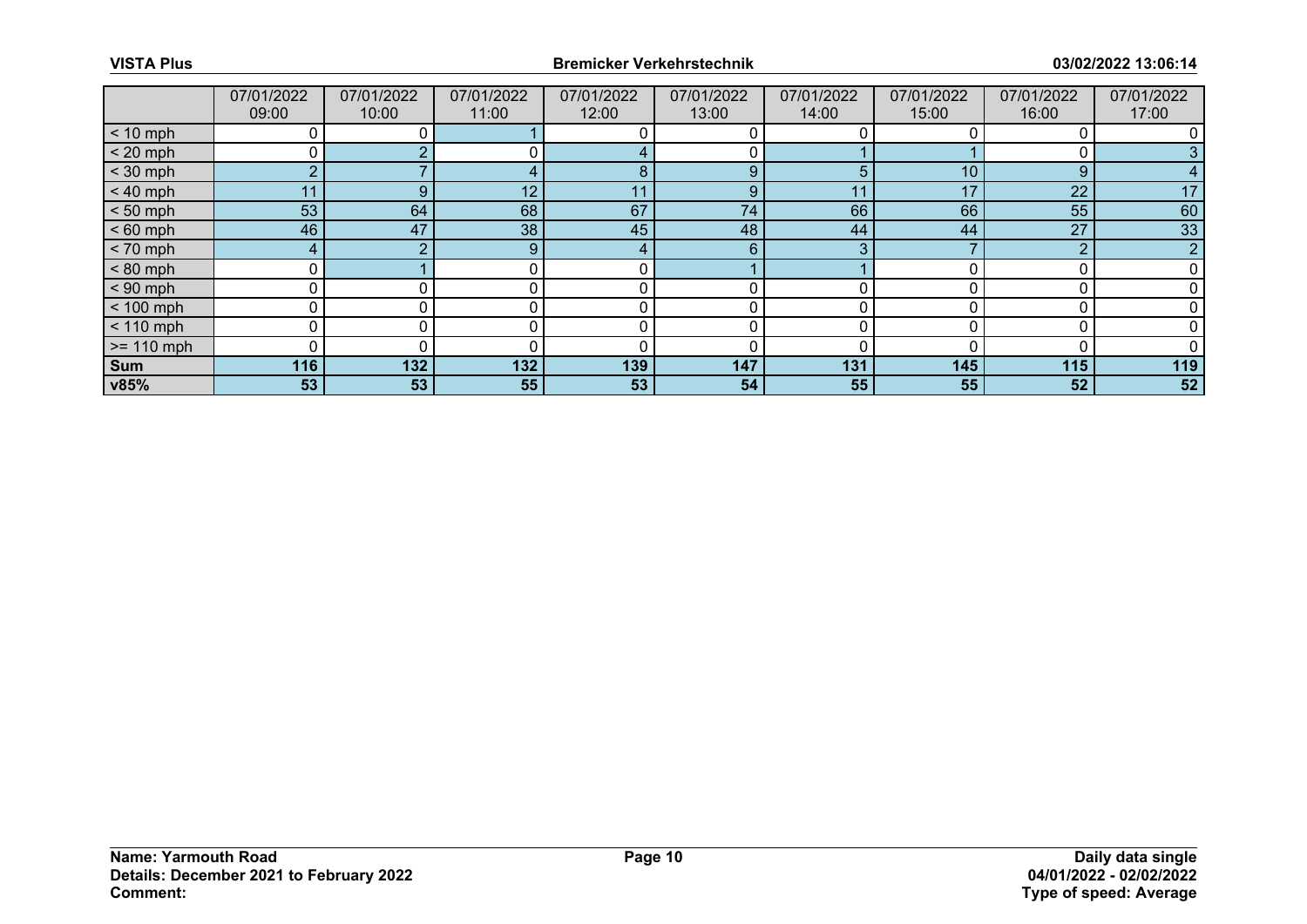| | 07/01/2022 09:00 | 07/01/2022 10:00 | 07/01/2022 11:00 | 07/01/2022 12:00 | 07/01/2022 13:00 | 07/01/2022 14:00 | 07/01/2022 15:00 | 07/01/2022 16:00 | 07/01/2022 17:00 |
|---|---|---|---|---|---|---|---|---|---|
| < 10 mph | 0 | 0 | 1 | 0 | 0 | 0 | 0 | 0 | 0 |
| < 20 mph | 0 | 2 | 0 | 4 | 0 | 1 | 1 | 0 | 3 |
| < 30 mph | 2 | 7 | 4 | 8 | 9 | 5 | 10 | 9 | 4 |
| < 40 mph | 11 | 9 | 12 | 11 | 9 | 11 | 17 | 22 | 17 |
| < 50 mph | 53 | 64 | 68 | 67 | 74 | 66 | 66 | 55 | 60 |
| < 60 mph | 46 | 47 | 38 | 45 | 48 | 44 | 44 | 27 | 33 |
| < 70 mph | 4 | 2 | 9 | 4 | 6 | 3 | 7 | 2 | 2 |
| < 80 mph | 0 | 1 | 0 | 0 | 1 | 1 | 0 | 0 | 0 |
| < 90 mph | 0 | 0 | 0 | 0 | 0 | 0 | 0 | 0 | 0 |
| < 100 mph | 0 | 0 | 0 | 0 | 0 | 0 | 0 | 0 | 0 |
| < 110 mph | 0 | 0 | 0 | 0 | 0 | 0 | 0 | 0 | 0 |
| >= 110 mph | 0 | 0 | 0 | 0 | 0 | 0 | 0 | 0 | 0 |
| **Sum** | **116** | **132** | **132** | **139** | **147** | **131** | **145** | **115** | **119** |
| **v85%** | **53** | **53** | **55** | **53** | **54** | **55** | **55** | **52** | **52** |

**Name: Yarmouth Road**
**Details: December 2021 to February 2022**
**Comment:**

**Daily data single**
**04/01/2022 - 02/02/2022**
**Type of speed: Average**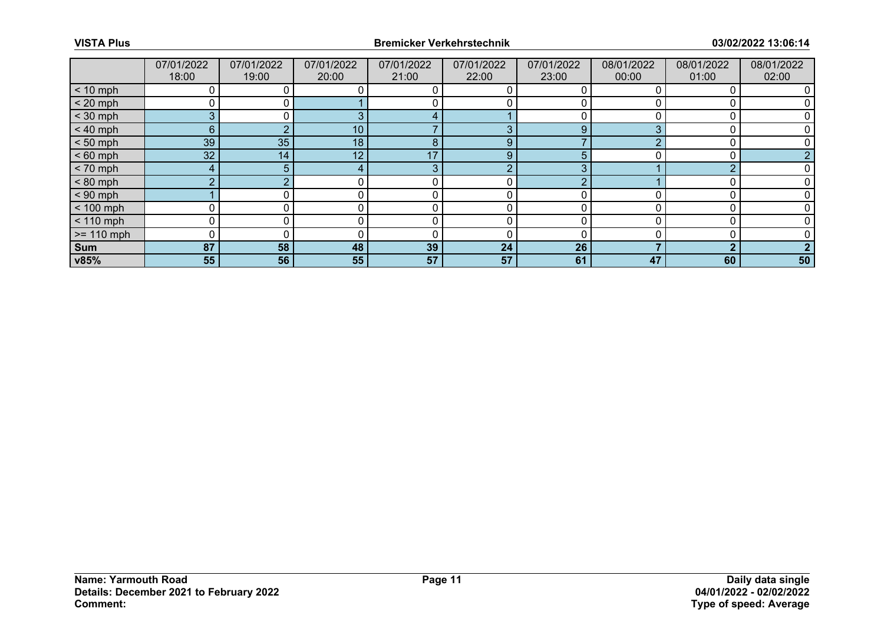|  | 07/01/2022 18:00 | 07/01/2022 19:00 | 07/01/2022 20:00 | 07/01/2022 21:00 | 07/01/2022 22:00 | 07/01/2022 23:00 | 08/01/2022 00:00 | 08/01/2022 01:00 | 08/01/2022 02:00 |
|---|---|---|---|---|---|---|---|---|---|
| < 10 mph | 0 | 0 | 0 | 0 | 0 | 0 | 0 | 0 | 0 |
| < 20 mph | 0 | 0 | 1 | 0 | 0 | 0 | 0 | 0 | 0 |
| < 30 mph | 3 | 0 | 3 | 4 | 1 | 0 | 0 | 0 | 0 |
| < 40 mph | 6 | 2 | 10 | 7 | 3 | 9 | 3 | 0 | 0 |
| < 50 mph | 39 | 35 | 18 | 8 | 9 | 7 | 2 | 0 | 0 |
| < 60 mph | 32 | 14 | 12 | 17 | 9 | 5 | 0 | 0 | 2 |
| < 70 mph | 4 | 5 | 4 | 3 | 2 | 3 | 1 | 2 | 0 |
| < 80 mph | 2 | 2 | 0 | 0 | 0 | 2 | 1 | 0 | 0 |
| < 90 mph | 1 | 0 | 0 | 0 | 0 | 0 | 0 | 0 | 0 |
| < 100 mph | 0 | 0 | 0 | 0 | 0 | 0 | 0 | 0 | 0 |
| < 110 mph | 0 | 0 | 0 | 0 | 0 | 0 | 0 | 0 | 0 |
| >= 110 mph | 0 | 0 | 0 | 0 | 0 | 0 | 0 | 0 | 0 |
| **Sum** | **87** | **58** | **48** | **39** | **24** | **26** | **7** | **2** | **2** |
| **v85%** | **55** | **56** | **55** | **57** | **57** | **61** | **47** | **60** | **50** |

**Name: Yarmouth Road**
**Details: December 2021 to February 2022**
**Comment:**

**Daily data single**
**04/01/2022 - 02/02/2022**
**Type of speed: Average**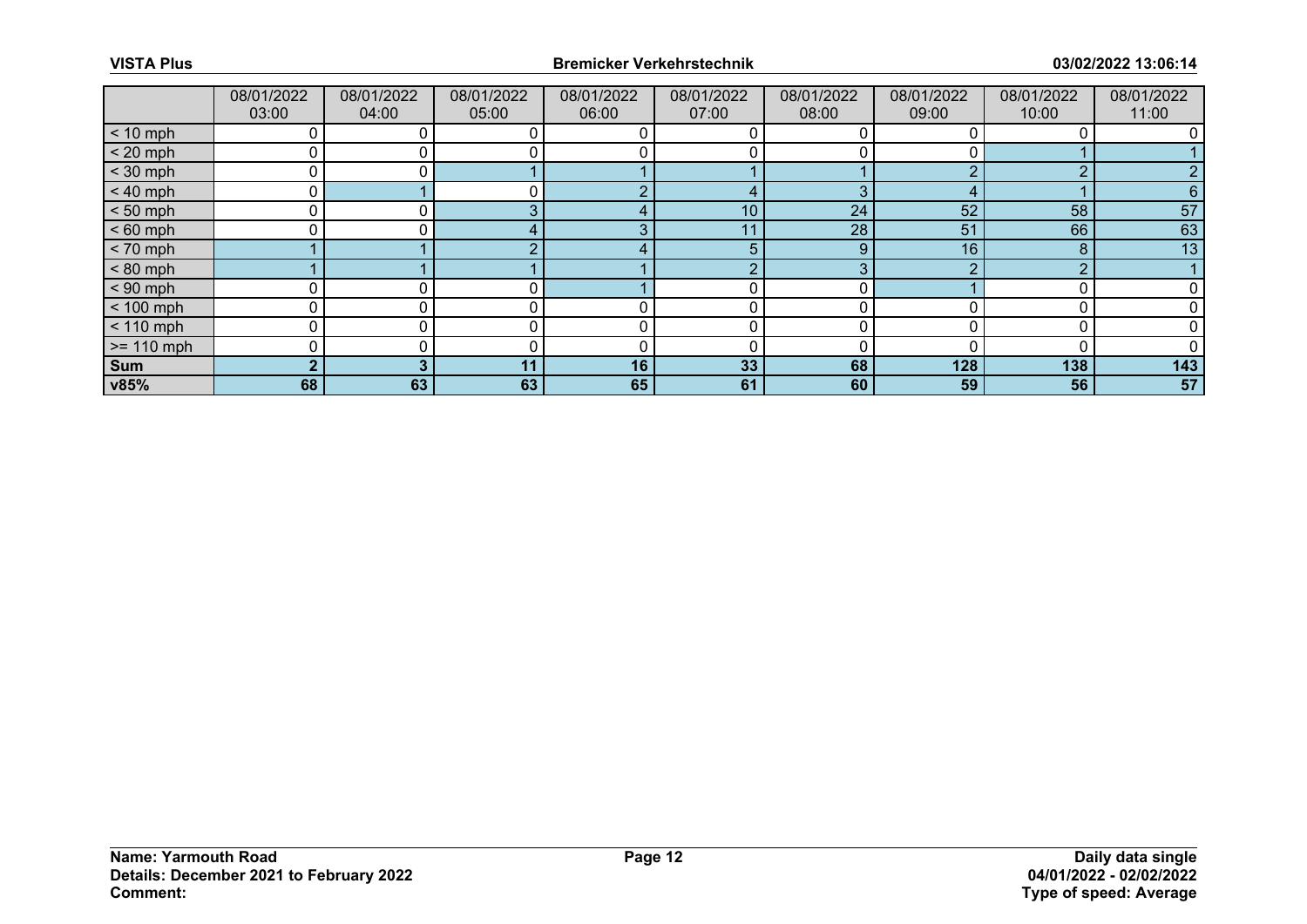| | 08/01/2022 03:00 | 08/01/2022 04:00 | 08/01/2022 05:00 | 08/01/2022 06:00 | 08/01/2022 07:00 | 08/01/2022 08:00 | 08/01/2022 09:00 | 08/01/2022 10:00 | 08/01/2022 11:00 |
|---|---|---|---|---|---|---|---|---|---|
| < 10 mph | 0 | 0 | 0 | 0 | 0 | 0 | 0 | 0 | 0 |
| < 20 mph | 0 | 0 | 0 | 0 | 0 | 0 | 0 | 1 | 1 |
| < 30 mph | 0 | 0 | 1 | 1 | 1 | 1 | 2 | 2 | 2 |
| < 40 mph | 0 | 1 | 0 | 2 | 4 | 3 | 4 | 1 | 6 |
| < 50 mph | 0 | 0 | 3 | 4 | 10 | 24 | 52 | 58 | 57 |
| < 60 mph | 0 | 0 | 4 | 3 | 11 | 28 | 51 | 66 | 63 |
| < 70 mph | 1 | 1 | 2 | 4 | 5 | 9 | 16 | 8 | 13 |
| < 80 mph | 1 | 1 | 1 | 1 | 2 | 3 | 2 | 2 | 1 |
| < 90 mph | 0 | 0 | 0 | 1 | 0 | 0 | 1 | 0 | 0 |
| < 100 mph | 0 | 0 | 0 | 0 | 0 | 0 | 0 | 0 | 0 |
| < 110 mph | 0 | 0 | 0 | 0 | 0 | 0 | 0 | 0 | 0 |
| >= 110 mph | 0 | 0 | 0 | 0 | 0 | 0 | 0 | 0 | 0 |
| **Sum** | **2** | **3** | **11** | **16** | **33** | **68** | **128** | **138** | **143** |
| **v85%** | **68** | **63** | **63** | **65** | **61** | **60** | **59** | **56** | **57** |

**Name: Yarmouth Road**
**Details: December 2021 to February 2022**
**Comment:**

**Daily data single**
**04/01/2022 - 02/02/2022**
**Type of speed: Average**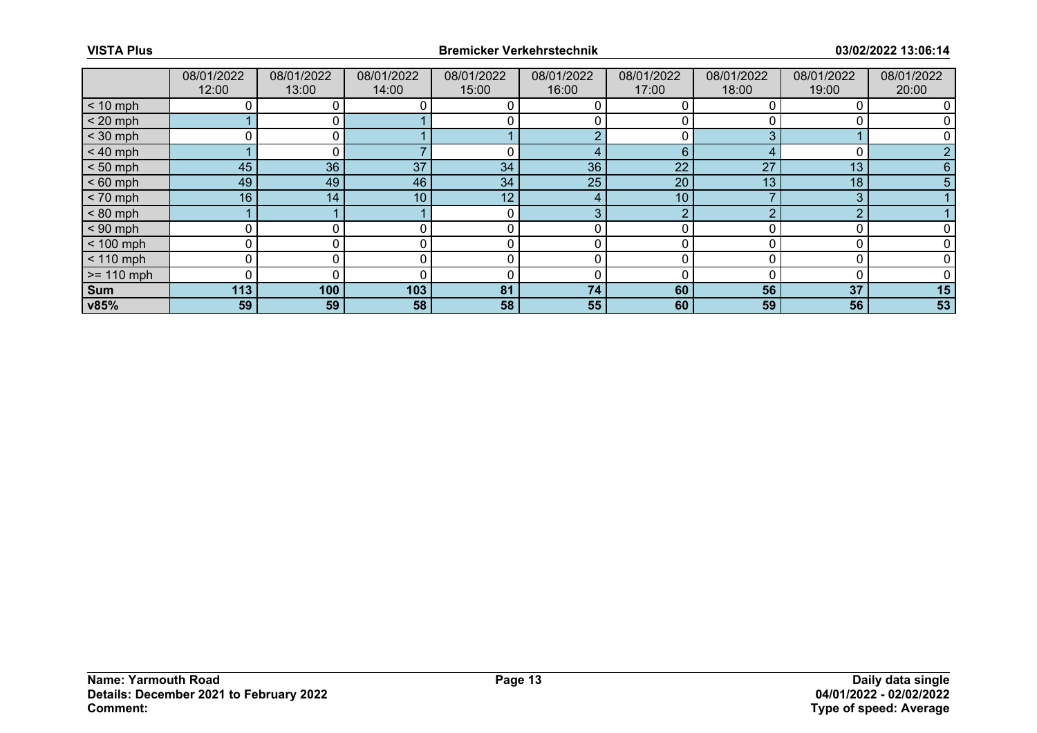| | 08/01/2022 12:00 | 08/01/2022 13:00 | 08/01/2022 14:00 | 08/01/2022 15:00 | 08/01/2022 16:00 | 08/01/2022 17:00 | 08/01/2022 18:00 | 08/01/2022 19:00 | 08/01/2022 20:00 |
|---|---|---|---|---|---|---|---|---|---|
| < 10 mph | 0 | 0 | 0 | 0 | 0 | 0 | 0 | 0 | 0 |
| < 20 mph | 1 | 0 | 1 | 0 | 0 | 0 | 0 | 0 | 0 |
| < 30 mph | 0 | 0 | 1 | 1 | 2 | 0 | 3 | 1 | 0 |
| < 40 mph | 1 | 0 | 7 | 0 | 4 | 6 | 4 | 0 | 2 |
| < 50 mph | 45 | 36 | 37 | 34 | 36 | 22 | 27 | 13 | 6 |
| < 60 mph | 49 | 49 | 46 | 34 | 25 | 20 | 13 | 18 | 5 |
| < 70 mph | 16 | 14 | 10 | 12 | 4 | 10 | 7 | 3 | 1 |
| < 80 mph | 1 | 1 | 1 | 0 | 3 | 2 | 2 | 2 | 1 |
| < 90 mph | 0 | 0 | 0 | 0 | 0 | 0 | 0 | 0 | 0 |
| < 100 mph | 0 | 0 | 0 | 0 | 0 | 0 | 0 | 0 | 0 |
| < 110 mph | 0 | 0 | 0 | 0 | 0 | 0 | 0 | 0 | 0 |
| >= 110 mph | 0 | 0 | 0 | 0 | 0 | 0 | 0 | 0 | 0 |
| **Sum** | **113** | **100** | **103** | **81** | **74** | **60** | **56** | **37** | **15** |
| **v85%** | **59** | **59** | **58** | **58** | **55** | **60** | **59** | **56** | **53** |

**Name: Yarmouth Road**
**Details: December 2021 to February 2022**
**Comment:**

**Daily data single**
**04/01/2022 - 02/02/2022**
**Type of speed: Average**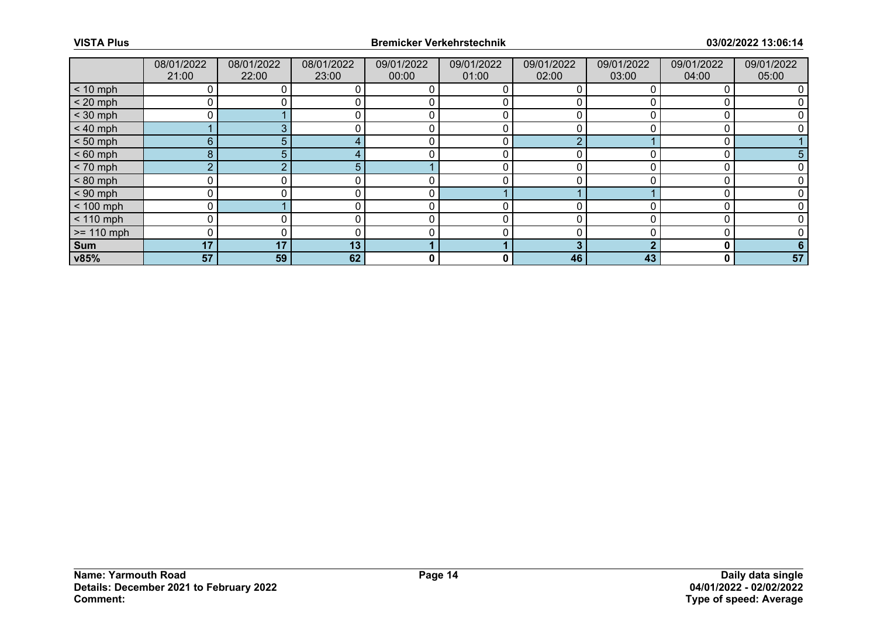|  | 08/01/2022 21:00 | 08/01/2022 22:00 | 08/01/2022 23:00 | 09/01/2022 00:00 | 09/01/2022 01:00 | 09/01/2022 02:00 | 09/01/2022 03:00 | 09/01/2022 04:00 | 09/01/2022 05:00 |
|---|---|---|---|---|---|---|---|---|---|
| < 10 mph | 0 | 0 | 0 | 0 | 0 | 0 | 0 | 0 | 0 |
| < 20 mph | 0 | 0 | 0 | 0 | 0 | 0 | 0 | 0 | 0 |
| < 30 mph | 0 | 1 | 0 | 0 | 0 | 0 | 0 | 0 | 0 |
| < 40 mph | 1 | 3 | 0 | 0 | 0 | 0 | 0 | 0 | 0 |
| < 50 mph | 6 | 5 | 4 | 0 | 0 | 2 | 1 | 0 | 1 |
| < 60 mph | 8 | 5 | 4 | 0 | 0 | 0 | 0 | 0 | 5 |
| < 70 mph | 2 | 2 | 5 | 1 | 0 | 0 | 0 | 0 | 0 |
| < 80 mph | 0 | 0 | 0 | 0 | 0 | 0 | 0 | 0 | 0 |
| < 90 mph | 0 | 0 | 0 | 0 | 1 | 1 | 1 | 0 | 0 |
| < 100 mph | 0 | 1 | 0 | 0 | 0 | 0 | 0 | 0 | 0 |
| < 110 mph | 0 | 0 | 0 | 0 | 0 | 0 | 0 | 0 | 0 |
| >= 110 mph | 0 | 0 | 0 | 0 | 0 | 0 | 0 | 0 | 0 |
| **Sum** | **17** | **17** | **13** | **1** | **1** | **3** | **2** | **0** | **6** |
| **v85%** | **57** | **59** | **62** | **0** | **0** | **46** | **43** | **0** | **57** |

**Name: Yarmouth Road**
**Details: December 2021 to February 2022**
**Comment:**

**Daily data single**
**04/01/2022 - 02/02/2022**
**Type of speed: Average**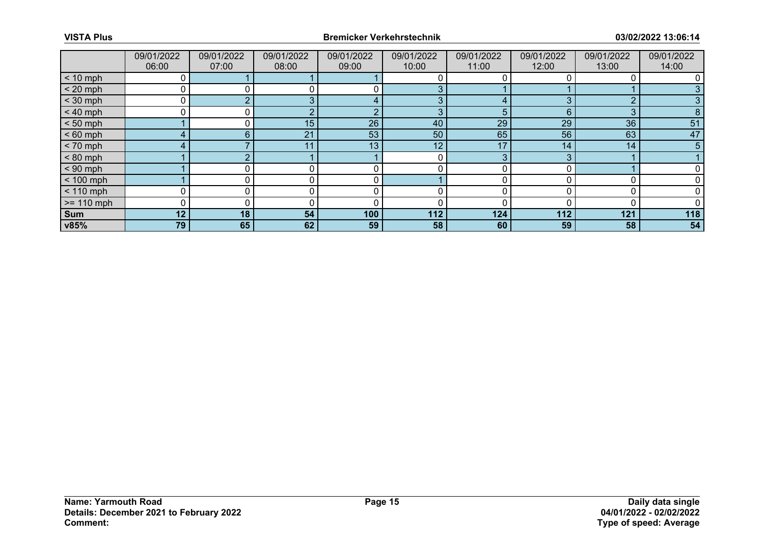| | 09/01/2022 06:00 | 09/01/2022 07:00 | 09/01/2022 08:00 | 09/01/2022 09:00 | 09/01/2022 10:00 | 09/01/2022 11:00 | 09/01/2022 12:00 | 09/01/2022 13:00 | 09/01/2022 14:00 |
|---|---|---|---|---|---|---|---|---|---|
| < 10 mph | 0 | 1 | 1 | 1 | 0 | 0 | 0 | 0 | 0 |
| < 20 mph | 0 | 0 | 0 | 0 | 3 | 1 | 1 | 1 | 3 |
| < 30 mph | 0 | 2 | 3 | 4 | 3 | 4 | 3 | 2 | 3 |
| < 40 mph | 0 | 0 | 2 | 2 | 3 | 5 | 6 | 3 | 8 |
| < 50 mph | 1 | 0 | 15 | 26 | 40 | 29 | 29 | 36 | 51 |
| < 60 mph | 4 | 6 | 21 | 53 | 50 | 65 | 56 | 63 | 47 |
| < 70 mph | 4 | 7 | 11 | 13 | 12 | 17 | 14 | 14 | 5 |
| < 80 mph | 1 | 2 | 1 | 1 | 0 | 3 | 3 | 1 | 1 |
| < 90 mph | 1 | 0 | 0 | 0 | 0 | 0 | 0 | 1 | 0 |
| < 100 mph | 1 | 0 | 0 | 0 | 1 | 0 | 0 | 0 | 0 |
| < 110 mph | 0 | 0 | 0 | 0 | 0 | 0 | 0 | 0 | 0 |
| >= 110 mph | 0 | 0 | 0 | 0 | 0 | 0 | 0 | 0 | 0 |
| **Sum** | **12** | **18** | **54** | **100** | **112** | **124** | **112** | **121** | **118** |
| **v85%** | **79** | **65** | **62** | **59** | **58** | **60** | **59** | **58** | **54** |

**Name: Yarmouth Road**
**Details: December 2021 to February 2022**
**Comment:**

**Daily data single**
**04/01/2022 - 02/02/2022**
**Type of speed: Average**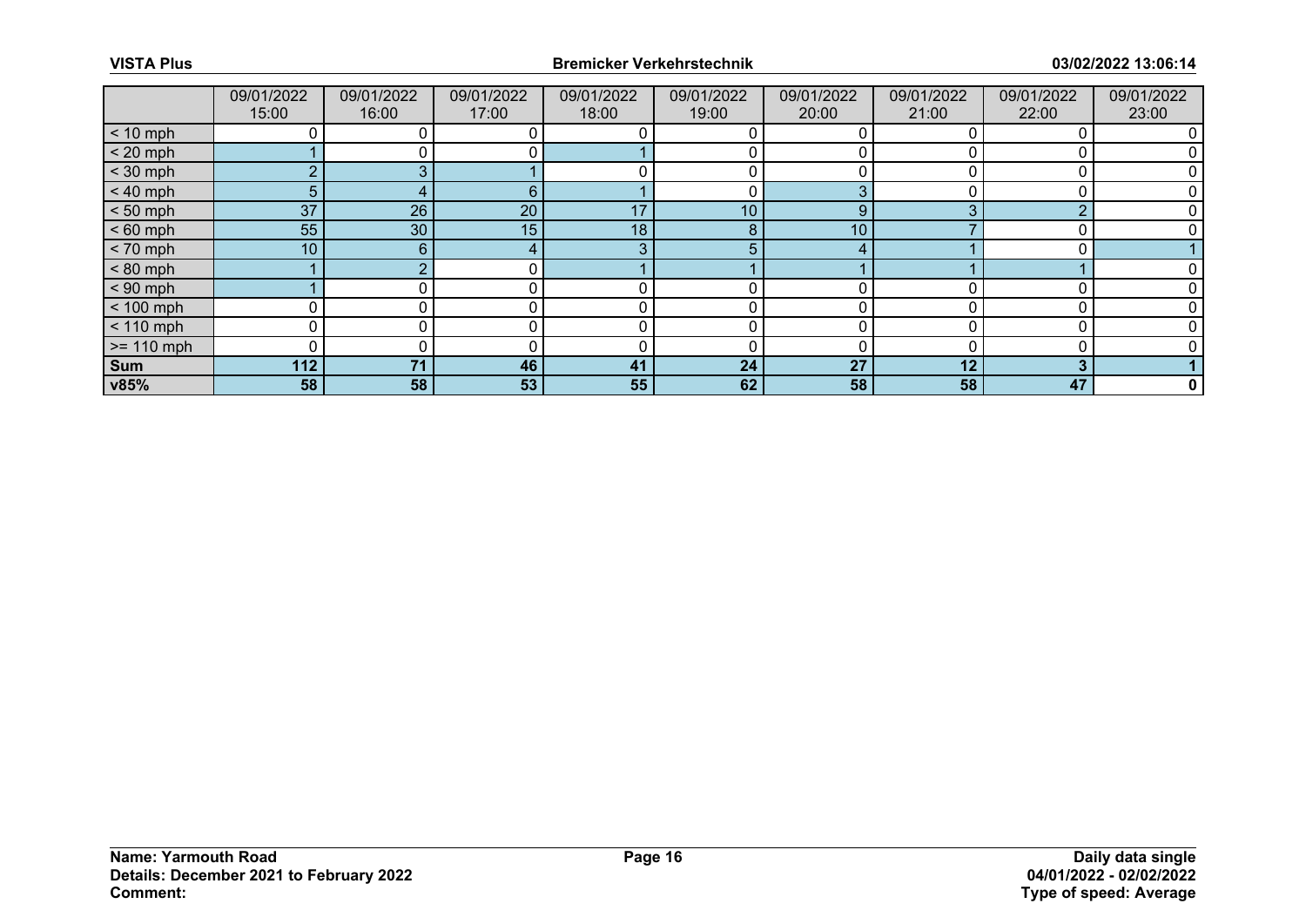|  | 09/01/2022 15:00 | 09/01/2022 16:00 | 09/01/2022 17:00 | 09/01/2022 18:00 | 09/01/2022 19:00 | 09/01/2022 20:00 | 09/01/2022 21:00 | 09/01/2022 22:00 | 09/01/2022 23:00 |
|---|---|---|---|---|---|---|---|---|---|
| < 10 mph | 0 | 0 | 0 | 0 | 0 | 0 | 0 | 0 | 0 |
| < 20 mph | 1 | 0 | 0 | 1 | 0 | 0 | 0 | 0 | 0 |
| < 30 mph | 2 | 3 | 1 | 0 | 0 | 0 | 0 | 0 | 0 |
| < 40 mph | 5 | 4 | 6 | 1 | 0 | 3 | 0 | 0 | 0 |
| < 50 mph | 37 | 26 | 20 | 17 | 10 | 9 | 3 | 2 | 0 |
| < 60 mph | 55 | 30 | 15 | 18 | 8 | 10 | 7 | 0 | 0 |
| < 70 mph | 10 | 6 | 4 | 3 | 5 | 4 | 1 | 0 | 1 |
| < 80 mph | 1 | 2 | 0 | 1 | 1 | 1 | 1 | 1 | 0 |
| < 90 mph | 1 | 0 | 0 | 0 | 0 | 0 | 0 | 0 | 0 |
| < 100 mph | 0 | 0 | 0 | 0 | 0 | 0 | 0 | 0 | 0 |
| < 110 mph | 0 | 0 | 0 | 0 | 0 | 0 | 0 | 0 | 0 |
| >= 110 mph | 0 | 0 | 0 | 0 | 0 | 0 | 0 | 0 | 0 |
| **Sum** | **112** | **71** | **46** | **41** | **24** | **27** | **12** | **3** | **1** |
| **v85%** | **58** | **58** | **53** | **55** | **62** | **58** | **58** | **47** | **0** |

**Name: Yarmouth Road**
**Details: December 2021 to February 2022**
**Comment:**

**Daily data single**
**04/01/2022 - 02/02/2022**
**Type of speed: Average**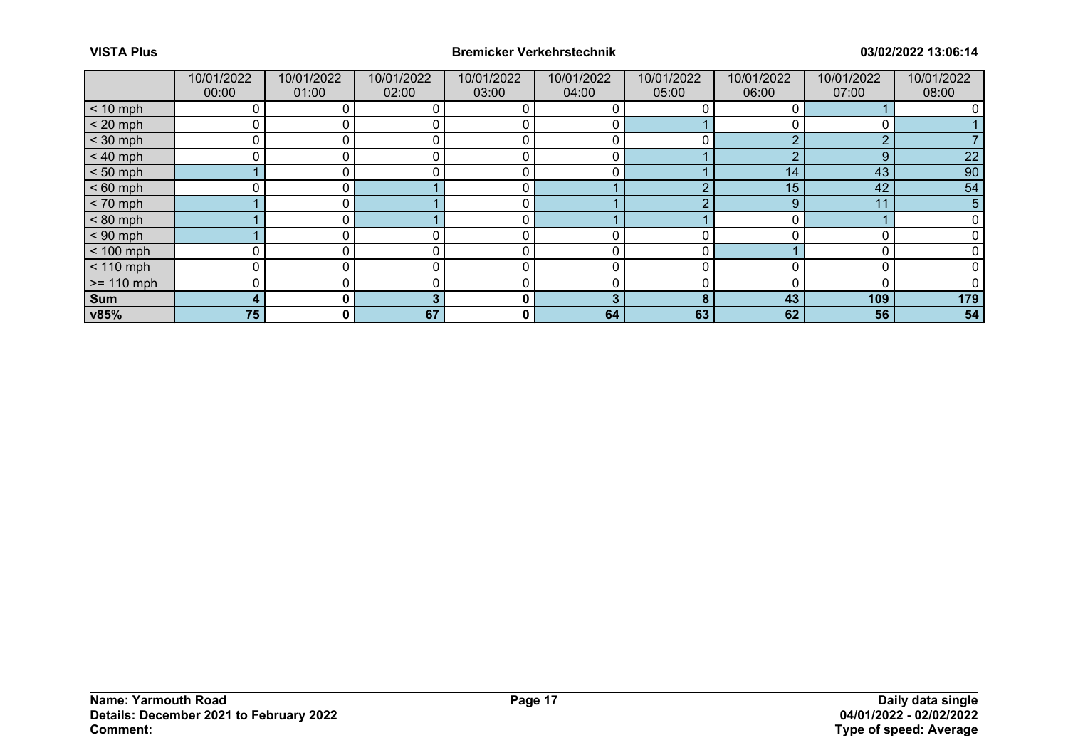| | 10/01/2022 00:00 | 10/01/2022 01:00 | 10/01/2022 02:00 | 10/01/2022 03:00 | 10/01/2022 04:00 | 10/01/2022 05:00 | 10/01/2022 06:00 | 10/01/2022 07:00 | 10/01/2022 08:00 |
|---|---|---|---|---|---|---|---|---|---|
| < 10 mph | 0 | 0 | 0 | 0 | 0 | 0 | 0 | 1 | 0 |
| < 20 mph | 0 | 0 | 0 | 0 | 0 | 1 | 0 | 0 | 1 |
| < 30 mph | 0 | 0 | 0 | 0 | 0 | 0 | 2 | 2 | 7 |
| < 40 mph | 0 | 0 | 0 | 0 | 0 | 1 | 2 | 9 | 22 |
| < 50 mph | 1 | 0 | 0 | 0 | 0 | 1 | 14 | 43 | 90 |
| < 60 mph | 0 | 0 | 1 | 0 | 1 | 2 | 15 | 42 | 54 |
| < 70 mph | 1 | 0 | 1 | 0 | 1 | 2 | 9 | 11 | 5 |
| < 80 mph | 1 | 0 | 1 | 0 | 1 | 1 | 0 | 1 | 0 |
| < 90 mph | 1 | 0 | 0 | 0 | 0 | 0 | 0 | 0 | 0 |
| < 100 mph | 0 | 0 | 0 | 0 | 0 | 0 | 1 | 0 | 0 |
| < 110 mph | 0 | 0 | 0 | 0 | 0 | 0 | 0 | 0 | 0 |
| >= 110 mph | 0 | 0 | 0 | 0 | 0 | 0 | 0 | 0 | 0 |
| **Sum** | **4** | **0** | **3** | **0** | **3** | **8** | **43** | **109** | **179** |
| **v85%** | **75** | **0** | **67** | **0** | **64** | **63** | **62** | **56** | **54** |

**Name: Yarmouth Road**
**Details: December 2021 to February 2022**
**Comment:**

**Daily data single**
**04/01/2022 - 02/02/2022**
**Type of speed: Average**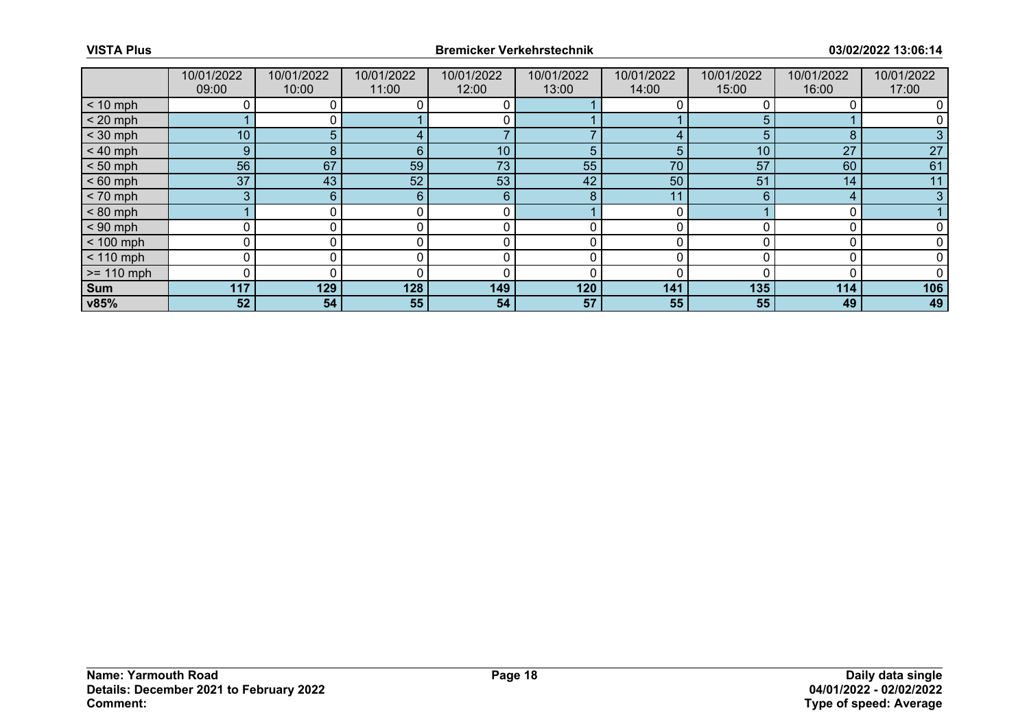| | 10/01/2022 09:00 | 10/01/2022 10:00 | 10/01/2022 11:00 | 10/01/2022 12:00 | 10/01/2022 13:00 | 10/01/2022 14:00 | 10/01/2022 15:00 | 10/01/2022 16:00 | 10/01/2022 17:00 |
|---|---|---|---|---|---|---|---|---|---|
| < 10 mph | 0 | 0 | 0 | 0 | 1 | 0 | 0 | 0 | 0 |
| < 20 mph | 1 | 0 | 1 | 0 | 1 | 1 | 5 | 1 | 0 |
| < 30 mph | 10 | 5 | 4 | 7 | 7 | 4 | 5 | 8 | 3 |
| < 40 mph | 9 | 8 | 6 | 10 | 5 | 5 | 10 | 27 | 27 |
| < 50 mph | 56 | 67 | 59 | 73 | 55 | 70 | 57 | 60 | 61 |
| < 60 mph | 37 | 43 | 52 | 53 | 42 | 50 | 51 | 14 | 11 |
| < 70 mph | 3 | 6 | 6 | 6 | 8 | 11 | 6 | 4 | 3 |
| < 80 mph | 1 | 0 | 0 | 0 | 1 | 0 | 1 | 0 | 1 |
| < 90 mph | 0 | 0 | 0 | 0 | 0 | 0 | 0 | 0 | 0 |
| < 100 mph | 0 | 0 | 0 | 0 | 0 | 0 | 0 | 0 | 0 |
| < 110 mph | 0 | 0 | 0 | 0 | 0 | 0 | 0 | 0 | 0 |
| >= 110 mph | 0 | 0 | 0 | 0 | 0 | 0 | 0 | 0 | 0 |
| **Sum** | **117** | **129** | **128** | **149** | **120** | **141** | **135** | **114** | **106** |
| **v85%** | **52** | **54** | **55** | **54** | **57** | **55** | **55** | **49** | **49** |

**Name: Yarmouth Road**
**Details: December 2021 to February 2022**
**Comment:**

**Daily data single**
**04/01/2022 - 02/02/2022**
**Type of speed: Average**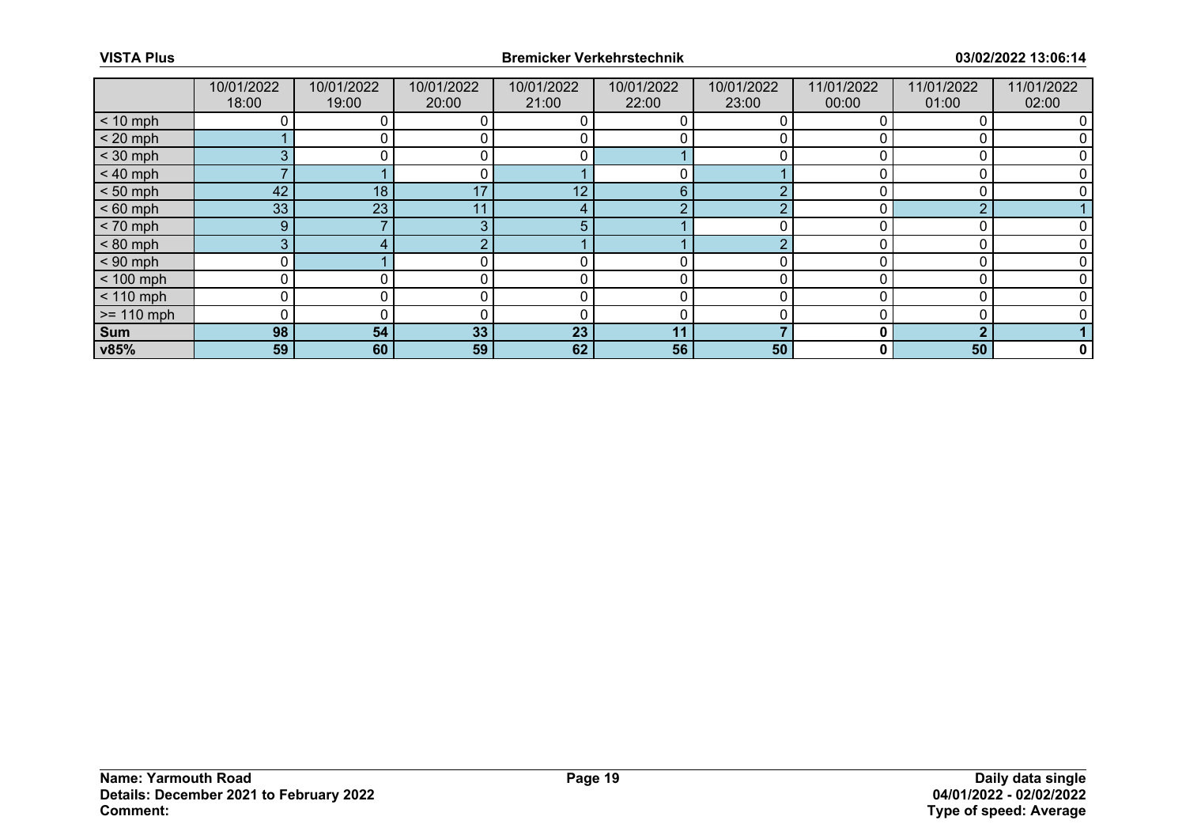| | 10/01/2022 18:00 | 10/01/2022 19:00 | 10/01/2022 20:00 | 10/01/2022 21:00 | 10/01/2022 22:00 | 10/01/2022 23:00 | 11/01/2022 00:00 | 11/01/2022 01:00 | 11/01/2022 02:00 |
|---|---|---|---|---|---|---|---|---|---|
| < 10 mph | 0 | 0 | 0 | 0 | 0 | 0 | 0 | 0 | 0 |
| < 20 mph | 1 | 0 | 0 | 0 | 0 | 0 | 0 | 0 | 0 |
| < 30 mph | 3 | 0 | 0 | 0 | 1 | 0 | 0 | 0 | 0 |
| < 40 mph | 7 | 1 | 0 | 1 | 0 | 1 | 0 | 0 | 0 |
| < 50 mph | 42 | 18 | 17 | 12 | 6 | 2 | 0 | 0 | 0 |
| < 60 mph | 33 | 23 | 11 | 4 | 2 | 2 | 0 | 2 | 1 |
| < 70 mph | 9 | 7 | 3 | 5 | 1 | 0 | 0 | 0 | 0 |
| < 80 mph | 3 | 4 | 2 | 1 | 1 | 2 | 0 | 0 | 0 |
| < 90 mph | 0 | 1 | 0 | 0 | 0 | 0 | 0 | 0 | 0 |
| < 100 mph | 0 | 0 | 0 | 0 | 0 | 0 | 0 | 0 | 0 |
| < 110 mph | 0 | 0 | 0 | 0 | 0 | 0 | 0 | 0 | 0 |
| >= 110 mph | 0 | 0 | 0 | 0 | 0 | 0 | 0 | 0 | 0 |
| **Sum** | **98** | **54** | **33** | **23** | **11** | **7** | **0** | **2** | **1** |
| **v85%** | **59** | **60** | **59** | **62** | **56** | **50** | **0** | **50** | **0** |

**Name: Yarmouth Road**
**Details: December 2021 to February 2022**
**Comment:**

**Daily data single**
**04/01/2022 - 02/02/2022**
**Type of speed: Average**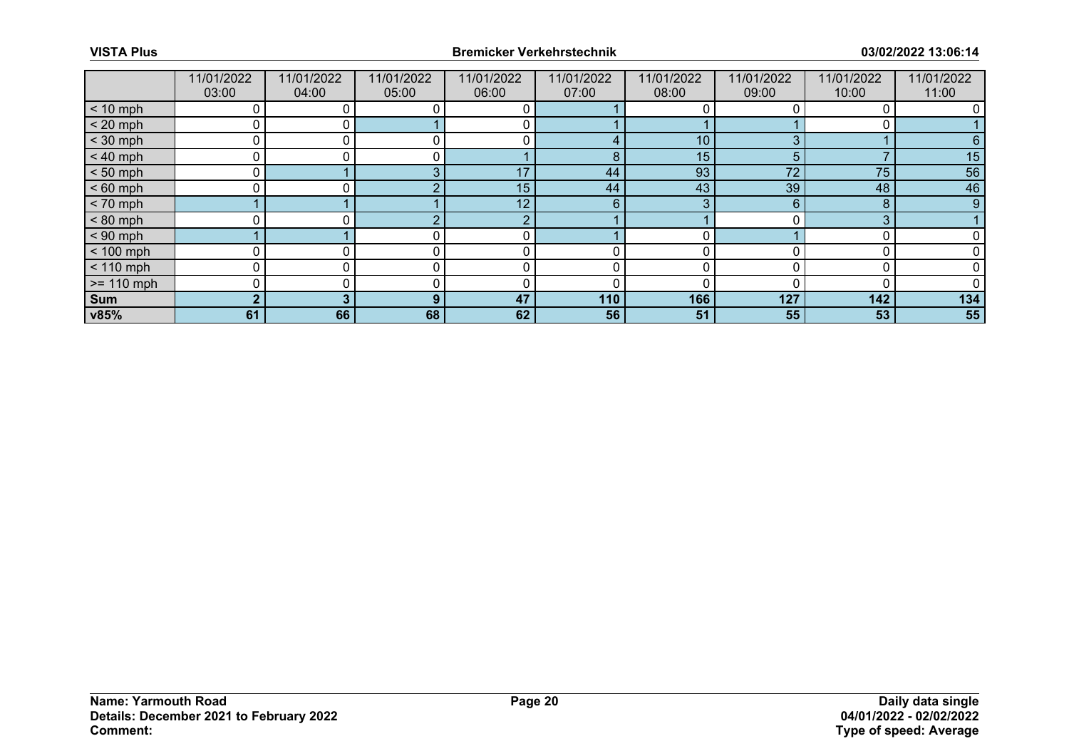| | 11/01/2022 03:00 | 11/01/2022 04:00 | 11/01/2022 05:00 | 11/01/2022 06:00 | 11/01/2022 07:00 | 11/01/2022 08:00 | 11/01/2022 09:00 | 11/01/2022 10:00 | 11/01/2022 11:00 |
|---|---|---|---|---|---|---|---|---|---|
| < 10 mph | 0 | 0 | 0 | 0 | 1 | 0 | 0 | 0 | 0 |
| < 20 mph | 0 | 0 | 1 | 0 | 1 | 1 | 1 | 0 | 1 |
| < 30 mph | 0 | 0 | 0 | 0 | 4 | 10 | 3 | 1 | 6 |
| < 40 mph | 0 | 0 | 0 | 1 | 8 | 15 | 5 | 7 | 15 |
| < 50 mph | 0 | 1 | 3 | 17 | 44 | 93 | 72 | 75 | 56 |
| < 60 mph | 0 | 0 | 2 | 15 | 44 | 43 | 39 | 48 | 46 |
| < 70 mph | 1 | 1 | 1 | 12 | 6 | 3 | 6 | 8 | 9 |
| < 80 mph | 0 | 0 | 2 | 2 | 1 | 1 | 0 | 3 | 1 |
| < 90 mph | 1 | 1 | 0 | 0 | 1 | 0 | 1 | 0 | 0 |
| < 100 mph | 0 | 0 | 0 | 0 | 0 | 0 | 0 | 0 | 0 |
| < 110 mph | 0 | 0 | 0 | 0 | 0 | 0 | 0 | 0 | 0 |
| >= 110 mph | 0 | 0 | 0 | 0 | 0 | 0 | 0 | 0 | 0 |
| **Sum** | **2** | **3** | **9** | **47** | **110** | **166** | **127** | **142** | **134** |
| **v85%** | **61** | **66** | **68** | **62** | **56** | **51** | **55** | **53** | **55** |

**Name: Yarmouth Road**
**Details: December 2021 to February 2022**
**Comment:**

**Daily data single**
**04/01/2022 - 02/02/2022**
**Type of speed: Average**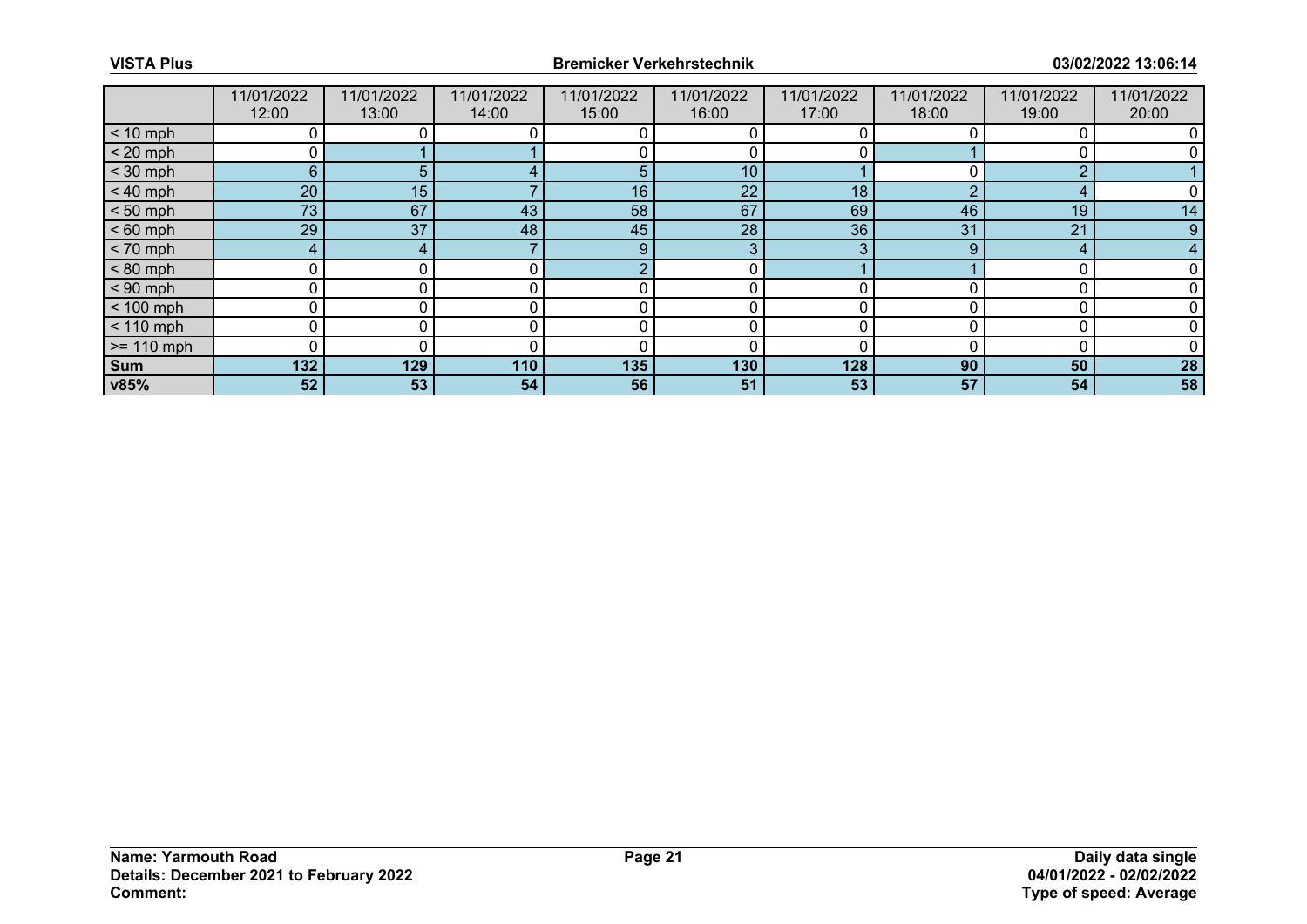| | 11/01/2022 12:00 | 11/01/2022 13:00 | 11/01/2022 14:00 | 11/01/2022 15:00 | 11/01/2022 16:00 | 11/01/2022 17:00 | 11/01/2022 18:00 | 11/01/2022 19:00 | 11/01/2022 20:00 |
|---|---|---|---|---|---|---|---|---|---|
| < 10 mph | 0 | 0 | 0 | 0 | 0 | 0 | 0 | 0 | 0 |
| < 20 mph | 0 | 1 | 1 | 0 | 0 | 0 | 1 | 0 | 0 |
| < 30 mph | 6 | 5 | 4 | 5 | 10 | 1 | 0 | 2 | 1 |
| < 40 mph | 20 | 15 | 7 | 16 | 22 | 18 | 2 | 4 | 0 |
| < 50 mph | 73 | 67 | 43 | 58 | 67 | 69 | 46 | 19 | 14 |
| < 60 mph | 29 | 37 | 48 | 45 | 28 | 36 | 31 | 21 | 9 |
| < 70 mph | 4 | 4 | 7 | 9 | 3 | 3 | 9 | 4 | 4 |
| < 80 mph | 0 | 0 | 0 | 2 | 0 | 1 | 1 | 0 | 0 |
| < 90 mph | 0 | 0 | 0 | 0 | 0 | 0 | 0 | 0 | 0 |
| < 100 mph | 0 | 0 | 0 | 0 | 0 | 0 | 0 | 0 | 0 |
| < 110 mph | 0 | 0 | 0 | 0 | 0 | 0 | 0 | 0 | 0 |
| >= 110 mph | 0 | 0 | 0 | 0 | 0 | 0 | 0 | 0 | 0 |
| **Sum** | **132** | **129** | **110** | **135** | **130** | **128** | **90** | **50** | **28** |
| **v85%** | **52** | **53** | **54** | **56** | **51** | **53** | **57** | **54** | **58** |

**Name: Yarmouth Road**
**Details: December 2021 to February 2022**
**Comment:**

**Daily data single**
**04/01/2022 - 02/02/2022**
**Type of speed: Average**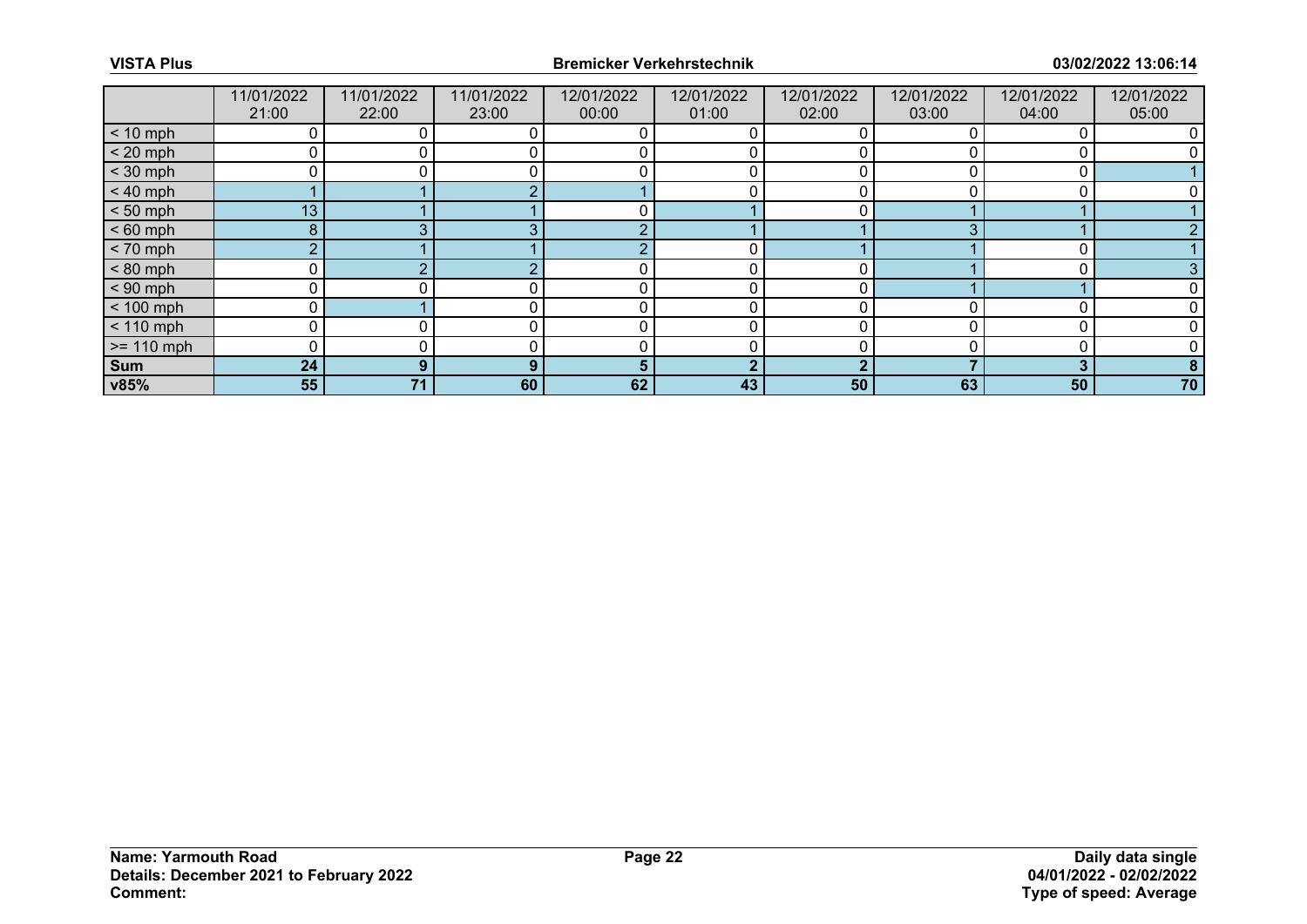| | 11/01/2022 21:00 | 11/01/2022 22:00 | 11/01/2022 23:00 | 12/01/2022 00:00 | 12/01/2022 01:00 | 12/01/2022 02:00 | 12/01/2022 03:00 | 12/01/2022 04:00 | 12/01/2022 05:00 |
|---|---|---|---|---|---|---|---|---|---|
| < 10 mph | 0 | 0 | 0 | 0 | 0 | 0 | 0 | 0 | 0 |
| < 20 mph | 0 | 0 | 0 | 0 | 0 | 0 | 0 | 0 | 0 |
| < 30 mph | 0 | 0 | 0 | 0 | 0 | 0 | 0 | 0 | 1 |
| < 40 mph | 1 | 1 | 2 | 1 | 0 | 0 | 0 | 0 | 0 |
| < 50 mph | 13 | 1 | 1 | 0 | 1 | 0 | 1 | 1 | 1 |
| < 60 mph | 8 | 3 | 3 | 2 | 1 | 1 | 3 | 1 | 2 |
| < 70 mph | 2 | 1 | 1 | 2 | 0 | 1 | 1 | 0 | 1 |
| < 80 mph | 0 | 2 | 2 | 0 | 0 | 0 | 1 | 0 | 3 |
| < 90 mph | 0 | 0 | 0 | 0 | 0 | 0 | 1 | 1 | 0 |
| < 100 mph | 0 | 1 | 0 | 0 | 0 | 0 | 0 | 0 | 0 |
| < 110 mph | 0 | 0 | 0 | 0 | 0 | 0 | 0 | 0 | 0 |
| >= 110 mph | 0 | 0 | 0 | 0 | 0 | 0 | 0 | 0 | 0 |
| **Sum** | **24** | **9** | **9** | **5** | **2** | **2** | **7** | **3** | **8** |
| **v85%** | **55** | **71** | **60** | **62** | **43** | **50** | **63** | **50** | **70** |

**Name: Yarmouth Road**
**Details: December 2021 to February 2022**
**Comment:**

**Daily data single**
**04/01/2022 - 02/02/2022**
**Type of speed: Average**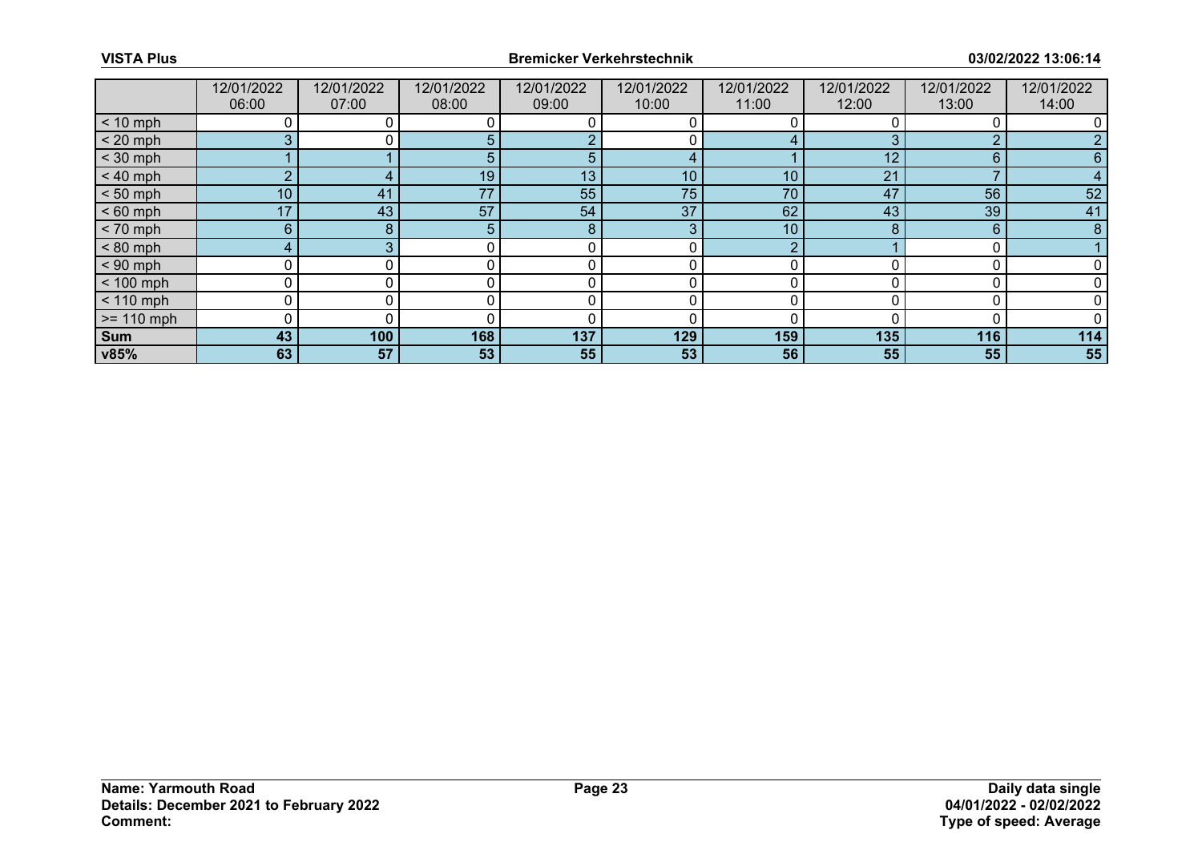| | 12/01/2022 06:00 | 12/01/2022 07:00 | 12/01/2022 08:00 | 12/01/2022 09:00 | 12/01/2022 10:00 | 12/01/2022 11:00 | 12/01/2022 12:00 | 12/01/2022 13:00 | 12/01/2022 14:00 |
|---|---|---|---|---|---|---|---|---|---|
| < 10 mph | 0 | 0 | 0 | 0 | 0 | 0 | 0 | 0 | 0 |
| < 20 mph | 3 | 0 | 5 | 2 | 0 | 4 | 3 | 2 | 2 |
| < 30 mph | 1 | 1 | 5 | 5 | 4 | 1 | 12 | 6 | 6 |
| < 40 mph | 2 | 4 | 19 | 13 | 10 | 10 | 21 | 7 | 4 |
| < 50 mph | 10 | 41 | 77 | 55 | 75 | 70 | 47 | 56 | 52 |
| < 60 mph | 17 | 43 | 57 | 54 | 37 | 62 | 43 | 39 | 41 |
| < 70 mph | 6 | 8 | 5 | 8 | 3 | 10 | 8 | 6 | 8 |
| < 80 mph | 4 | 3 | 0 | 0 | 0 | 2 | 1 | 0 | 1 |
| < 90 mph | 0 | 0 | 0 | 0 | 0 | 0 | 0 | 0 | 0 |
| < 100 mph | 0 | 0 | 0 | 0 | 0 | 0 | 0 | 0 | 0 |
| < 110 mph | 0 | 0 | 0 | 0 | 0 | 0 | 0 | 0 | 0 |
| >= 110 mph | 0 | 0 | 0 | 0 | 0 | 0 | 0 | 0 | 0 |
| **Sum** | **43** | **100** | **168** | **137** | **129** | **159** | **135** | **116** | **114** |
| **v85%** | **63** | **57** | **53** | **55** | **53** | **56** | **55** | **55** | **55** |

**Name: Yarmouth Road**
**Details: December 2021 to February 2022**
**Comment:**

**Daily data single**
**04/01/2022 - 02/02/2022**
**Type of speed: Average**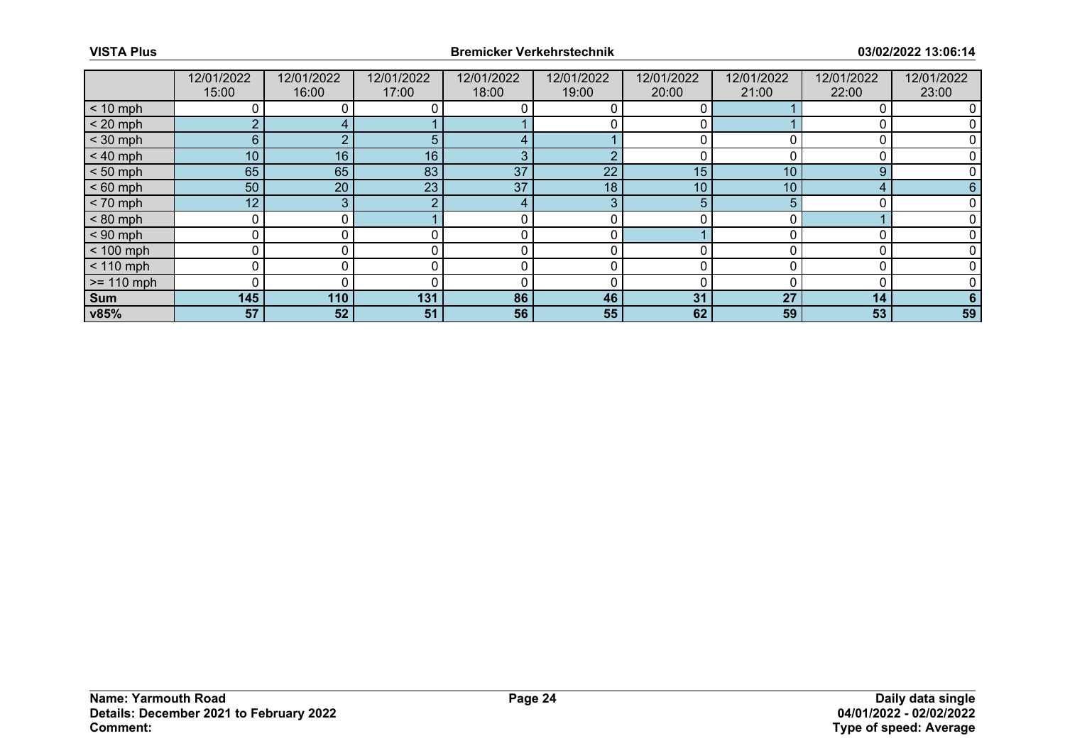| | 12/01/2022 15:00 | 12/01/2022 16:00 | 12/01/2022 17:00 | 12/01/2022 18:00 | 12/01/2022 19:00 | 12/01/2022 20:00 | 12/01/2022 21:00 | 12/01/2022 22:00 | 12/01/2022 23:00 |
|---|---|---|---|---|---|---|---|---|---|
| < 10 mph | 0 | 0 | 0 | 0 | 0 | 0 | 1 | 0 | 0 |
| < 20 mph | 2 | 4 | 1 | 1 | 0 | 0 | 1 | 0 | 0 |
| < 30 mph | 6 | 2 | 5 | 4 | 1 | 0 | 0 | 0 | 0 |
| < 40 mph | 10 | 16 | 16 | 3 | 2 | 0 | 0 | 0 | 0 |
| < 50 mph | 65 | 65 | 83 | 37 | 22 | 15 | 10 | 9 | 0 |
| < 60 mph | 50 | 20 | 23 | 37 | 18 | 10 | 10 | 4 | 6 |
| < 70 mph | 12 | 3 | 2 | 4 | 3 | 5 | 5 | 0 | 0 |
| < 80 mph | 0 | 0 | 1 | 0 | 0 | 0 | 0 | 1 | 0 |
| < 90 mph | 0 | 0 | 0 | 0 | 0 | 1 | 0 | 0 | 0 |
| < 100 mph | 0 | 0 | 0 | 0 | 0 | 0 | 0 | 0 | 0 |
| < 110 mph | 0 | 0 | 0 | 0 | 0 | 0 | 0 | 0 | 0 |
| >= 110 mph | 0 | 0 | 0 | 0 | 0 | 0 | 0 | 0 | 0 |
| **Sum** | **145** | **110** | **131** | **86** | **46** | **31** | **27** | **14** | **6** |
| **v85%** | **57** | **52** | **51** | **56** | **55** | **62** | **59** | **53** | **59** |

**Name: Yarmouth Road**
**Details: December 2021 to February 2022**
**Comment:**

**Daily data single**
**04/01/2022 - 02/02/2022**
**Type of speed: Average**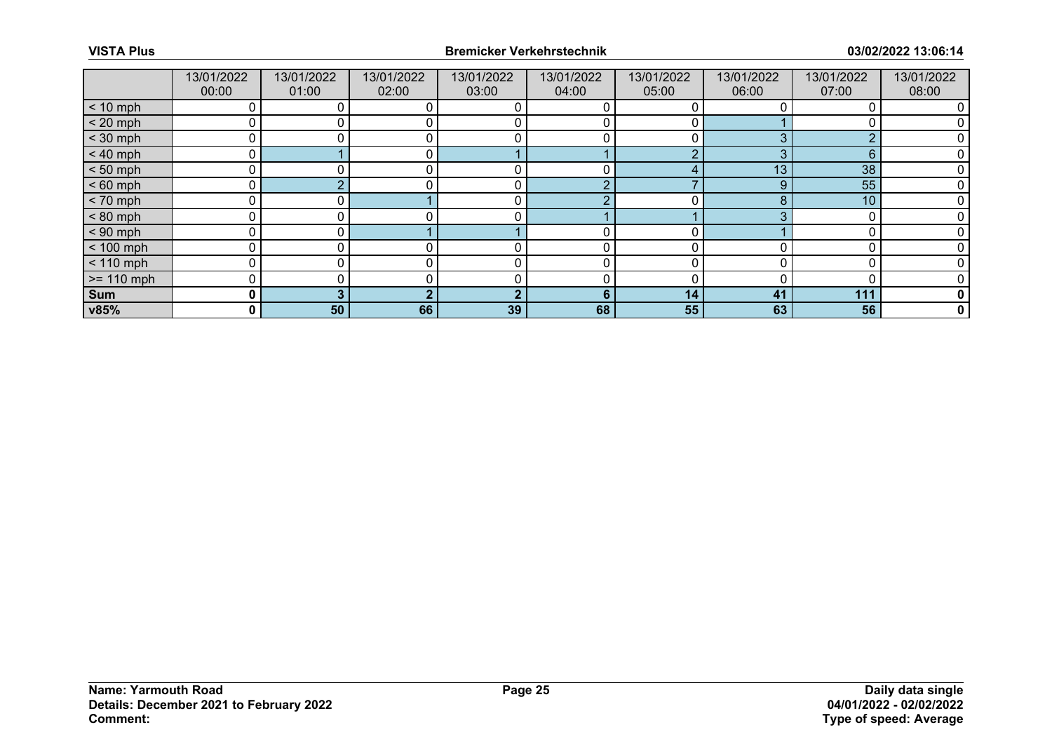| | 13/01/2022 00:00 | 13/01/2022 01:00 | 13/01/2022 02:00 | 13/01/2022 03:00 | 13/01/2022 04:00 | 13/01/2022 05:00 | 13/01/2022 06:00 | 13/01/2022 07:00 | 13/01/2022 08:00 |
|---|---|---|---|---|---|---|---|---|---|
| < 10 mph | 0 | 0 | 0 | 0 | 0 | 0 | 0 | 0 | 0 |
| < 20 mph | 0 | 0 | 0 | 0 | 0 | 0 | 1 | 0 | 0 |
| < 30 mph | 0 | 0 | 0 | 0 | 0 | 0 | 3 | 2 | 0 |
| < 40 mph | 0 | 1 | 0 | 1 | 1 | 2 | 3 | 6 | 0 |
| < 50 mph | 0 | 0 | 0 | 0 | 0 | 4 | 13 | 38 | 0 |
| < 60 mph | 0 | 2 | 0 | 0 | 2 | 7 | 9 | 55 | 0 |
| < 70 mph | 0 | 0 | 1 | 0 | 2 | 0 | 8 | 10 | 0 |
| < 80 mph | 0 | 0 | 0 | 0 | 1 | 1 | 3 | 0 | 0 |
| < 90 mph | 0 | 0 | 1 | 1 | 0 | 0 | 1 | 0 | 0 |
| < 100 mph | 0 | 0 | 0 | 0 | 0 | 0 | 0 | 0 | 0 |
| < 110 mph | 0 | 0 | 0 | 0 | 0 | 0 | 0 | 0 | 0 |
| >= 110 mph | 0 | 0 | 0 | 0 | 0 | 0 | 0 | 0 | 0 |
| **Sum** | **0** | **3** | **2** | **2** | **6** | **14** | **41** | **111** | **0** |
| **v85%** | **0** | **50** | **66** | **39** | **68** | **55** | **63** | **56** | **0** |

**Name: Yarmouth Road**
**Details: December 2021 to February 2022**
**Comment:**

**Daily data single**
**04/01/2022 - 02/02/2022**
**Type of speed: Average**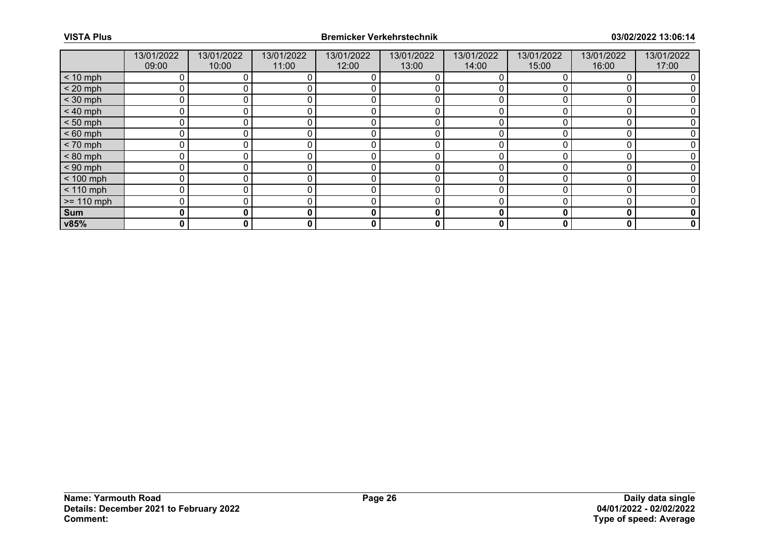| | 13/01/2022 09:00 | 13/01/2022 10:00 | 13/01/2022 11:00 | 13/01/2022 12:00 | 13/01/2022 13:00 | 13/01/2022 14:00 | 13/01/2022 15:00 | 13/01/2022 16:00 | 13/01/2022 17:00 |
|---|---|---|---|---|---|---|---|---|---|
| < 10 mph | 0 | 0 | 0 | 0 | 0 | 0 | 0 | 0 | 0 |
| < 20 mph | 0 | 0 | 0 | 0 | 0 | 0 | 0 | 0 | 0 |
| < 30 mph | 0 | 0 | 0 | 0 | 0 | 0 | 0 | 0 | 0 |
| < 40 mph | 0 | 0 | 0 | 0 | 0 | 0 | 0 | 0 | 0 |
| < 50 mph | 0 | 0 | 0 | 0 | 0 | 0 | 0 | 0 | 0 |
| < 60 mph | 0 | 0 | 0 | 0 | 0 | 0 | 0 | 0 | 0 |
| < 70 mph | 0 | 0 | 0 | 0 | 0 | 0 | 0 | 0 | 0 |
| < 80 mph | 0 | 0 | 0 | 0 | 0 | 0 | 0 | 0 | 0 |
| < 90 mph | 0 | 0 | 0 | 0 | 0 | 0 | 0 | 0 | 0 |
| < 100 mph | 0 | 0 | 0 | 0 | 0 | 0 | 0 | 0 | 0 |
| < 110 mph | 0 | 0 | 0 | 0 | 0 | 0 | 0 | 0 | 0 |
| >= 110 mph | 0 | 0 | 0 | 0 | 0 | 0 | 0 | 0 | 0 |
| **Sum** | **0** | **0** | **0** | **0** | **0** | **0** | **0** | **0** | **0** |
| **v85%** | **0** | **0** | **0** | **0** | **0** | **0** | **0** | **0** | **0** |

**Name: Yarmouth Road**
**Details: December 2021 to February 2022**
**Comment:**

**Daily data single**
**04/01/2022 - 02/02/2022**
**Type of speed: Average**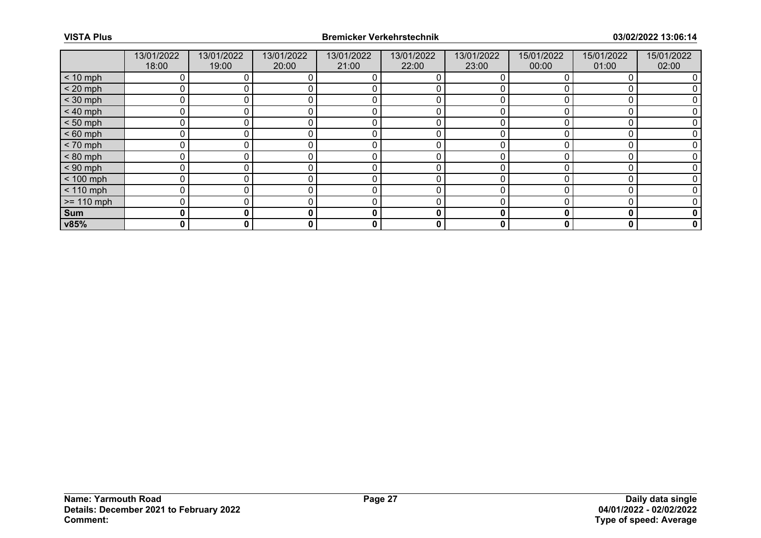| | 13/01/2022 18:00 | 13/01/2022 19:00 | 13/01/2022 20:00 | 13/01/2022 21:00 | 13/01/2022 22:00 | 13/01/2022 23:00 | 15/01/2022 00:00 | 15/01/2022 01:00 | 15/01/2022 02:00 |
|---|---|---|---|---|---|---|---|---|---|
| < 10 mph | 0 | 0 | 0 | 0 | 0 | 0 | 0 | 0 | 0 |
| < 20 mph | 0 | 0 | 0 | 0 | 0 | 0 | 0 | 0 | 0 |
| < 30 mph | 0 | 0 | 0 | 0 | 0 | 0 | 0 | 0 | 0 |
| < 40 mph | 0 | 0 | 0 | 0 | 0 | 0 | 0 | 0 | 0 |
| < 50 mph | 0 | 0 | 0 | 0 | 0 | 0 | 0 | 0 | 0 |
| < 60 mph | 0 | 0 | 0 | 0 | 0 | 0 | 0 | 0 | 0 |
| < 70 mph | 0 | 0 | 0 | 0 | 0 | 0 | 0 | 0 | 0 |
| < 80 mph | 0 | 0 | 0 | 0 | 0 | 0 | 0 | 0 | 0 |
| < 90 mph | 0 | 0 | 0 | 0 | 0 | 0 | 0 | 0 | 0 |
| < 100 mph | 0 | 0 | 0 | 0 | 0 | 0 | 0 | 0 | 0 |
| < 110 mph | 0 | 0 | 0 | 0 | 0 | 0 | 0 | 0 | 0 |
| >= 110 mph | 0 | 0 | 0 | 0 | 0 | 0 | 0 | 0 | 0 |
| **Sum** | **0** | **0** | **0** | **0** | **0** | **0** | **0** | **0** | **0** |
| **v85%** | **0** | **0** | **0** | **0** | **0** | **0** | **0** | **0** | **0** |

**Name: Yarmouth Road**
**Details: December 2021 to February 2022**
**Comment:**

**Daily data single**
**04/01/2022 - 02/02/2022**
**Type of speed: Average**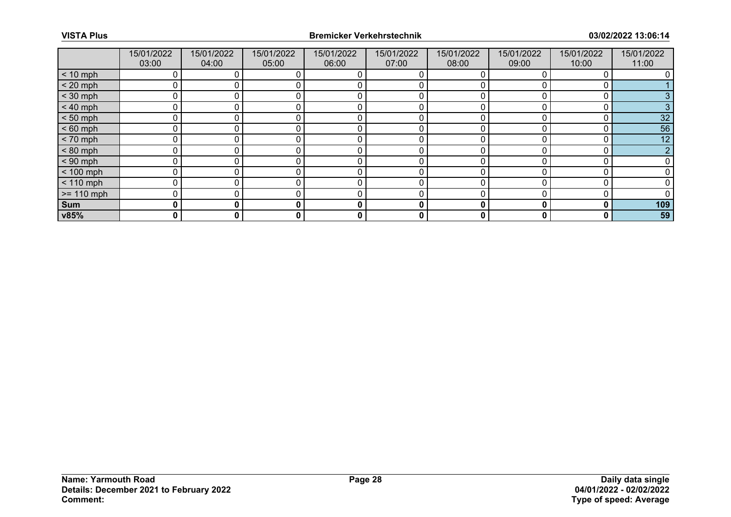|  | 15/01/2022 03:00 | 15/01/2022 04:00 | 15/01/2022 05:00 | 15/01/2022 06:00 | 15/01/2022 07:00 | 15/01/2022 08:00 | 15/01/2022 09:00 | 15/01/2022 10:00 | 15/01/2022 11:00 |
|---|---|---|---|---|---|---|---|---|---|
| < 10 mph | 0 | 0 | 0 | 0 | 0 | 0 | 0 | 0 | 0 |
| < 20 mph | 0 | 0 | 0 | 0 | 0 | 0 | 0 | 0 | 1 |
| < 30 mph | 0 | 0 | 0 | 0 | 0 | 0 | 0 | 0 | 3 |
| < 40 mph | 0 | 0 | 0 | 0 | 0 | 0 | 0 | 0 | 3 |
| < 50 mph | 0 | 0 | 0 | 0 | 0 | 0 | 0 | 0 | 32 |
| < 60 mph | 0 | 0 | 0 | 0 | 0 | 0 | 0 | 0 | 56 |
| < 70 mph | 0 | 0 | 0 | 0 | 0 | 0 | 0 | 0 | 12 |
| < 80 mph | 0 | 0 | 0 | 0 | 0 | 0 | 0 | 0 | 2 |
| < 90 mph | 0 | 0 | 0 | 0 | 0 | 0 | 0 | 0 | 0 |
| < 100 mph | 0 | 0 | 0 | 0 | 0 | 0 | 0 | 0 | 0 |
| < 110 mph | 0 | 0 | 0 | 0 | 0 | 0 | 0 | 0 | 0 |
| >= 110 mph | 0 | 0 | 0 | 0 | 0 | 0 | 0 | 0 | 0 |
| **Sum** | **0** | **0** | **0** | **0** | **0** | **0** | **0** | **0** | **109** |
| **v85%** | **0** | **0** | **0** | **0** | **0** | **0** | **0** | **0** | **59** |

**Name: Yarmouth Road**
**Details: December 2021 to February 2022**
**Comment:**

**Daily data single**
**04/01/2022 - 02/02/2022**
**Type of speed: Average**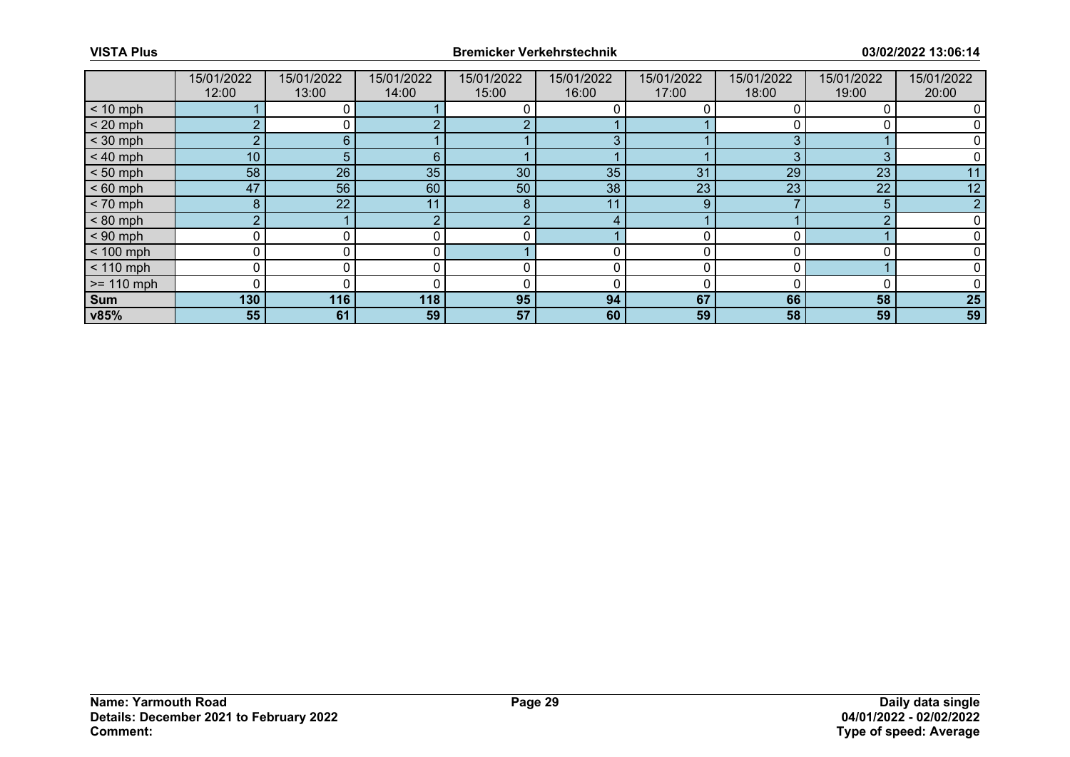| | 15/01/2022 12:00 | 15/01/2022 13:00 | 15/01/2022 14:00 | 15/01/2022 15:00 | 15/01/2022 16:00 | 15/01/2022 17:00 | 15/01/2022 18:00 | 15/01/2022 19:00 | 15/01/2022 20:00 |
|---|---|---|---|---|---|---|---|---|---|
| < 10 mph | 1 | 0 | 1 | 0 | 0 | 0 | 0 | 0 | 0 |
| < 20 mph | 2 | 0 | 2 | 2 | 1 | 1 | 0 | 0 | 0 |
| < 30 mph | 2 | 6 | 1 | 1 | 3 | 1 | 3 | 1 | 0 |
| < 40 mph | 10 | 5 | 6 | 1 | 1 | 1 | 3 | 3 | 0 |
| < 50 mph | 58 | 26 | 35 | 30 | 35 | 31 | 29 | 23 | 11 |
| < 60 mph | 47 | 56 | 60 | 50 | 38 | 23 | 23 | 22 | 12 |
| < 70 mph | 8 | 22 | 11 | 8 | 11 | 9 | 7 | 5 | 2 |
| < 80 mph | 2 | 1 | 2 | 2 | 4 | 1 | 1 | 2 | 0 |
| < 90 mph | 0 | 0 | 0 | 0 | 1 | 0 | 0 | 1 | 0 |
| < 100 mph | 0 | 0 | 0 | 1 | 0 | 0 | 0 | 0 | 0 |
| < 110 mph | 0 | 0 | 0 | 0 | 0 | 0 | 0 | 1 | 0 |
| >= 110 mph | 0 | 0 | 0 | 0 | 0 | 0 | 0 | 0 | 0 |
| **Sum** | **130** | **116** | **118** | **95** | **94** | **67** | **66** | **58** | **25** |
| **v85%** | **55** | **61** | **59** | **57** | **60** | **59** | **58** | **59** | **59** |

**Name: Yarmouth Road**
**Details: December 2021 to February 2022**
**Comment:**

**Daily data single**
**04/01/2022 - 02/02/2022**
**Type of speed: Average**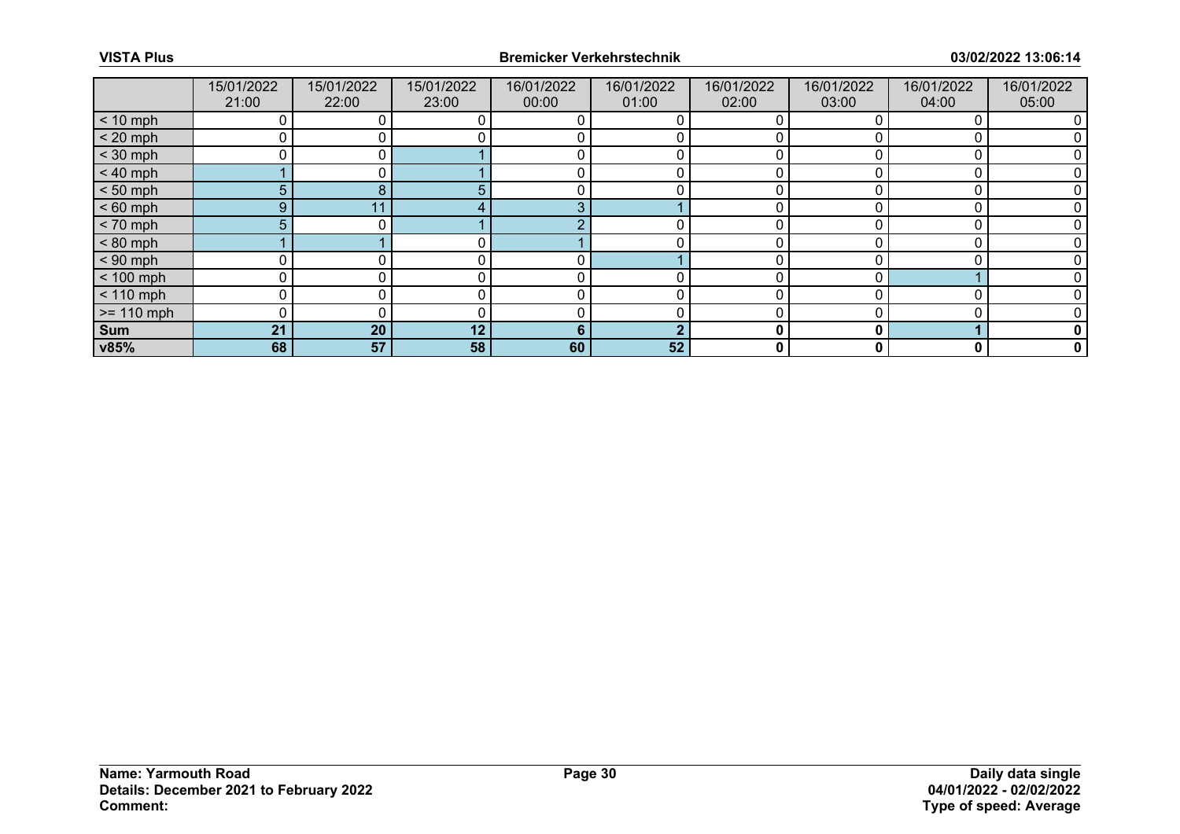| | 15/01/2022 21:00 | 15/01/2022 22:00 | 15/01/2022 23:00 | 16/01/2022 00:00 | 16/01/2022 01:00 | 16/01/2022 02:00 | 16/01/2022 03:00 | 16/01/2022 04:00 | 16/01/2022 05:00 |
|---|---|---|---|---|---|---|---|---|---|
| < 10 mph | 0 | 0 | 0 | 0 | 0 | 0 | 0 | 0 | 0 |
| < 20 mph | 0 | 0 | 0 | 0 | 0 | 0 | 0 | 0 | 0 |
| < 30 mph | 0 | 0 | 1 | 0 | 0 | 0 | 0 | 0 | 0 |
| < 40 mph | 1 | 0 | 1 | 0 | 0 | 0 | 0 | 0 | 0 |
| < 50 mph | 5 | 8 | 5 | 0 | 0 | 0 | 0 | 0 | 0 |
| < 60 mph | 9 | 11 | 4 | 3 | 1 | 0 | 0 | 0 | 0 |
| < 70 mph | 5 | 0 | 1 | 2 | 0 | 0 | 0 | 0 | 0 |
| < 80 mph | 1 | 1 | 0 | 1 | 0 | 0 | 0 | 0 | 0 |
| < 90 mph | 0 | 0 | 0 | 0 | 1 | 0 | 0 | 0 | 0 |
| < 100 mph | 0 | 0 | 0 | 0 | 0 | 0 | 0 | 1 | 0 |
| < 110 mph | 0 | 0 | 0 | 0 | 0 | 0 | 0 | 0 | 0 |
| >= 110 mph | 0 | 0 | 0 | 0 | 0 | 0 | 0 | 0 | 0 |
| **Sum** | **21** | **20** | **12** | **6** | **2** | **0** | **0** | **1** | **0** |
| **v85%** | **68** | **57** | **58** | **60** | **52** | **0** | **0** | **0** | **0** |

**Name: Yarmouth Road**
**Details: December 2021 to February 2022**
**Comment:**

**Daily data single**
**04/01/2022 - 02/02/2022**
**Type of speed: Average**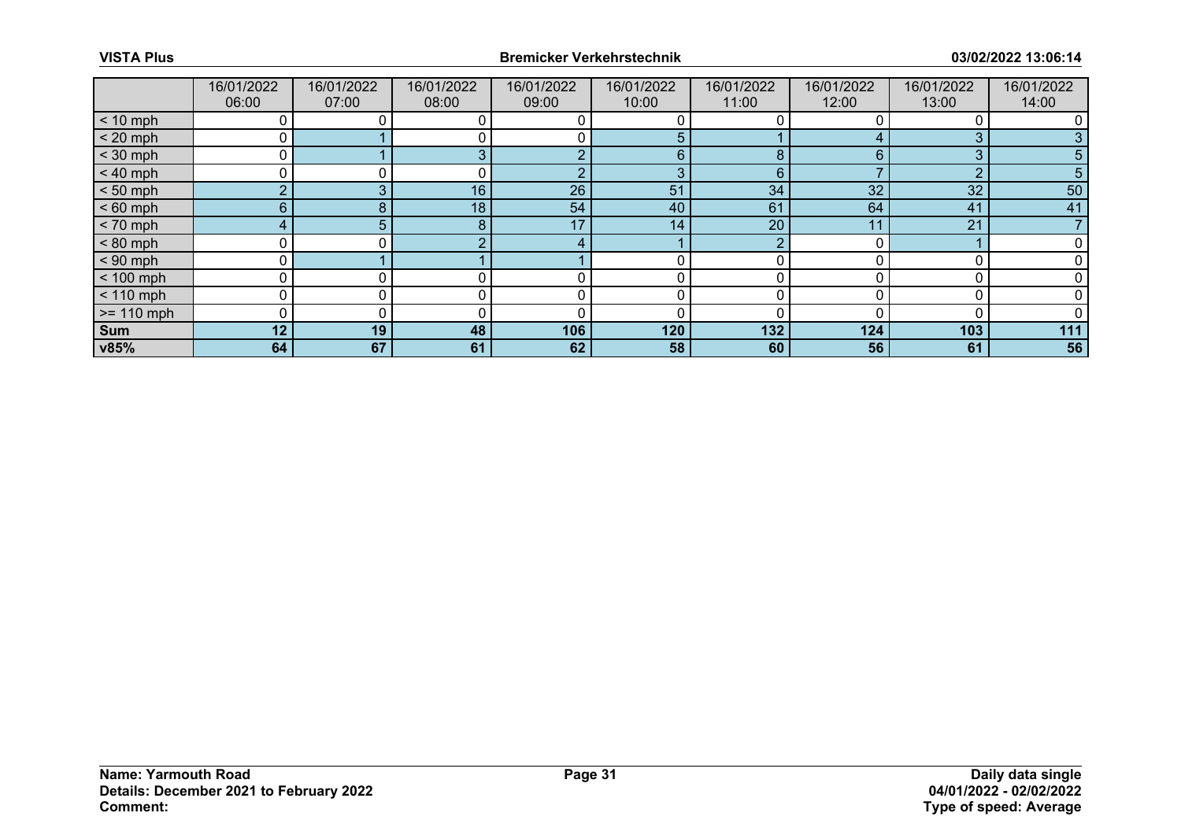| | 16/01/2022 06:00 | 16/01/2022 07:00 | 16/01/2022 08:00 | 16/01/2022 09:00 | 16/01/2022 10:00 | 16/01/2022 11:00 | 16/01/2022 12:00 | 16/01/2022 13:00 | 16/01/2022 14:00 |
|---|---|---|---|---|---|---|---|---|---|
| < 10 mph | 0 | 0 | 0 | 0 | 0 | 0 | 0 | 0 | 0 |
| < 20 mph | 0 | 1 | 0 | 0 | 5 | 1 | 4 | 3 | 3 |
| < 30 mph | 0 | 1 | 3 | 2 | 6 | 8 | 6 | 3 | 5 |
| < 40 mph | 0 | 0 | 0 | 2 | 3 | 6 | 7 | 2 | 5 |
| < 50 mph | 2 | 3 | 16 | 26 | 51 | 34 | 32 | 32 | 50 |
| < 60 mph | 6 | 8 | 18 | 54 | 40 | 61 | 64 | 41 | 41 |
| < 70 mph | 4 | 5 | 8 | 17 | 14 | 20 | 11 | 21 | 7 |
| < 80 mph | 0 | 0 | 2 | 4 | 1 | 2 | 0 | 1 | 0 |
| < 90 mph | 0 | 1 | 1 | 1 | 0 | 0 | 0 | 0 | 0 |
| < 100 mph | 0 | 0 | 0 | 0 | 0 | 0 | 0 | 0 | 0 |
| < 110 mph | 0 | 0 | 0 | 0 | 0 | 0 | 0 | 0 | 0 |
| >= 110 mph | 0 | 0 | 0 | 0 | 0 | 0 | 0 | 0 | 0 |
| **Sum** | **12** | **19** | **48** | **106** | **120** | **132** | **124** | **103** | **111** |
| **v85%** | **64** | **67** | **61** | **62** | **58** | **60** | **56** | **61** | **56** |

**Name: Yarmouth Road**
**Details: December 2021 to February 2022**
**Comment:**

**Daily data single**
**04/01/2022 - 02/02/2022**
**Type of speed: Average**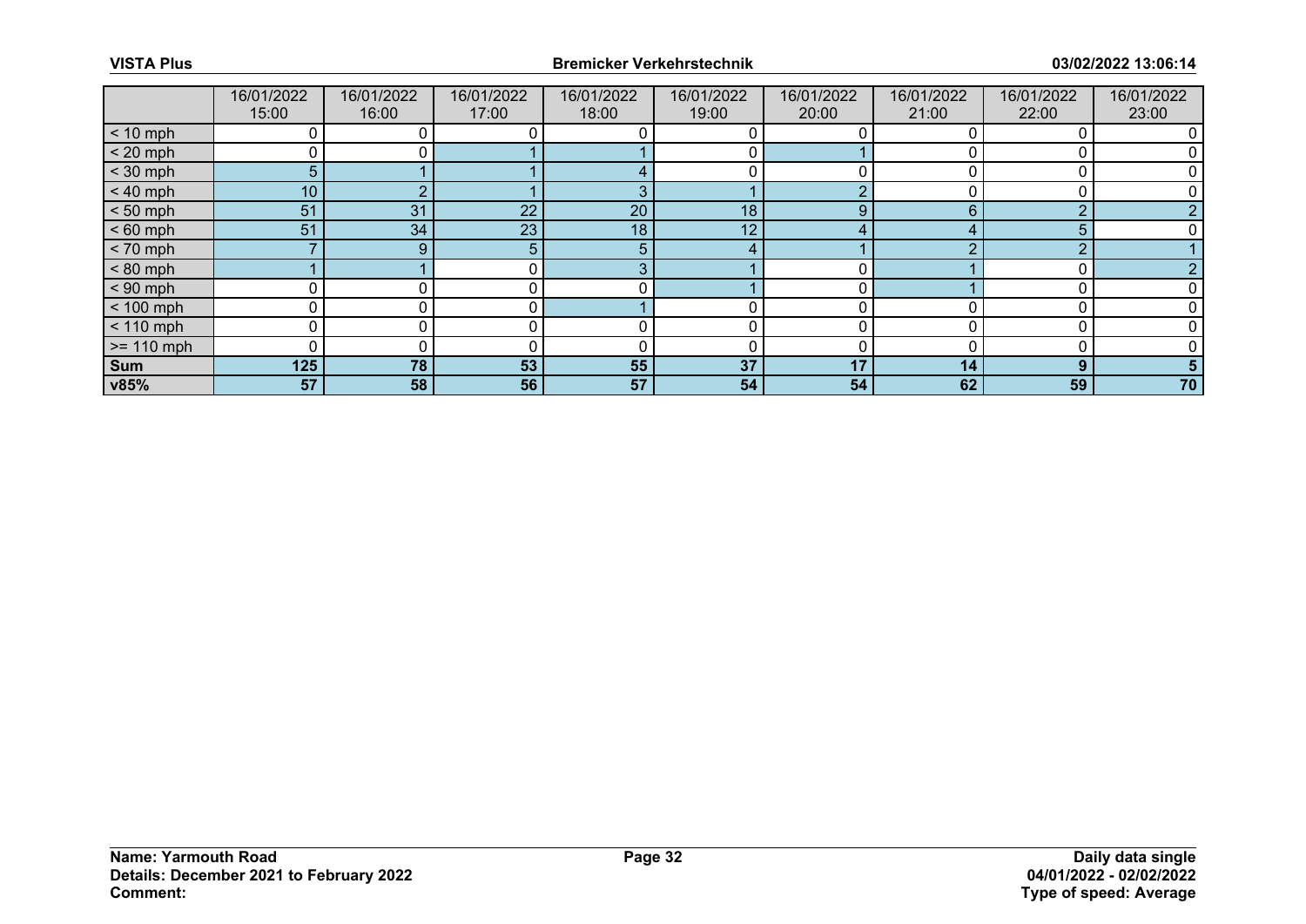| | 16/01/2022 15:00 | 16/01/2022 16:00 | 16/01/2022 17:00 | 16/01/2022 18:00 | 16/01/2022 19:00 | 16/01/2022 20:00 | 16/01/2022 21:00 | 16/01/2022 22:00 | 16/01/2022 23:00 |
|---|---|---|---|---|---|---|---|---|---|
| < 10 mph | 0 | 0 | 0 | 0 | 0 | 0 | 0 | 0 | 0 |
| < 20 mph | 0 | 0 | 1 | 1 | 0 | 1 | 0 | 0 | 0 |
| < 30 mph | 5 | 1 | 1 | 4 | 0 | 0 | 0 | 0 | 0 |
| < 40 mph | 10 | 2 | 1 | 3 | 1 | 2 | 0 | 0 | 0 |
| < 50 mph | 51 | 31 | 22 | 20 | 18 | 9 | 6 | 2 | 2 |
| < 60 mph | 51 | 34 | 23 | 18 | 12 | 4 | 4 | 5 | 0 |
| < 70 mph | 7 | 9 | 5 | 5 | 4 | 1 | 2 | 2 | 1 |
| < 80 mph | 1 | 1 | 0 | 3 | 1 | 0 | 1 | 0 | 2 |
| < 90 mph | 0 | 0 | 0 | 0 | 1 | 0 | 1 | 0 | 0 |
| < 100 mph | 0 | 0 | 0 | 1 | 0 | 0 | 0 | 0 | 0 |
| < 110 mph | 0 | 0 | 0 | 0 | 0 | 0 | 0 | 0 | 0 |
| >= 110 mph | 0 | 0 | 0 | 0 | 0 | 0 | 0 | 0 | 0 |
| **Sum** | **125** | **78** | **53** | **55** | **37** | **17** | **14** | **9** | **5** |
| **v85%** | **57** | **58** | **56** | **57** | **54** | **54** | **62** | **59** | **70** |

**Name: Yarmouth Road**
**Details: December 2021 to February 2022**
**Comment:**

**Daily data single**
**04/01/2022 - 02/02/2022**
**Type of speed: Average**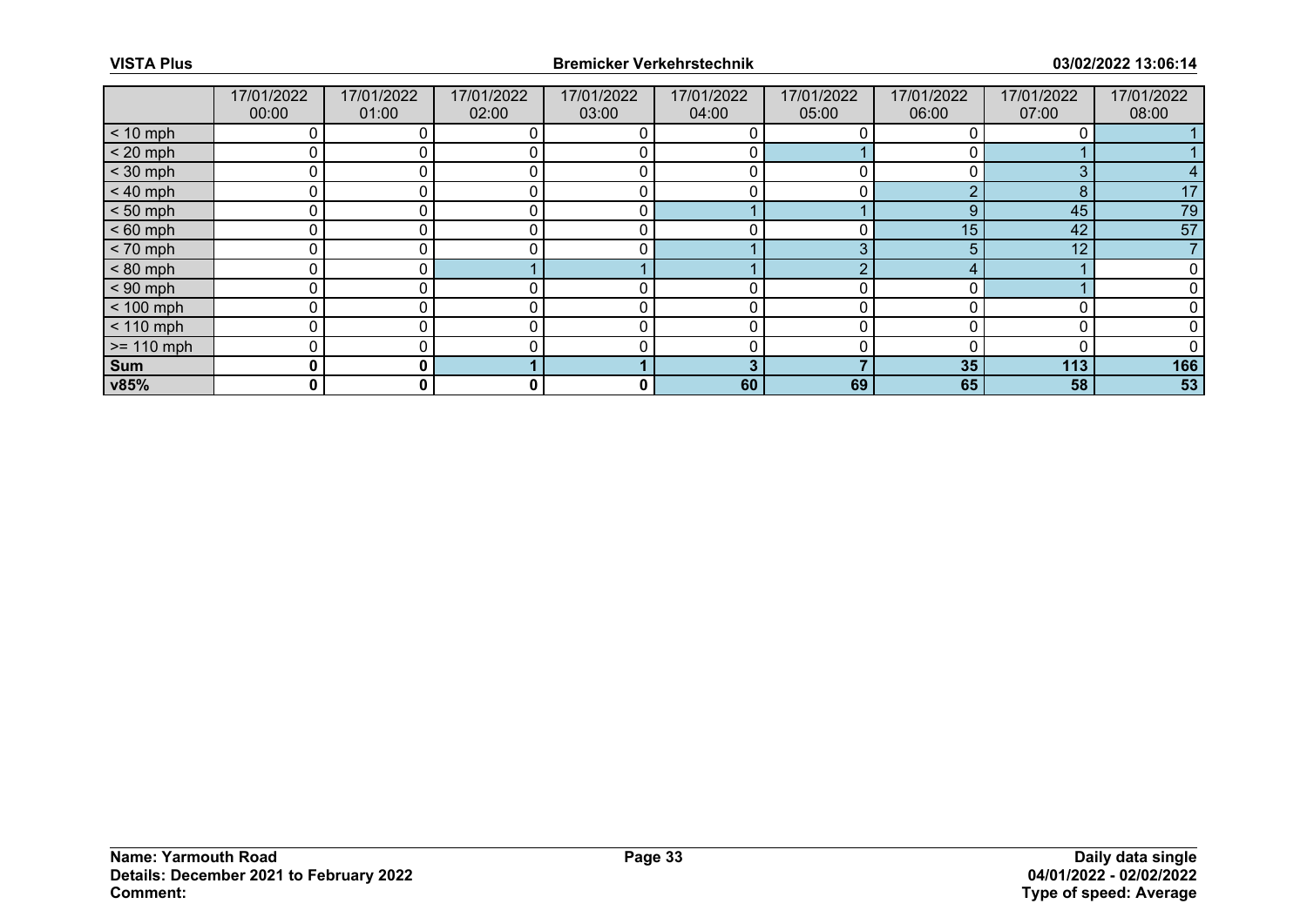|  | 17/01/2022 00:00 | 17/01/2022 01:00 | 17/01/2022 02:00 | 17/01/2022 03:00 | 17/01/2022 04:00 | 17/01/2022 05:00 | 17/01/2022 06:00 | 17/01/2022 07:00 | 17/01/2022 08:00 |
|---|---|---|---|---|---|---|---|---|---|
| < 10 mph | 0 | 0 | 0 | 0 | 0 | 0 | 0 | 0 | 1 |
| < 20 mph | 0 | 0 | 0 | 0 | 0 | 1 | 0 | 1 | 1 |
| < 30 mph | 0 | 0 | 0 | 0 | 0 | 0 | 0 | 3 | 4 |
| < 40 mph | 0 | 0 | 0 | 0 | 0 | 0 | 2 | 8 | 17 |
| < 50 mph | 0 | 0 | 0 | 0 | 1 | 1 | 9 | 45 | 79 |
| < 60 mph | 0 | 0 | 0 | 0 | 0 | 0 | 15 | 42 | 57 |
| < 70 mph | 0 | 0 | 0 | 0 | 1 | 3 | 5 | 12 | 7 |
| < 80 mph | 0 | 0 | 1 | 1 | 1 | 2 | 4 | 1 | 0 |
| < 90 mph | 0 | 0 | 0 | 0 | 0 | 0 | 0 | 1 | 0 |
| < 100 mph | 0 | 0 | 0 | 0 | 0 | 0 | 0 | 0 | 0 |
| < 110 mph | 0 | 0 | 0 | 0 | 0 | 0 | 0 | 0 | 0 |
| >= 110 mph | 0 | 0 | 0 | 0 | 0 | 0 | 0 | 0 | 0 |
| **Sum** | **0** | **0** | **1** | **1** | **3** | **7** | **35** | **113** | **166** |
| **v85%** | **0** | **0** | **0** | **0** | **60** | **69** | **65** | **58** | **53** |

**Name: Yarmouth Road**
**Details: December 2021 to February 2022**
**Comment:**

**Daily data single**
**04/01/2022 - 02/02/2022**
**Type of speed: Average**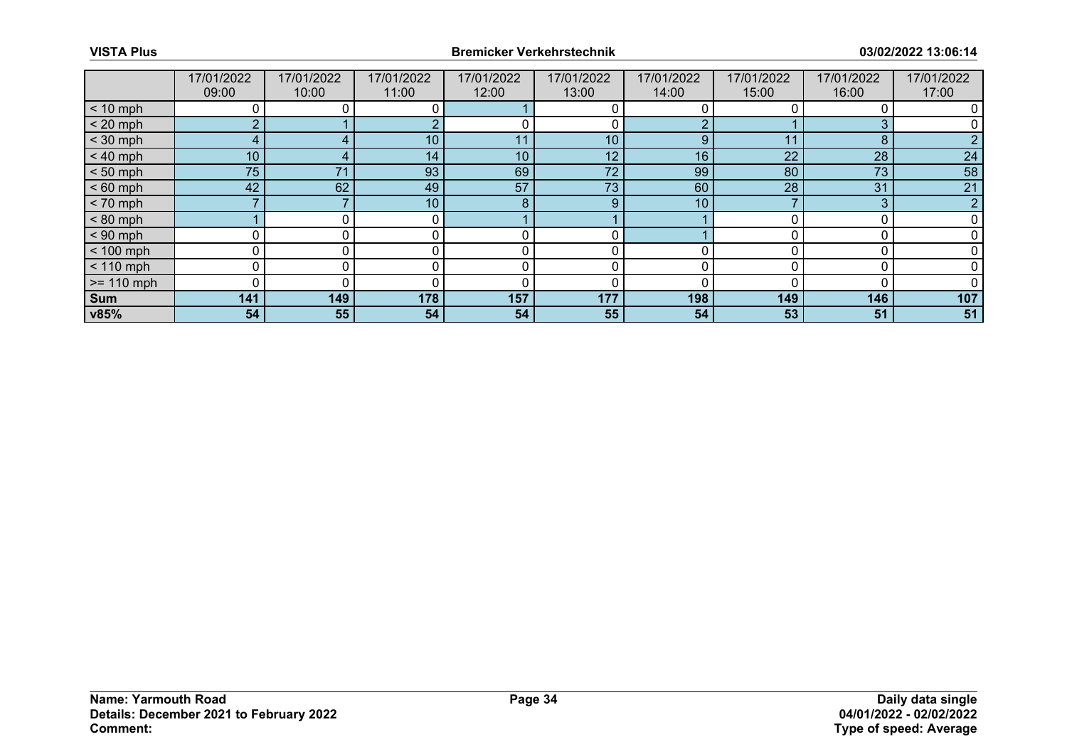| | 17/01/2022 09:00 | 17/01/2022 10:00 | 17/01/2022 11:00 | 17/01/2022 12:00 | 17/01/2022 13:00 | 17/01/2022 14:00 | 17/01/2022 15:00 | 17/01/2022 16:00 | 17/01/2022 17:00 |
|---|---|---|---|---|---|---|---|---|---|
| < 10 mph | 0 | 0 | 0 | 1 | 0 | 0 | 0 | 0 | 0 |
| < 20 mph | 2 | 1 | 2 | 0 | 0 | 2 | 1 | 3 | 0 |
| < 30 mph | 4 | 4 | 10 | 11 | 10 | 9 | 11 | 8 | 2 |
| < 40 mph | 10 | 4 | 14 | 10 | 12 | 16 | 22 | 28 | 24 |
| < 50 mph | 75 | 71 | 93 | 69 | 72 | 99 | 80 | 73 | 58 |
| < 60 mph | 42 | 62 | 49 | 57 | 73 | 60 | 28 | 31 | 21 |
| < 70 mph | 7 | 7 | 10 | 8 | 9 | 10 | 7 | 3 | 2 |
| < 80 mph | 1 | 0 | 0 | 1 | 1 | 1 | 0 | 0 | 0 |
| < 90 mph | 0 | 0 | 0 | 0 | 0 | 1 | 0 | 0 | 0 |
| < 100 mph | 0 | 0 | 0 | 0 | 0 | 0 | 0 | 0 | 0 |
| < 110 mph | 0 | 0 | 0 | 0 | 0 | 0 | 0 | 0 | 0 |
| >= 110 mph | 0 | 0 | 0 | 0 | 0 | 0 | 0 | 0 | 0 |
| **Sum** | **141** | **149** | **178** | **157** | **177** | **198** | **149** | **146** | **107** |
| **v85%** | **54** | **55** | **54** | **54** | **55** | **54** | **53** | **51** | **51** |

**Name: Yarmouth Road**
**Details: December 2021 to February 2022**
**Comment:**

**Daily data single**
**04/01/2022 - 02/02/2022**
**Type of speed: Average**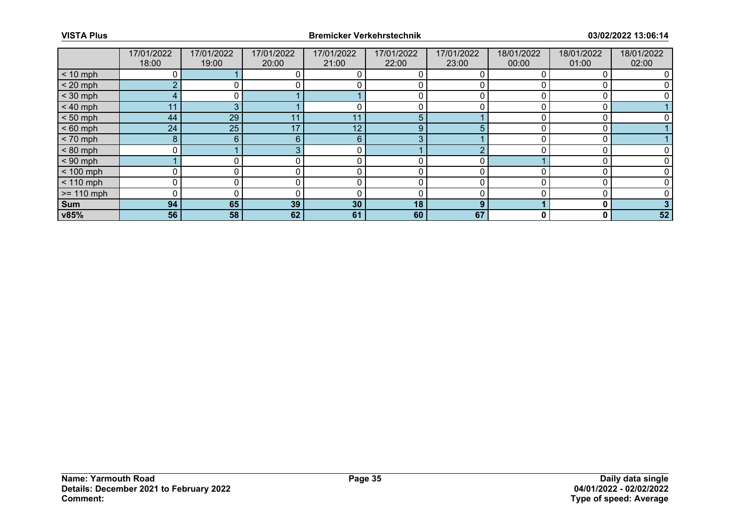|  | 17/01/2022 18:00 | 17/01/2022 19:00 | 17/01/2022 20:00 | 17/01/2022 21:00 | 17/01/2022 22:00 | 17/01/2022 23:00 | 18/01/2022 00:00 | 18/01/2022 01:00 | 18/01/2022 02:00 |
|---|---|---|---|---|---|---|---|---|---|
| < 10 mph | 0 | 1 | 0 | 0 | 0 | 0 | 0 | 0 | 0 |
| < 20 mph | 2 | 0 | 0 | 0 | 0 | 0 | 0 | 0 | 0 |
| < 30 mph | 4 | 0 | 1 | 1 | 0 | 0 | 0 | 0 | 0 |
| < 40 mph | 11 | 3 | 1 | 0 | 0 | 0 | 0 | 0 | 1 |
| < 50 mph | 44 | 29 | 11 | 11 | 5 | 1 | 0 | 0 | 0 |
| < 60 mph | 24 | 25 | 17 | 12 | 9 | 5 | 0 | 0 | 1 |
| < 70 mph | 8 | 6 | 6 | 6 | 3 | 1 | 0 | 0 | 1 |
| < 80 mph | 0 | 1 | 3 | 0 | 1 | 2 | 0 | 0 | 0 |
| < 90 mph | 1 | 0 | 0 | 0 | 0 | 0 | 1 | 0 | 0 |
| < 100 mph | 0 | 0 | 0 | 0 | 0 | 0 | 0 | 0 | 0 |
| < 110 mph | 0 | 0 | 0 | 0 | 0 | 0 | 0 | 0 | 0 |
| >= 110 mph | 0 | 0 | 0 | 0 | 0 | 0 | 0 | 0 | 0 |
| **Sum** | **94** | **65** | **39** | **30** | **18** | **9** | **1** | **0** | **3** |
| **v85%** | **56** | **58** | **62** | **61** | **60** | **67** | **0** | **0** | **52** |

**Name: Yarmouth Road**
**Details: December 2021 to February 2022**
**Comment:**

**Daily data single**
**04/01/2022 - 02/02/2022**
**Type of speed: Average**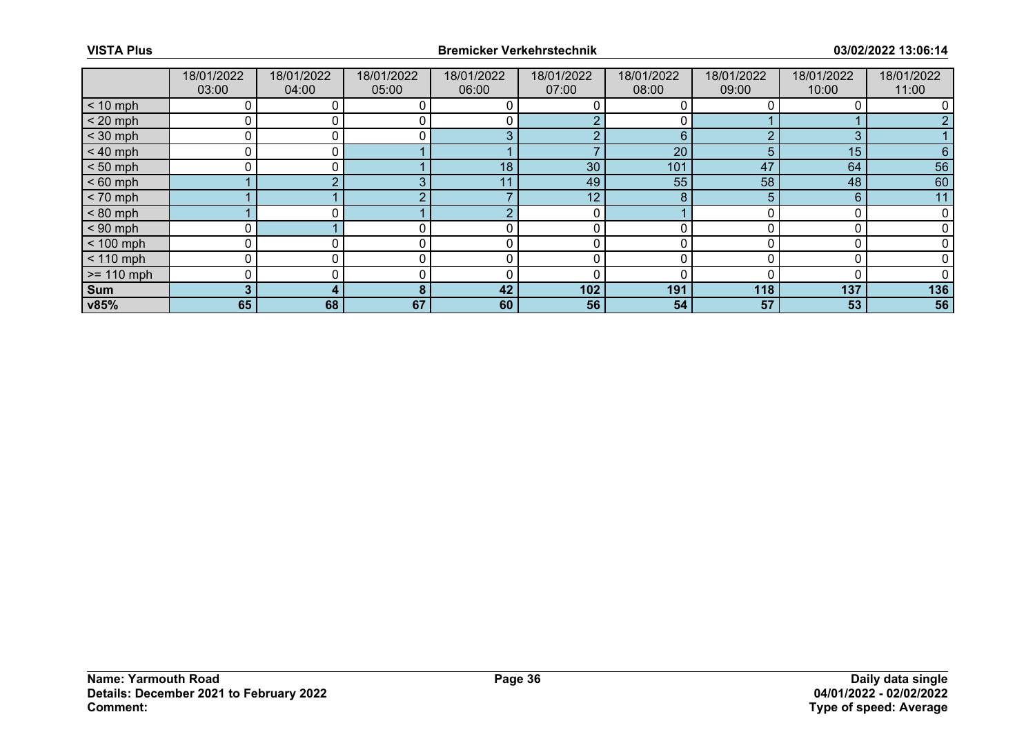| | 18/01/2022 03:00 | 18/01/2022 04:00 | 18/01/2022 05:00 | 18/01/2022 06:00 | 18/01/2022 07:00 | 18/01/2022 08:00 | 18/01/2022 09:00 | 18/01/2022 10:00 | 18/01/2022 11:00 |
|---|---|---|---|---|---|---|---|---|---|
| < 10 mph | 0 | 0 | 0 | 0 | 0 | 0 | 0 | 0 | 0 |
| < 20 mph | 0 | 0 | 0 | 0 | 2 | 0 | 1 | 1 | 2 |
| < 30 mph | 0 | 0 | 0 | 3 | 2 | 6 | 2 | 3 | 1 |
| < 40 mph | 0 | 0 | 1 | 1 | 7 | 20 | 5 | 15 | 6 |
| < 50 mph | 0 | 0 | 1 | 18 | 30 | 101 | 47 | 64 | 56 |
| < 60 mph | 1 | 2 | 3 | 11 | 49 | 55 | 58 | 48 | 60 |
| < 70 mph | 1 | 1 | 2 | 7 | 12 | 8 | 5 | 6 | 11 |
| < 80 mph | 1 | 0 | 1 | 2 | 0 | 1 | 0 | 0 | 0 |
| < 90 mph | 0 | 1 | 0 | 0 | 0 | 0 | 0 | 0 | 0 |
| < 100 mph | 0 | 0 | 0 | 0 | 0 | 0 | 0 | 0 | 0 |
| < 110 mph | 0 | 0 | 0 | 0 | 0 | 0 | 0 | 0 | 0 |
| >= 110 mph | 0 | 0 | 0 | 0 | 0 | 0 | 0 | 0 | 0 |
| **Sum** | **3** | **4** | **8** | **42** | **102** | **191** | **118** | **137** | **136** |
| **v85%** | **65** | **68** | **67** | **60** | **56** | **54** | **57** | **53** | **56** |

**Name: Yarmouth Road**
**Details: December 2021 to February 2022**
**Comment:**

**Daily data single**
**04/01/2022 - 02/02/2022**
**Type of speed: Average**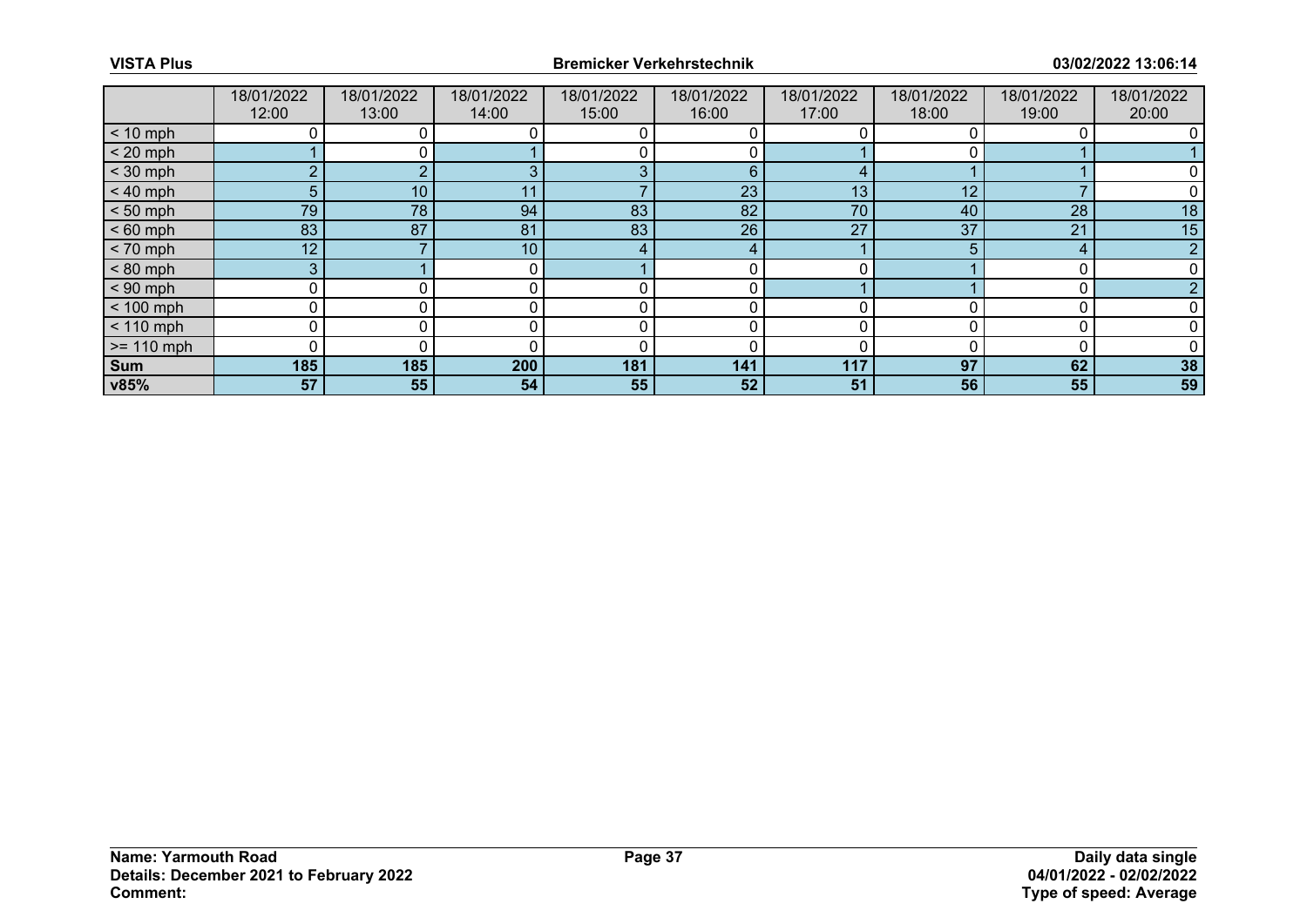| | 18/01/2022 12:00 | 18/01/2022 13:00 | 18/01/2022 14:00 | 18/01/2022 15:00 | 18/01/2022 16:00 | 18/01/2022 17:00 | 18/01/2022 18:00 | 18/01/2022 19:00 | 18/01/2022 20:00 |
|---|---|---|---|---|---|---|---|---|---|
| < 10 mph | 0 | 0 | 0 | 0 | 0 | 0 | 0 | 0 | 0 |
| < 20 mph | 1 | 0 | 1 | 0 | 0 | 1 | 0 | 1 | 1 |
| < 30 mph | 2 | 2 | 3 | 3 | 6 | 4 | 1 | 1 | 0 |
| < 40 mph | 5 | 10 | 11 | 7 | 23 | 13 | 12 | 7 | 0 |
| < 50 mph | 79 | 78 | 94 | 83 | 82 | 70 | 40 | 28 | 18 |
| < 60 mph | 83 | 87 | 81 | 83 | 26 | 27 | 37 | 21 | 15 |
| < 70 mph | 12 | 7 | 10 | 4 | 4 | 1 | 5 | 4 | 2 |
| < 80 mph | 3 | 1 | 0 | 1 | 0 | 0 | 1 | 0 | 0 |
| < 90 mph | 0 | 0 | 0 | 0 | 0 | 1 | 1 | 0 | 2 |
| < 100 mph | 0 | 0 | 0 | 0 | 0 | 0 | 0 | 0 | 0 |
| < 110 mph | 0 | 0 | 0 | 0 | 0 | 0 | 0 | 0 | 0 |
| >= 110 mph | 0 | 0 | 0 | 0 | 0 | 0 | 0 | 0 | 0 |
| **Sum** | **185** | **185** | **200** | **181** | **141** | **117** | **97** | **62** | **38** |
| **v85%** | **57** | **55** | **54** | **55** | **52** | **51** | **56** | **55** | **59** |

**Name: Yarmouth Road**
**Details: December 2021 to February 2022**
**Comment:**

**Daily data single**
**04/01/2022 - 02/02/2022**
**Type of speed: Average**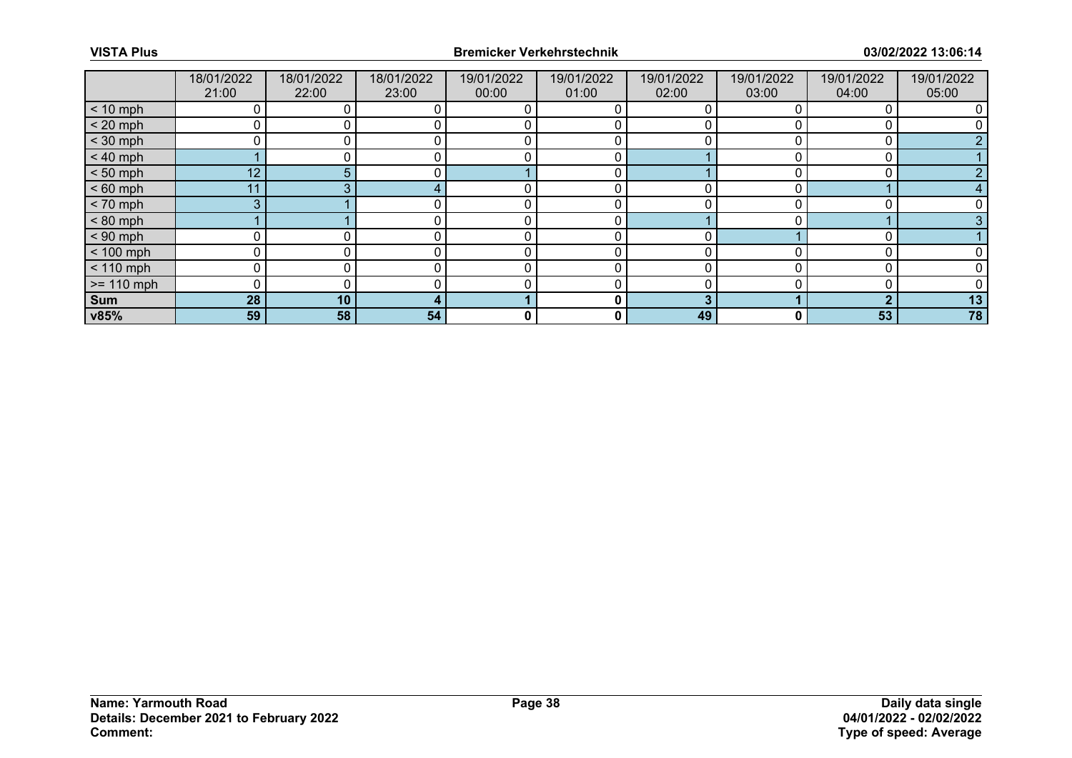|  | 18/01/2022 21:00 | 18/01/2022 22:00 | 18/01/2022 23:00 | 19/01/2022 00:00 | 19/01/2022 01:00 | 19/01/2022 02:00 | 19/01/2022 03:00 | 19/01/2022 04:00 | 19/01/2022 05:00 |
|---|---|---|---|---|---|---|---|---|---|
| < 10 mph | 0 | 0 | 0 | 0 | 0 | 0 | 0 | 0 | 0 |
| < 20 mph | 0 | 0 | 0 | 0 | 0 | 0 | 0 | 0 | 0 |
| < 30 mph | 0 | 0 | 0 | 0 | 0 | 0 | 0 | 0 | 2 |
| < 40 mph | 1 | 0 | 0 | 0 | 0 | 1 | 0 | 0 | 1 |
| < 50 mph | 12 | 5 | 0 | 1 | 0 | 1 | 0 | 0 | 2 |
| < 60 mph | 11 | 3 | 4 | 0 | 0 | 0 | 0 | 1 | 4 |
| < 70 mph | 3 | 1 | 0 | 0 | 0 | 0 | 0 | 0 | 0 |
| < 80 mph | 1 | 1 | 0 | 0 | 0 | 1 | 0 | 1 | 3 |
| < 90 mph | 0 | 0 | 0 | 0 | 0 | 0 | 1 | 0 | 1 |
| < 100 mph | 0 | 0 | 0 | 0 | 0 | 0 | 0 | 0 | 0 |
| < 110 mph | 0 | 0 | 0 | 0 | 0 | 0 | 0 | 0 | 0 |
| >= 110 mph | 0 | 0 | 0 | 0 | 0 | 0 | 0 | 0 | 0 |
| **Sum** | **28** | **10** | **4** | **1** | **0** | **3** | **1** | **2** | **13** |
| **v85%** | **59** | **58** | **54** | **0** | **0** | **49** | **0** | **53** | **78** |

**Name: Yarmouth Road**
**Details: December 2021 to February 2022**
**Comment:**

**Daily data single**
**04/01/2022 - 02/02/2022**
**Type of speed: Average**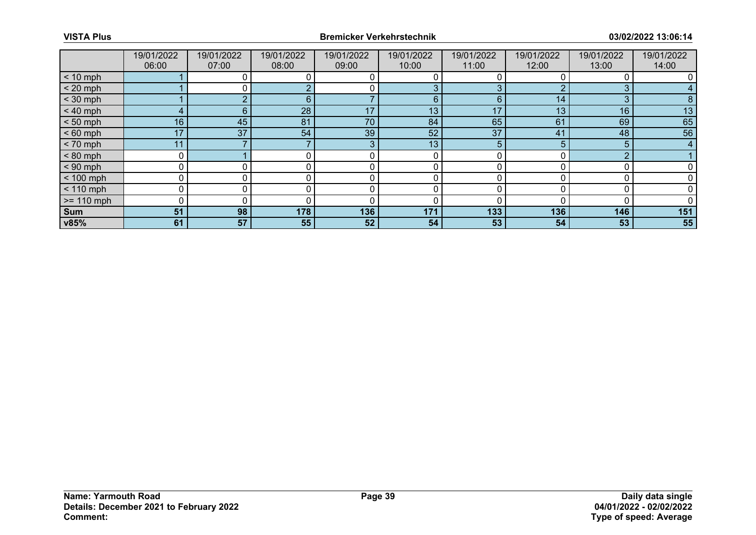| | 19/01/2022 06:00 | 19/01/2022 07:00 | 19/01/2022 08:00 | 19/01/2022 09:00 | 19/01/2022 10:00 | 19/01/2022 11:00 | 19/01/2022 12:00 | 19/01/2022 13:00 | 19/01/2022 14:00 |
|---|---|---|---|---|---|---|---|---|---|
| < 10 mph | 1 | 0 | 0 | 0 | 0 | 0 | 0 | 0 | 0 |
| < 20 mph | 1 | 0 | 2 | 0 | 3 | 3 | 2 | 3 | 4 |
| < 30 mph | 1 | 2 | 6 | 7 | 6 | 6 | 14 | 3 | 8 |
| < 40 mph | 4 | 6 | 28 | 17 | 13 | 17 | 13 | 16 | 13 |
| < 50 mph | 16 | 45 | 81 | 70 | 84 | 65 | 61 | 69 | 65 |
| < 60 mph | 17 | 37 | 54 | 39 | 52 | 37 | 41 | 48 | 56 |
| < 70 mph | 11 | 7 | 7 | 3 | 13 | 5 | 5 | 5 | 4 |
| < 80 mph | 0 | 1 | 0 | 0 | 0 | 0 | 0 | 2 | 1 |
| < 90 mph | 0 | 0 | 0 | 0 | 0 | 0 | 0 | 0 | 0 |
| < 100 mph | 0 | 0 | 0 | 0 | 0 | 0 | 0 | 0 | 0 |
| < 110 mph | 0 | 0 | 0 | 0 | 0 | 0 | 0 | 0 | 0 |
| >= 110 mph | 0 | 0 | 0 | 0 | 0 | 0 | 0 | 0 | 0 |
| **Sum** | **51** | **98** | **178** | **136** | **171** | **133** | **136** | **146** | **151** |
| **v85%** | **61** | **57** | **55** | **52** | **54** | **53** | **54** | **53** | **55** |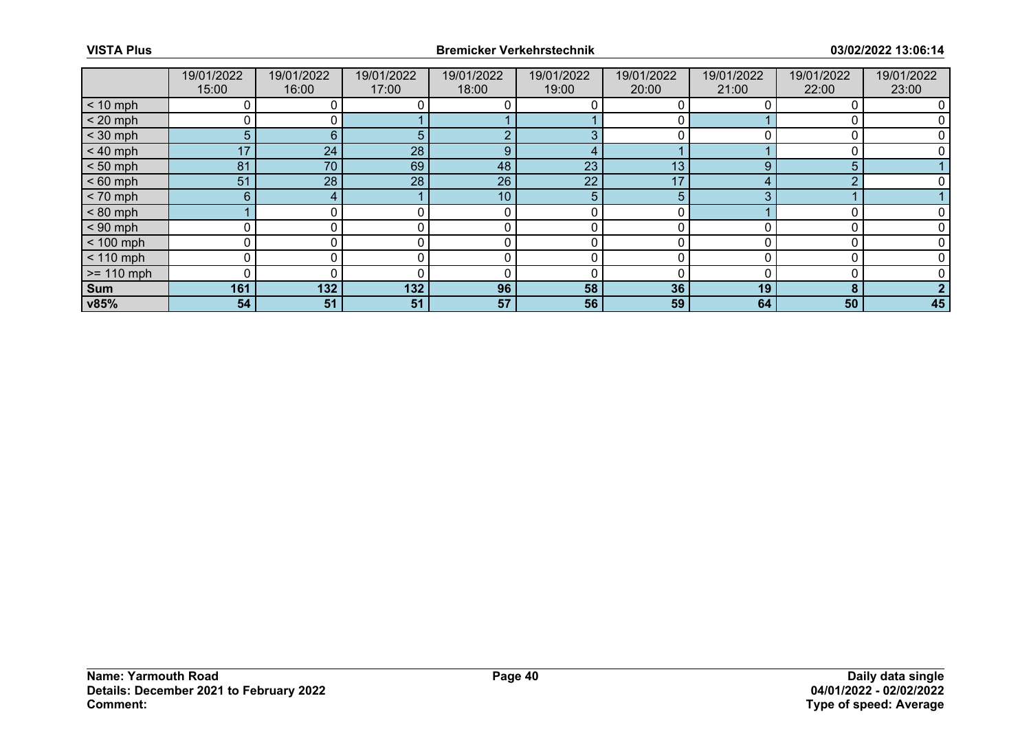| | 19/01/2022 15:00 | 19/01/2022 16:00 | 19/01/2022 17:00 | 19/01/2022 18:00 | 19/01/2022 19:00 | 19/01/2022 20:00 | 19/01/2022 21:00 | 19/01/2022 22:00 | 19/01/2022 23:00 |
|---|---|---|---|---|---|---|---|---|---|
| < 10 mph | 0 | 0 | 0 | 0 | 0 | 0 | 0 | 0 | 0 |
| < 20 mph | 0 | 0 | 1 | 1 | 1 | 0 | 1 | 0 | 0 |
| < 30 mph | 5 | 6 | 5 | 2 | 3 | 0 | 0 | 0 | 0 |
| < 40 mph | 17 | 24 | 28 | 9 | 4 | 1 | 1 | 0 | 0 |
| < 50 mph | 81 | 70 | 69 | 48 | 23 | 13 | 9 | 5 | 1 |
| < 60 mph | 51 | 28 | 28 | 26 | 22 | 17 | 4 | 2 | 0 |
| < 70 mph | 6 | 4 | 1 | 10 | 5 | 5 | 3 | 1 | 1 |
| < 80 mph | 1 | 0 | 0 | 0 | 0 | 0 | 1 | 0 | 0 |
| < 90 mph | 0 | 0 | 0 | 0 | 0 | 0 | 0 | 0 | 0 |
| < 100 mph | 0 | 0 | 0 | 0 | 0 | 0 | 0 | 0 | 0 |
| < 110 mph | 0 | 0 | 0 | 0 | 0 | 0 | 0 | 0 | 0 |
| >= 110 mph | 0 | 0 | 0 | 0 | 0 | 0 | 0 | 0 | 0 |
| **Sum** | **161** | **132** | **132** | **96** | **58** | **36** | **19** | **8** | **2** |
| **v85%** | **54** | **51** | **51** | **57** | **56** | **59** | **64** | **50** | **45** |

**Name: Yarmouth Road**
**Details: December 2021 to February 2022**
**Comment:**

**Daily data single**
**04/01/2022 - 02/02/2022**
**Type of speed: Average**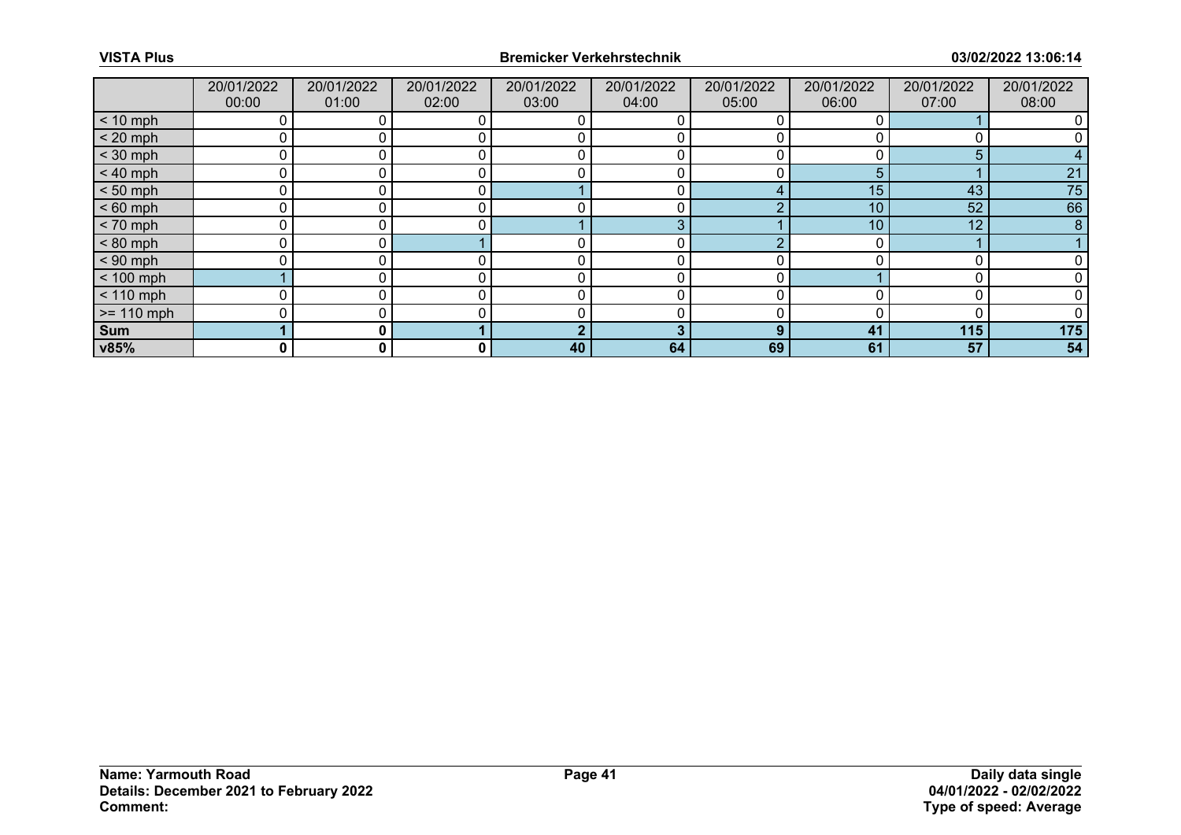| | 20/01/2022 00:00 | 20/01/2022 01:00 | 20/01/2022 02:00 | 20/01/2022 03:00 | 20/01/2022 04:00 | 20/01/2022 05:00 | 20/01/2022 06:00 | 20/01/2022 07:00 | 20/01/2022 08:00 |
|---|---|---|---|---|---|---|---|---|---|
| < 10 mph | 0 | 0 | 0 | 0 | 0 | 0 | 0 | 1 | 0 |
| < 20 mph | 0 | 0 | 0 | 0 | 0 | 0 | 0 | 0 | 0 |
| < 30 mph | 0 | 0 | 0 | 0 | 0 | 0 | 0 | 5 | 4 |
| < 40 mph | 0 | 0 | 0 | 0 | 0 | 0 | 5 | 1 | 21 |
| < 50 mph | 0 | 0 | 0 | 1 | 0 | 4 | 15 | 43 | 75 |
| < 60 mph | 0 | 0 | 0 | 0 | 0 | 2 | 10 | 52 | 66 |
| < 70 mph | 0 | 0 | 0 | 1 | 3 | 1 | 10 | 12 | 8 |
| < 80 mph | 0 | 0 | 1 | 0 | 0 | 2 | 0 | 1 | 1 |
| < 90 mph | 0 | 0 | 0 | 0 | 0 | 0 | 0 | 0 | 0 |
| < 100 mph | 1 | 0 | 0 | 0 | 0 | 0 | 1 | 0 | 0 |
| < 110 mph | 0 | 0 | 0 | 0 | 0 | 0 | 0 | 0 | 0 |
| >= 110 mph | 0 | 0 | 0 | 0 | 0 | 0 | 0 | 0 | 0 |
| **Sum** | **1** | **0** | **1** | **2** | **3** | **9** | **41** | **115** | **175** |
| **v85%** | **0** | **0** | **0** | **40** | **64** | **69** | **61** | **57** | **54** |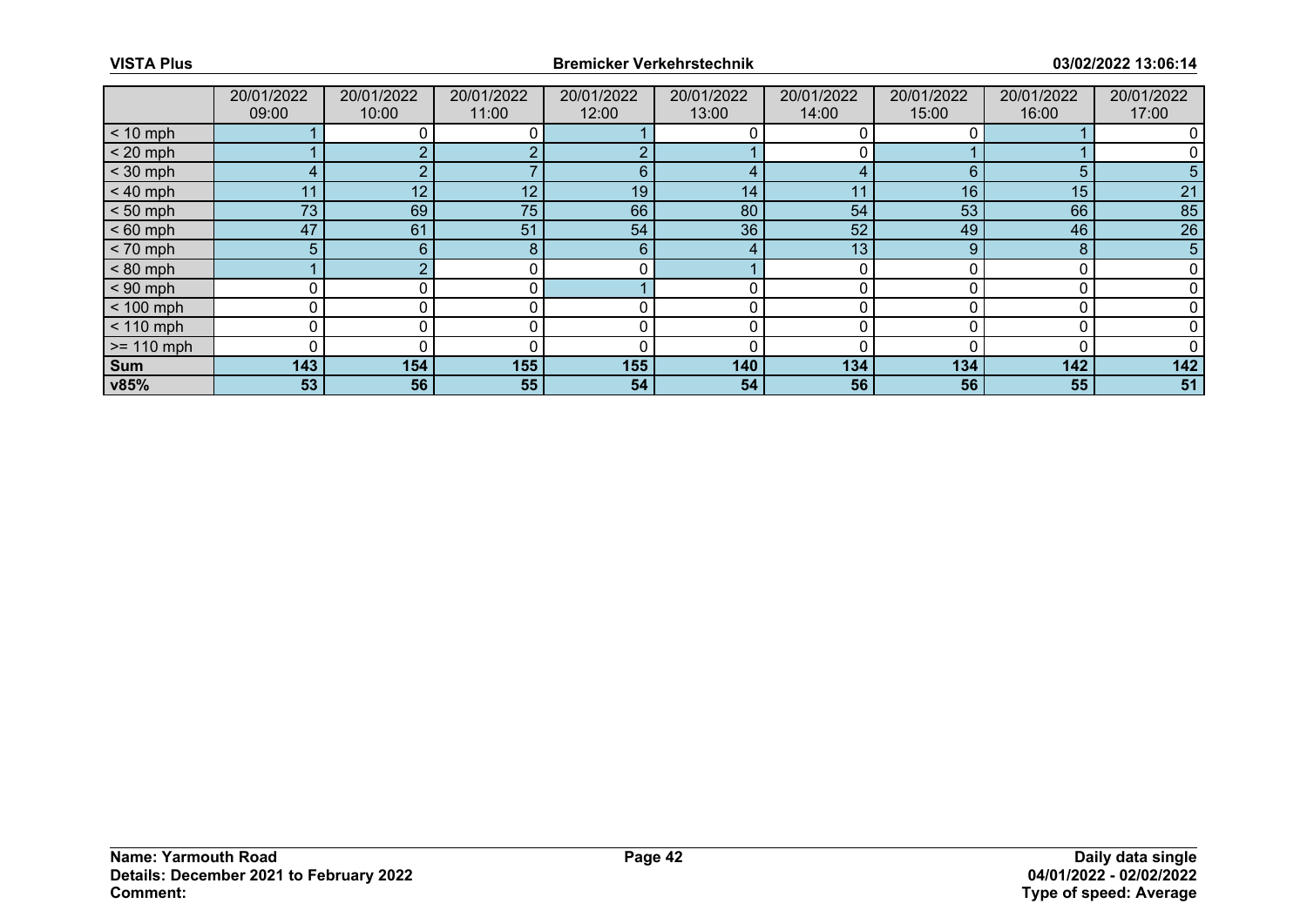| | 20/01/2022 09:00 | 20/01/2022 10:00 | 20/01/2022 11:00 | 20/01/2022 12:00 | 20/01/2022 13:00 | 20/01/2022 14:00 | 20/01/2022 15:00 | 20/01/2022 16:00 | 20/01/2022 17:00 |
|---|---|---|---|---|---|---|---|---|---|
| < 10 mph | 1 | 0 | 0 | 1 | 0 | 0 | 0 | 1 | 0 |
| < 20 mph | 1 | 2 | 2 | 2 | 1 | 0 | 1 | 1 | 0 |
| < 30 mph | 4 | 2 | 7 | 6 | 4 | 4 | 6 | 5 | 5 |
| < 40 mph | 11 | 12 | 12 | 19 | 14 | 11 | 16 | 15 | 21 |
| < 50 mph | 73 | 69 | 75 | 66 | 80 | 54 | 53 | 66 | 85 |
| < 60 mph | 47 | 61 | 51 | 54 | 36 | 52 | 49 | 46 | 26 |
| < 70 mph | 5 | 6 | 8 | 6 | 4 | 13 | 9 | 8 | 5 |
| < 80 mph | 1 | 2 | 0 | 0 | 1 | 0 | 0 | 0 | 0 |
| < 90 mph | 0 | 0 | 0 | 1 | 0 | 0 | 0 | 0 | 0 |
| < 100 mph | 0 | 0 | 0 | 0 | 0 | 0 | 0 | 0 | 0 |
| < 110 mph | 0 | 0 | 0 | 0 | 0 | 0 | 0 | 0 | 0 |
| >= 110 mph | 0 | 0 | 0 | 0 | 0 | 0 | 0 | 0 | 0 |
| **Sum** | **143** | **154** | **155** | **155** | **140** | **134** | **134** | **142** | **142** |
| **v85%** | **53** | **56** | **55** | **54** | **54** | **56** | **56** | **55** | **51** |

**Name: Yarmouth Road**
**Details: December 2021 to February 2022**
**Comment:**

**Daily data single**
**04/01/2022 - 02/02/2022**
**Type of speed: Average**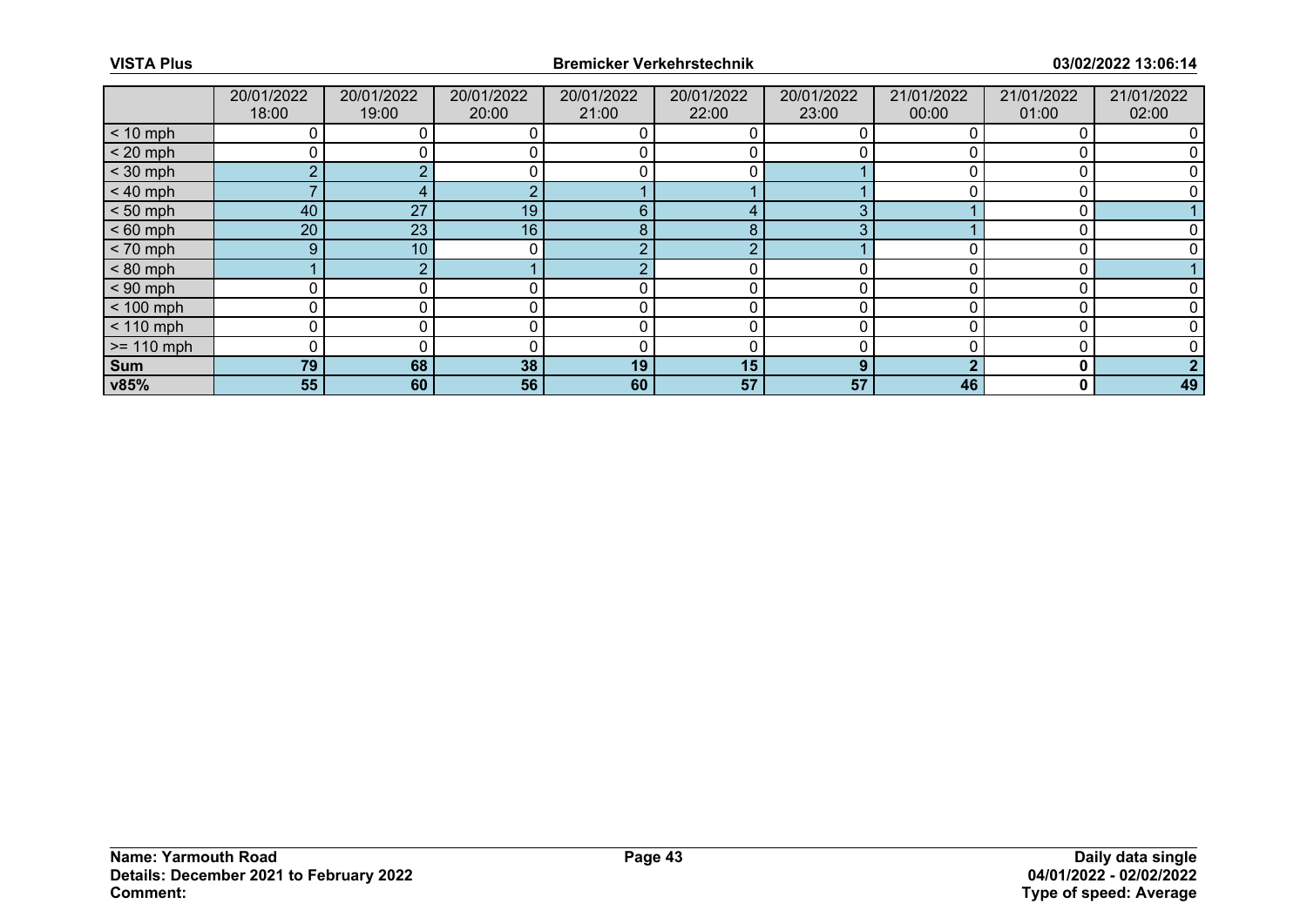| | 20/01/2022 18:00 | 20/01/2022 19:00 | 20/01/2022 20:00 | 20/01/2022 21:00 | 20/01/2022 22:00 | 20/01/2022 23:00 | 21/01/2022 00:00 | 21/01/2022 01:00 | 21/01/2022 02:00 |
|---|---|---|---|---|---|---|---|---|---|
| < 10 mph | 0 | 0 | 0 | 0 | 0 | 0 | 0 | 0 | 0 |
| < 20 mph | 0 | 0 | 0 | 0 | 0 | 0 | 0 | 0 | 0 |
| < 30 mph | 2 | 2 | 0 | 0 | 0 | 1 | 0 | 0 | 0 |
| < 40 mph | 7 | 4 | 2 | 1 | 1 | 1 | 0 | 0 | 0 |
| < 50 mph | 40 | 27 | 19 | 6 | 4 | 3 | 1 | 0 | 1 |
| < 60 mph | 20 | 23 | 16 | 8 | 8 | 3 | 1 | 0 | 0 |
| < 70 mph | 9 | 10 | 0 | 2 | 2 | 1 | 0 | 0 | 0 |
| < 80 mph | 1 | 2 | 1 | 2 | 0 | 0 | 0 | 0 | 1 |
| < 90 mph | 0 | 0 | 0 | 0 | 0 | 0 | 0 | 0 | 0 |
| < 100 mph | 0 | 0 | 0 | 0 | 0 | 0 | 0 | 0 | 0 |
| < 110 mph | 0 | 0 | 0 | 0 | 0 | 0 | 0 | 0 | 0 |
| >= 110 mph | 0 | 0 | 0 | 0 | 0 | 0 | 0 | 0 | 0 |
| **Sum** | **79** | **68** | **38** | **19** | **15** | **9** | **2** | **0** | **2** |
| **v85%** | **55** | **60** | **56** | **60** | **57** | **57** | **46** | **0** | **49** |

**Name: Yarmouth Road**
**Details: December 2021 to February 2022**
**Comment:**

**Daily data single**
**04/01/2022 - 02/02/2022**
**Type of speed: Average**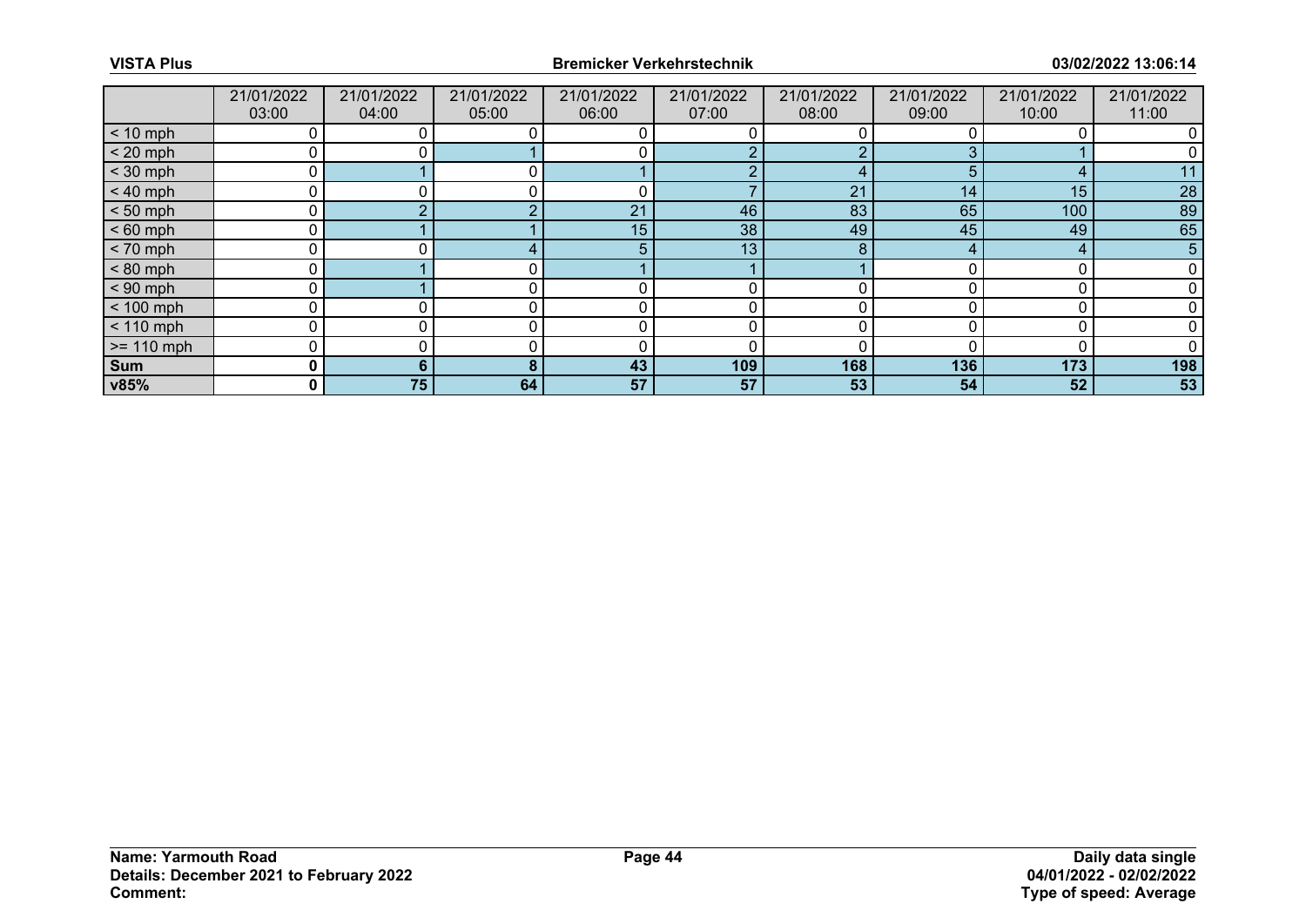| | 21/01/2022 03:00 | 21/01/2022 04:00 | 21/01/2022 05:00 | 21/01/2022 06:00 | 21/01/2022 07:00 | 21/01/2022 08:00 | 21/01/2022 09:00 | 21/01/2022 10:00 | 21/01/2022 11:00 |
|---|---|---|---|---|---|---|---|---|---|
| < 10 mph | 0 | 0 | 0 | 0 | 0 | 0 | 0 | 0 | 0 |
| < 20 mph | 0 | 0 | 1 | 0 | 2 | 2 | 3 | 1 | 0 |
| < 30 mph | 0 | 1 | 0 | 1 | 2 | 4 | 5 | 4 | 11 |
| < 40 mph | 0 | 0 | 0 | 0 | 7 | 21 | 14 | 15 | 28 |
| < 50 mph | 0 | 2 | 2 | 21 | 46 | 83 | 65 | 100 | 89 |
| < 60 mph | 0 | 1 | 1 | 15 | 38 | 49 | 45 | 49 | 65 |
| < 70 mph | 0 | 0 | 4 | 5 | 13 | 8 | 4 | 4 | 5 |
| < 80 mph | 0 | 1 | 0 | 1 | 1 | 1 | 0 | 0 | 0 |
| < 90 mph | 0 | 1 | 0 | 0 | 0 | 0 | 0 | 0 | 0 |
| < 100 mph | 0 | 0 | 0 | 0 | 0 | 0 | 0 | 0 | 0 |
| < 110 mph | 0 | 0 | 0 | 0 | 0 | 0 | 0 | 0 | 0 |
| >= 110 mph | 0 | 0 | 0 | 0 | 0 | 0 | 0 | 0 | 0 |
| **Sum** | **0** | **6** | **8** | **43** | **109** | **168** | **136** | **173** | **198** |
| **v85%** | **0** | **75** | **64** | **57** | **57** | **53** | **54** | **52** | **53** |

**Name: Yarmouth Road**
**Details: December 2021 to February 2022**
**Comment:**

**Daily data single**
**04/01/2022 - 02/02/2022**
**Type of speed: Average**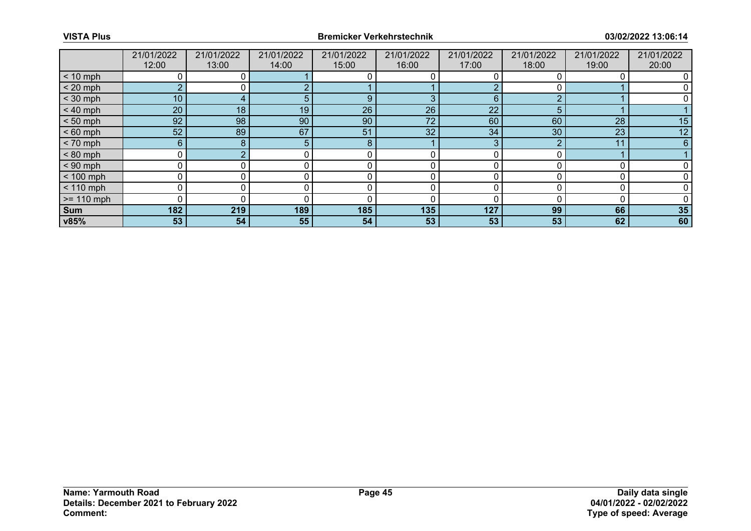| | 21/01/2022 12:00 | 21/01/2022 13:00 | 21/01/2022 14:00 | 21/01/2022 15:00 | 21/01/2022 16:00 | 21/01/2022 17:00 | 21/01/2022 18:00 | 21/01/2022 19:00 | 21/01/2022 20:00 |
|---|---|---|---|---|---|---|---|---|---|
| < 10 mph | 0 | 0 | 1 | 0 | 0 | 0 | 0 | 0 | 0 |
| < 20 mph | 2 | 0 | 2 | 1 | 1 | 2 | 0 | 1 | 0 |
| < 30 mph | 10 | 4 | 5 | 9 | 3 | 6 | 2 | 1 | 0 |
| < 40 mph | 20 | 18 | 19 | 26 | 26 | 22 | 5 | 1 | 1 |
| < 50 mph | 92 | 98 | 90 | 90 | 72 | 60 | 60 | 28 | 15 |
| < 60 mph | 52 | 89 | 67 | 51 | 32 | 34 | 30 | 23 | 12 |
| < 70 mph | 6 | 8 | 5 | 8 | 1 | 3 | 2 | 11 | 6 |
| < 80 mph | 0 | 2 | 0 | 0 | 0 | 0 | 0 | 1 | 1 |
| < 90 mph | 0 | 0 | 0 | 0 | 0 | 0 | 0 | 0 | 0 |
| < 100 mph | 0 | 0 | 0 | 0 | 0 | 0 | 0 | 0 | 0 |
| < 110 mph | 0 | 0 | 0 | 0 | 0 | 0 | 0 | 0 | 0 |
| >= 110 mph | 0 | 0 | 0 | 0 | 0 | 0 | 0 | 0 | 0 |
| **Sum** | **182** | **219** | **189** | **185** | **135** | **127** | **99** | **66** | **35** |
| **v85%** | **53** | **54** | **55** | **54** | **53** | **53** | **53** | **62** | **60** |

**Name: Yarmouth Road**
**Details: December 2021 to February 2022**
**Comment:**

**Daily data single**
**04/01/2022 - 02/02/2022**
**Type of speed: Average**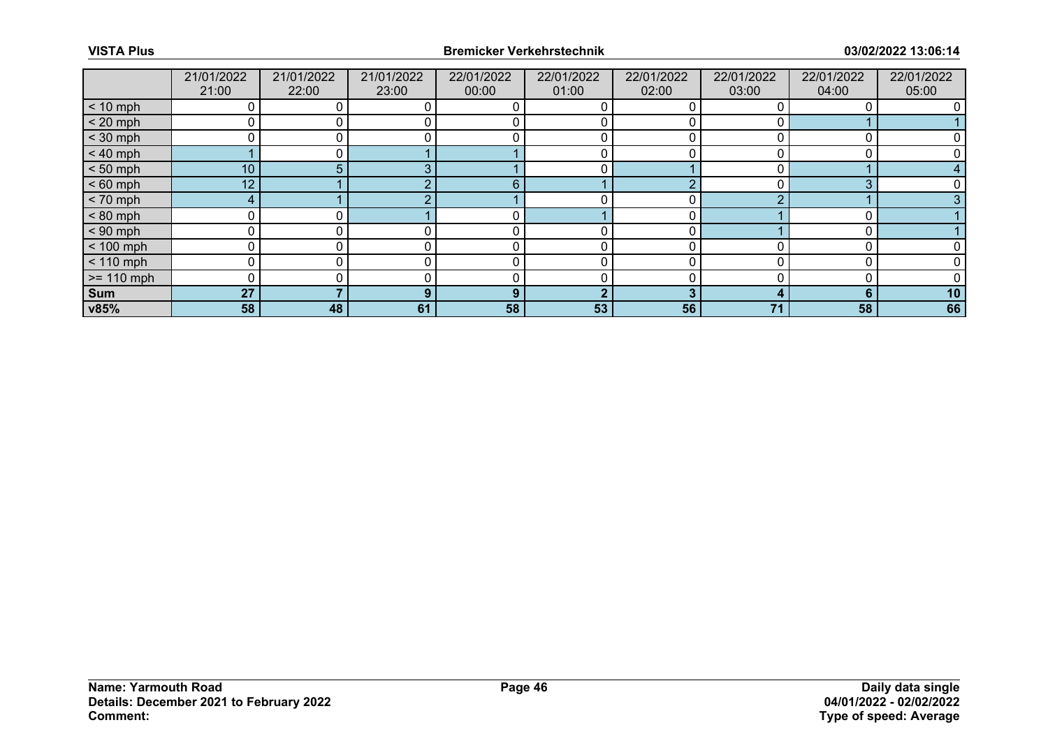| | 21/01/2022 21:00 | 21/01/2022 22:00 | 21/01/2022 23:00 | 22/01/2022 00:00 | 22/01/2022 01:00 | 22/01/2022 02:00 | 22/01/2022 03:00 | 22/01/2022 04:00 | 22/01/2022 05:00 |
|---|---|---|---|---|---|---|---|---|---|
| < 10 mph | 0 | 0 | 0 | 0 | 0 | 0 | 0 | 0 | 0 |
| < 20 mph | 0 | 0 | 0 | 0 | 0 | 0 | 0 | 1 | 1 |
| < 30 mph | 0 | 0 | 0 | 0 | 0 | 0 | 0 | 0 | 0 |
| < 40 mph | 1 | 0 | 1 | 1 | 0 | 0 | 0 | 0 | 0 |
| < 50 mph | 10 | 5 | 3 | 1 | 0 | 1 | 0 | 1 | 4 |
| < 60 mph | 12 | 1 | 2 | 6 | 1 | 2 | 0 | 3 | 0 |
| < 70 mph | 4 | 1 | 2 | 1 | 0 | 0 | 2 | 1 | 3 |
| < 80 mph | 0 | 0 | 1 | 0 | 1 | 0 | 1 | 0 | 1 |
| < 90 mph | 0 | 0 | 0 | 0 | 0 | 0 | 1 | 0 | 1 |
| < 100 mph | 0 | 0 | 0 | 0 | 0 | 0 | 0 | 0 | 0 |
| < 110 mph | 0 | 0 | 0 | 0 | 0 | 0 | 0 | 0 | 0 |
| >= 110 mph | 0 | 0 | 0 | 0 | 0 | 0 | 0 | 0 | 0 |
| **Sum** | **27** | **7** | **9** | **9** | **2** | **3** | **4** | **6** | **10** |
| **v85%** | **58** | **48** | **61** | **58** | **53** | **56** | **71** | **58** | **66** |

**Name: Yarmouth Road**
**Details: December 2021 to February 2022**
**Comment:**

**Daily data single**
**04/01/2022 - 02/02/2022**
**Type of speed: Average**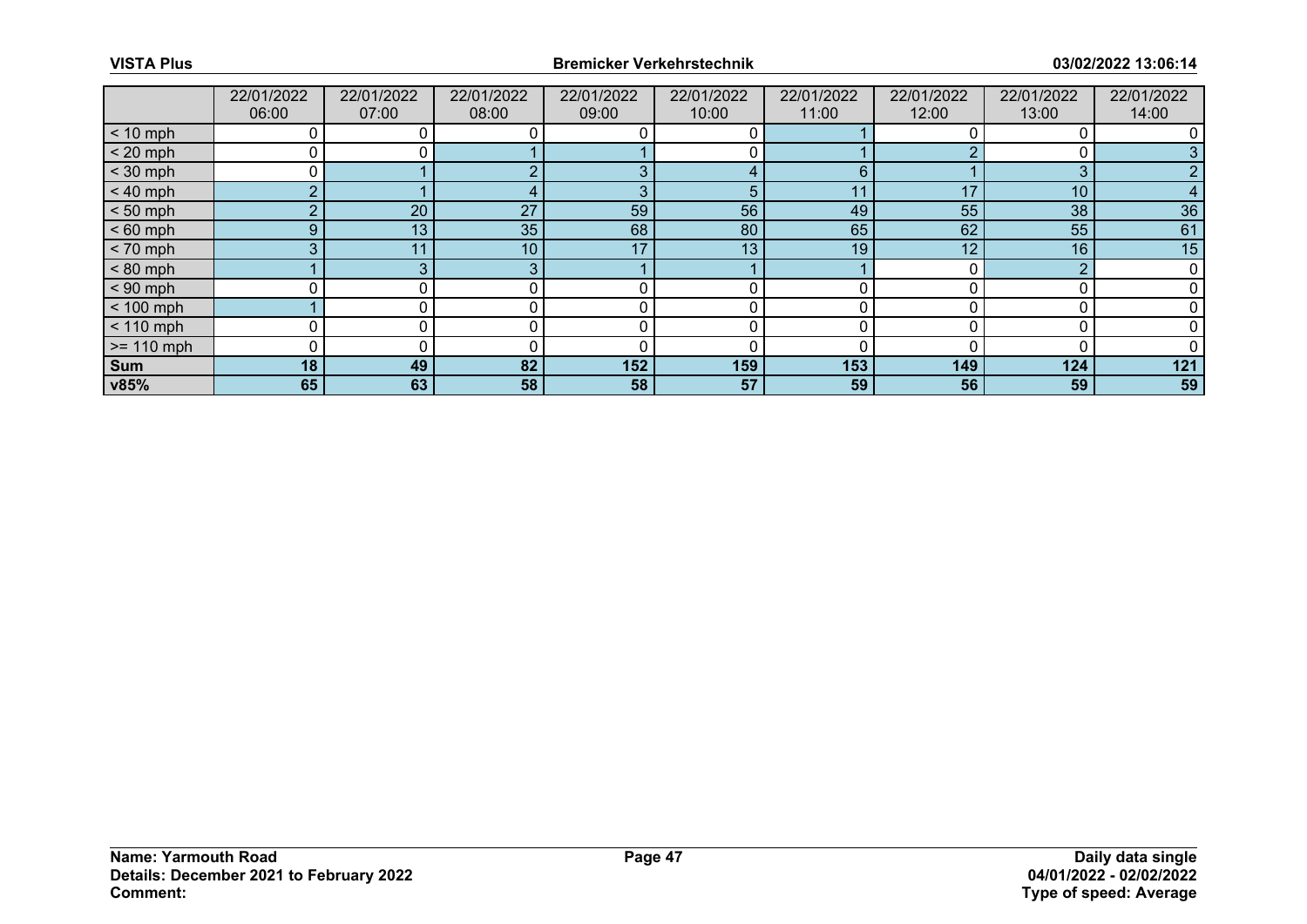| | 22/01/2022 06:00 | 22/01/2022 07:00 | 22/01/2022 08:00 | 22/01/2022 09:00 | 22/01/2022 10:00 | 22/01/2022 11:00 | 22/01/2022 12:00 | 22/01/2022 13:00 | 22/01/2022 14:00 |
|---|---|---|---|---|---|---|---|---|---|
| < 10 mph | 0 | 0 | 0 | 0 | 0 | 1 | 0 | 0 | 0 |
| < 20 mph | 0 | 0 | 1 | 1 | 0 | 1 | 2 | 0 | 3 |
| < 30 mph | 0 | 1 | 2 | 3 | 4 | 6 | 1 | 3 | 2 |
| < 40 mph | 2 | 1 | 4 | 3 | 5 | 11 | 17 | 10 | 4 |
| < 50 mph | 2 | 20 | 27 | 59 | 56 | 49 | 55 | 38 | 36 |
| < 60 mph | 9 | 13 | 35 | 68 | 80 | 65 | 62 | 55 | 61 |
| < 70 mph | 3 | 11 | 10 | 17 | 13 | 19 | 12 | 16 | 15 |
| < 80 mph | 1 | 3 | 3 | 1 | 1 | 1 | 0 | 2 | 0 |
| < 90 mph | 0 | 0 | 0 | 0 | 0 | 0 | 0 | 0 | 0 |
| < 100 mph | 1 | 0 | 0 | 0 | 0 | 0 | 0 | 0 | 0 |
| < 110 mph | 0 | 0 | 0 | 0 | 0 | 0 | 0 | 0 | 0 |
| >= 110 mph | 0 | 0 | 0 | 0 | 0 | 0 | 0 | 0 | 0 |
| **Sum** | **18** | **49** | **82** | **152** | **159** | **153** | **149** | **124** | **121** |
| **v85%** | **65** | **63** | **58** | **58** | **57** | **59** | **56** | **59** | **59** |

**Name: Yarmouth Road**
**Details: December 2021 to February 2022**
**Comment:**

**Daily data single**
**04/01/2022 - 02/02/2022**
**Type of speed: Average**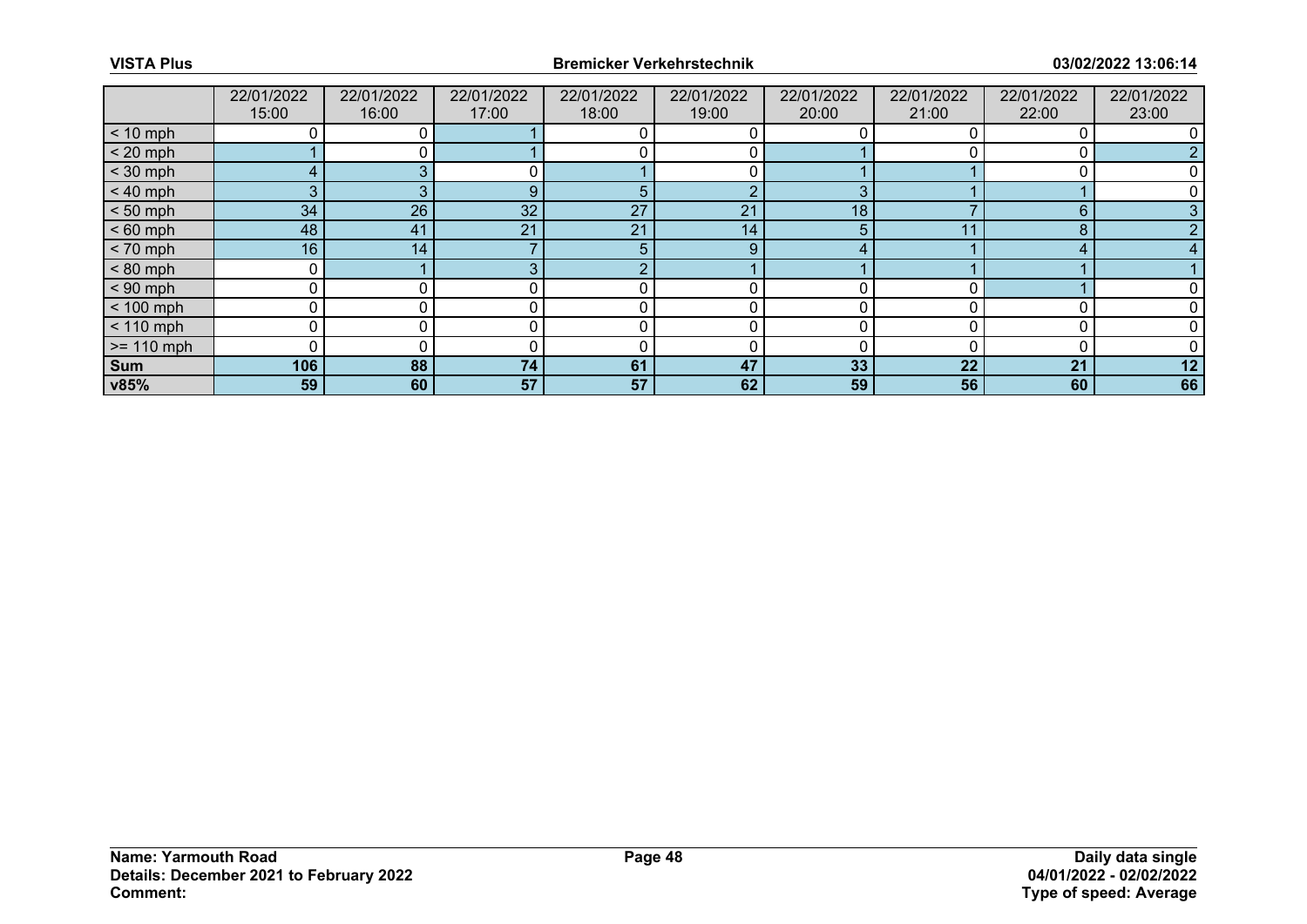|  | 22/01/2022 15:00 | 22/01/2022 16:00 | 22/01/2022 17:00 | 22/01/2022 18:00 | 22/01/2022 19:00 | 22/01/2022 20:00 | 22/01/2022 21:00 | 22/01/2022 22:00 | 22/01/2022 23:00 |
|---|---|---|---|---|---|---|---|---|---|
| < 10 mph | 0 | 0 | 1 | 0 | 0 | 0 | 0 | 0 | 0 |
| < 20 mph | 1 | 0 | 1 | 0 | 0 | 1 | 0 | 0 | 2 |
| < 30 mph | 4 | 3 | 0 | 1 | 0 | 1 | 1 | 0 | 0 |
| < 40 mph | 3 | 3 | 9 | 5 | 2 | 3 | 1 | 1 | 0 |
| < 50 mph | 34 | 26 | 32 | 27 | 21 | 18 | 7 | 6 | 3 |
| < 60 mph | 48 | 41 | 21 | 21 | 14 | 5 | 11 | 8 | 2 |
| < 70 mph | 16 | 14 | 7 | 5 | 9 | 4 | 1 | 4 | 4 |
| < 80 mph | 0 | 1 | 3 | 2 | 1 | 1 | 1 | 1 | 1 |
| < 90 mph | 0 | 0 | 0 | 0 | 0 | 0 | 0 | 1 | 0 |
| < 100 mph | 0 | 0 | 0 | 0 | 0 | 0 | 0 | 0 | 0 |
| < 110 mph | 0 | 0 | 0 | 0 | 0 | 0 | 0 | 0 | 0 |
| >= 110 mph | 0 | 0 | 0 | 0 | 0 | 0 | 0 | 0 | 0 |
| **Sum** | **106** | **88** | **74** | **61** | **47** | **33** | **22** | **21** | **12** |
| **v85%** | **59** | **60** | **57** | **57** | **62** | **59** | **56** | **60** | **66** |

**Name: Yarmouth Road**
**Details: December 2021 to February 2022**
**Comment:**

**Daily data single**
**04/01/2022 - 02/02/2022**
**Type of speed: Average**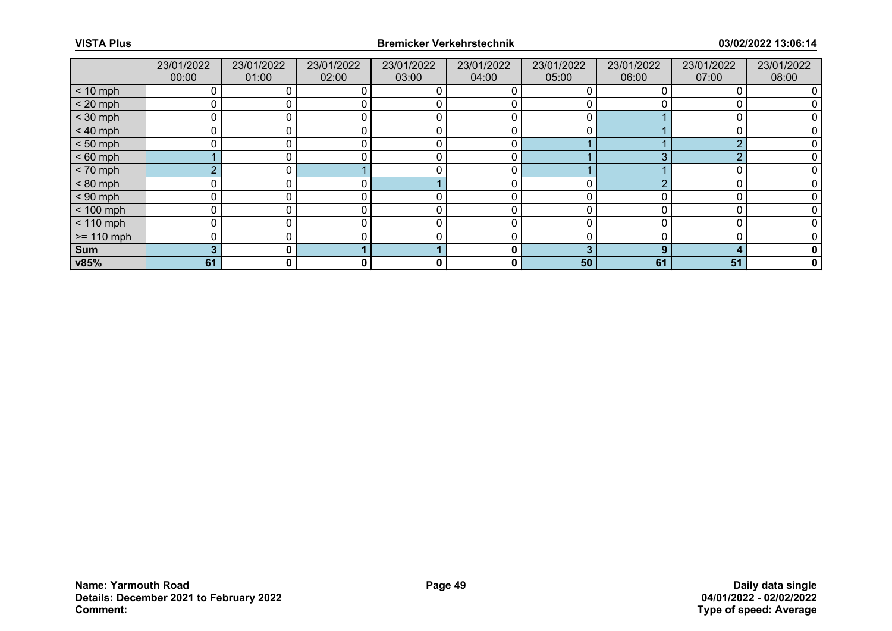|  | 23/01/2022 00:00 | 23/01/2022 01:00 | 23/01/2022 02:00 | 23/01/2022 03:00 | 23/01/2022 04:00 | 23/01/2022 05:00 | 23/01/2022 06:00 | 23/01/2022 07:00 | 23/01/2022 08:00 |
|---|---|---|---|---|---|---|---|---|---|
| < 10 mph | 0 | 0 | 0 | 0 | 0 | 0 | 0 | 0 | 0 |
| < 20 mph | 0 | 0 | 0 | 0 | 0 | 0 | 0 | 0 | 0 |
| < 30 mph | 0 | 0 | 0 | 0 | 0 | 0 | 1 | 0 | 0 |
| < 40 mph | 0 | 0 | 0 | 0 | 0 | 0 | 1 | 0 | 0 |
| < 50 mph | 0 | 0 | 0 | 0 | 0 | 1 | 1 | 2 | 0 |
| < 60 mph | 1 | 0 | 0 | 0 | 0 | 1 | 3 | 2 | 0 |
| < 70 mph | 2 | 0 | 1 | 0 | 0 | 1 | 1 | 0 | 0 |
| < 80 mph | 0 | 0 | 0 | 1 | 0 | 0 | 2 | 0 | 0 |
| < 90 mph | 0 | 0 | 0 | 0 | 0 | 0 | 0 | 0 | 0 |
| < 100 mph | 0 | 0 | 0 | 0 | 0 | 0 | 0 | 0 | 0 |
| < 110 mph | 0 | 0 | 0 | 0 | 0 | 0 | 0 | 0 | 0 |
| >= 110 mph | 0 | 0 | 0 | 0 | 0 | 0 | 0 | 0 | 0 |
| **Sum** | **3** | **0** | **1** | **1** | **0** | **3** | **9** | **4** | **0** |
| **v85%** | **61** | **0** | **0** | **0** | **0** | **50** | **61** | **51** | **0** |

**Name: Yarmouth Road**
**Details: December 2021 to February 2022**
**Comment:**

**Daily data single**
**04/01/2022 - 02/02/2022**
**Type of speed: Average**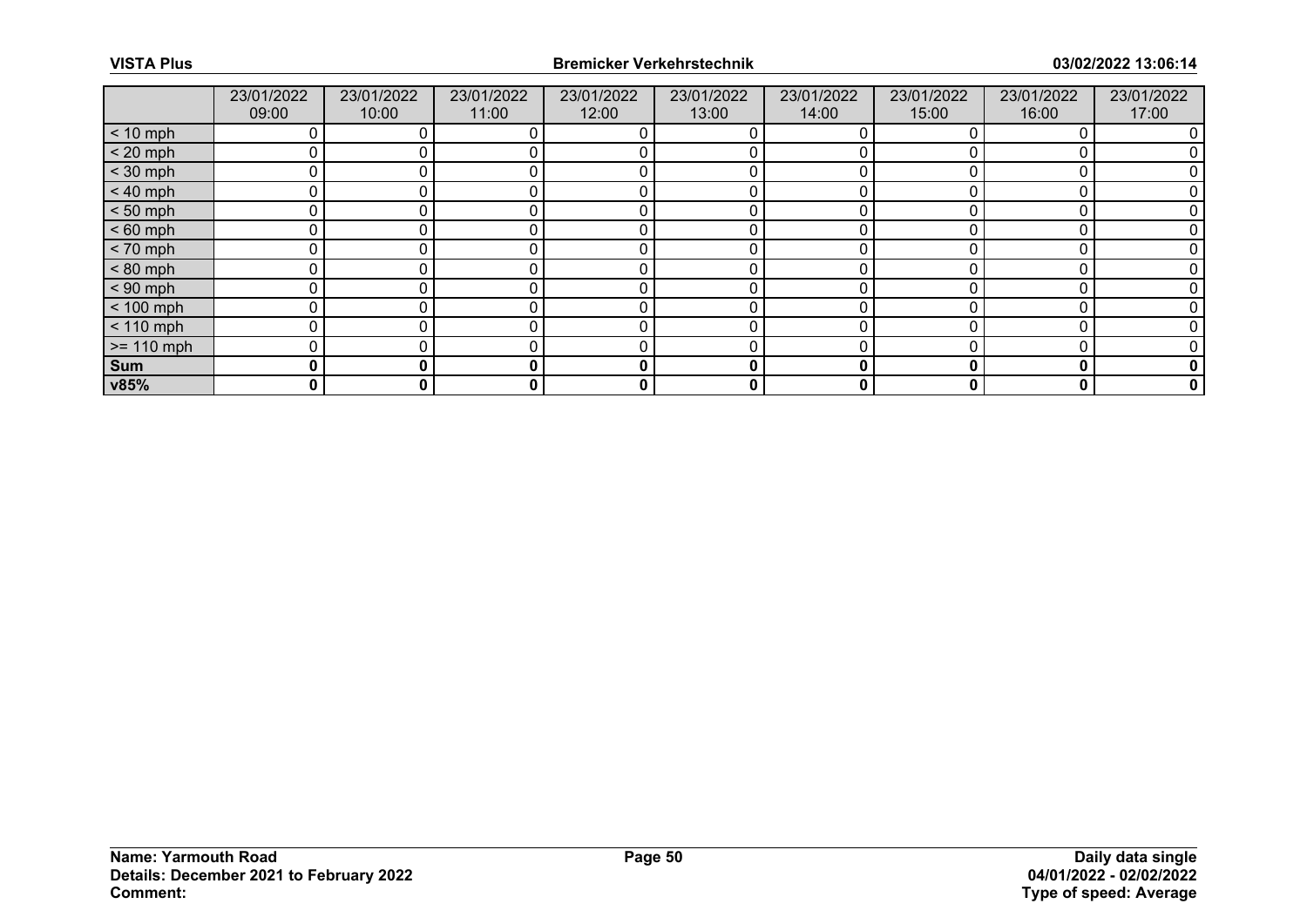| | 23/01/2022 09:00 | 23/01/2022 10:00 | 23/01/2022 11:00 | 23/01/2022 12:00 | 23/01/2022 13:00 | 23/01/2022 14:00 | 23/01/2022 15:00 | 23/01/2022 16:00 | 23/01/2022 17:00 |
|---|---|---|---|---|---|---|---|---|---|
| < 10 mph | 0 | 0 | 0 | 0 | 0 | 0 | 0 | 0 | 0 |
| < 20 mph | 0 | 0 | 0 | 0 | 0 | 0 | 0 | 0 | 0 |
| < 30 mph | 0 | 0 | 0 | 0 | 0 | 0 | 0 | 0 | 0 |
| < 40 mph | 0 | 0 | 0 | 0 | 0 | 0 | 0 | 0 | 0 |
| < 50 mph | 0 | 0 | 0 | 0 | 0 | 0 | 0 | 0 | 0 |
| < 60 mph | 0 | 0 | 0 | 0 | 0 | 0 | 0 | 0 | 0 |
| < 70 mph | 0 | 0 | 0 | 0 | 0 | 0 | 0 | 0 | 0 |
| < 80 mph | 0 | 0 | 0 | 0 | 0 | 0 | 0 | 0 | 0 |
| < 90 mph | 0 | 0 | 0 | 0 | 0 | 0 | 0 | 0 | 0 |
| < 100 mph | 0 | 0 | 0 | 0 | 0 | 0 | 0 | 0 | 0 |
| < 110 mph | 0 | 0 | 0 | 0 | 0 | 0 | 0 | 0 | 0 |
| >= 110 mph | 0 | 0 | 0 | 0 | 0 | 0 | 0 | 0 | 0 |
| **Sum** | **0** | **0** | **0** | **0** | **0** | **0** | **0** | **0** | **0** |
| **v85%** | **0** | **0** | **0** | **0** | **0** | **0** | **0** | **0** | **0** |

**Name: Yarmouth Road**
**Details: December 2021 to February 2022**
**Comment:**

**Daily data single**
**04/01/2022 - 02/02/2022**
**Type of speed: Average**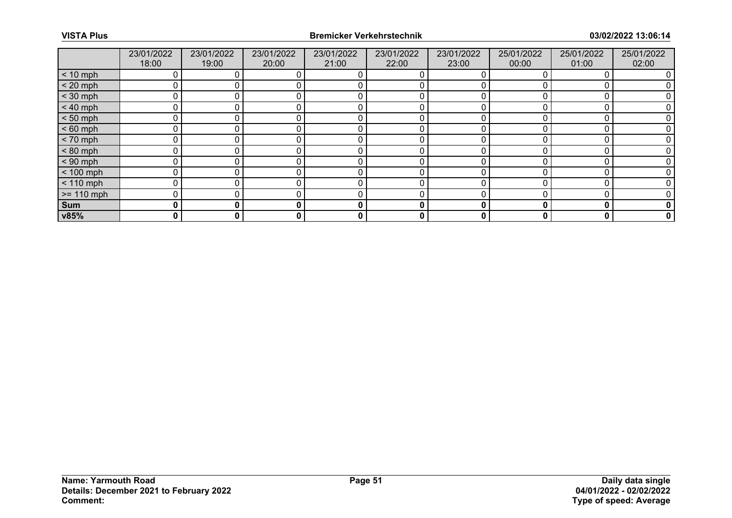| | 23/01/2022 18:00 | 23/01/2022 19:00 | 23/01/2022 20:00 | 23/01/2022 21:00 | 23/01/2022 22:00 | 23/01/2022 23:00 | 25/01/2022 00:00 | 25/01/2022 01:00 | 25/01/2022 02:00 |
|---|---|---|---|---|---|---|---|---|---|
| < 10 mph | 0 | 0 | 0 | 0 | 0 | 0 | 0 | 0 | 0 |
| < 20 mph | 0 | 0 | 0 | 0 | 0 | 0 | 0 | 0 | 0 |
| < 30 mph | 0 | 0 | 0 | 0 | 0 | 0 | 0 | 0 | 0 |
| < 40 mph | 0 | 0 | 0 | 0 | 0 | 0 | 0 | 0 | 0 |
| < 50 mph | 0 | 0 | 0 | 0 | 0 | 0 | 0 | 0 | 0 |
| < 60 mph | 0 | 0 | 0 | 0 | 0 | 0 | 0 | 0 | 0 |
| < 70 mph | 0 | 0 | 0 | 0 | 0 | 0 | 0 | 0 | 0 |
| < 80 mph | 0 | 0 | 0 | 0 | 0 | 0 | 0 | 0 | 0 |
| < 90 mph | 0 | 0 | 0 | 0 | 0 | 0 | 0 | 0 | 0 |
| < 100 mph | 0 | 0 | 0 | 0 | 0 | 0 | 0 | 0 | 0 |
| < 110 mph | 0 | 0 | 0 | 0 | 0 | 0 | 0 | 0 | 0 |
| >= 110 mph | 0 | 0 | 0 | 0 | 0 | 0 | 0 | 0 | 0 |
| **Sum** | **0** | **0** | **0** | **0** | **0** | **0** | **0** | **0** | **0** |
| **v85%** | **0** | **0** | **0** | **0** | **0** | **0** | **0** | **0** | **0** |

**Name: Yarmouth Road**
**Details: December 2021 to February 2022**
**Comment:**

**Daily data single**
**04/01/2022 - 02/02/2022**
**Type of speed: Average**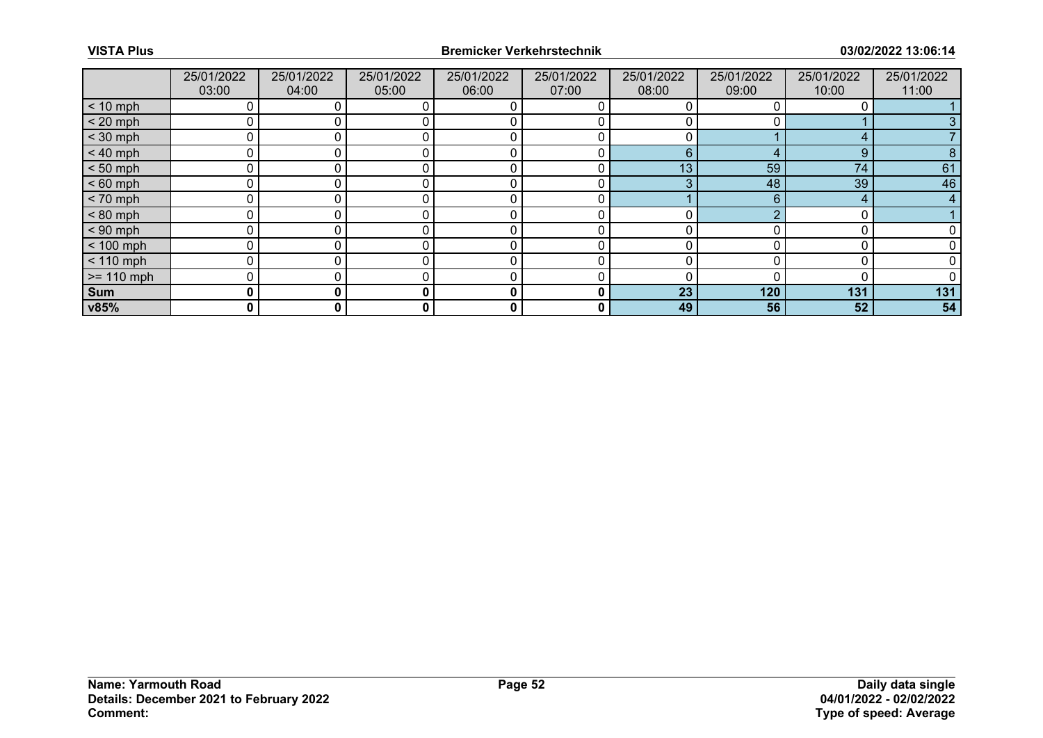| | 25/01/2022 03:00 | 25/01/2022 04:00 | 25/01/2022 05:00 | 25/01/2022 06:00 | 25/01/2022 07:00 | 25/01/2022 08:00 | 25/01/2022 09:00 | 25/01/2022 10:00 | 25/01/2022 11:00 |
|---|---|---|---|---|---|---|---|---|---|
| < 10 mph | 0 | 0 | 0 | 0 | 0 | 0 | 0 | 0 | 1 |
| < 20 mph | 0 | 0 | 0 | 0 | 0 | 0 | 0 | 1 | 3 |
| < 30 mph | 0 | 0 | 0 | 0 | 0 | 0 | 1 | 4 | 7 |
| < 40 mph | 0 | 0 | 0 | 0 | 0 | 6 | 4 | 9 | 8 |
| < 50 mph | 0 | 0 | 0 | 0 | 0 | 13 | 59 | 74 | 61 |
| < 60 mph | 0 | 0 | 0 | 0 | 0 | 3 | 48 | 39 | 46 |
| < 70 mph | 0 | 0 | 0 | 0 | 0 | 1 | 6 | 4 | 4 |
| < 80 mph | 0 | 0 | 0 | 0 | 0 | 0 | 2 | 0 | 1 |
| < 90 mph | 0 | 0 | 0 | 0 | 0 | 0 | 0 | 0 | 0 |
| < 100 mph | 0 | 0 | 0 | 0 | 0 | 0 | 0 | 0 | 0 |
| < 110 mph | 0 | 0 | 0 | 0 | 0 | 0 | 0 | 0 | 0 |
| >= 110 mph | 0 | 0 | 0 | 0 | 0 | 0 | 0 | 0 | 0 |
| **Sum** | **0** | **0** | **0** | **0** | **0** | **23** | **120** | **131** | **131** |
| **v85%** | **0** | **0** | **0** | **0** | **0** | **49** | **56** | **52** | **54** |

**Name: Yarmouth Road**
**Details: December 2021 to February 2022**
**Comment:**

**Daily data single**
**04/01/2022 - 02/02/2022**
**Type of speed: Average**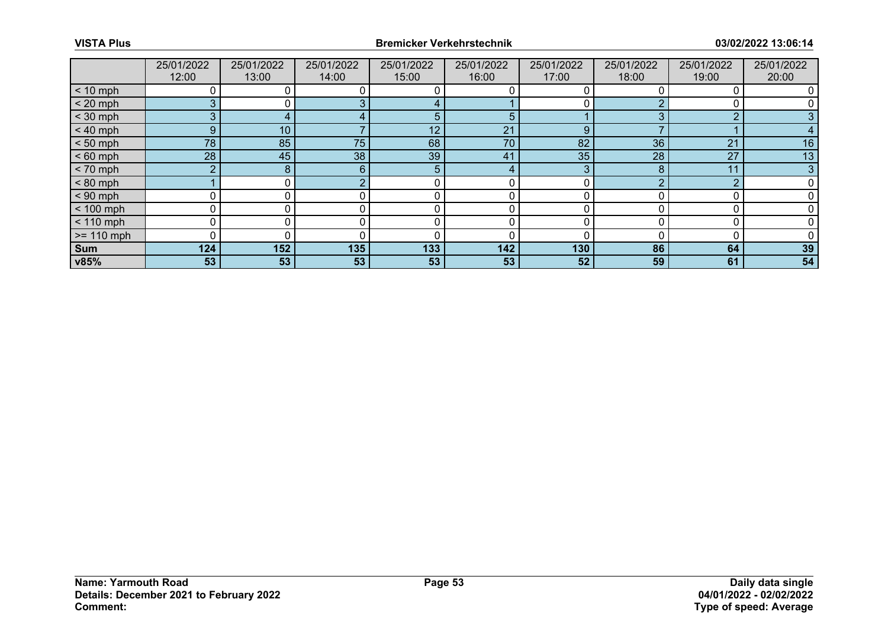|  | 25/01/2022 12:00 | 25/01/2022 13:00 | 25/01/2022 14:00 | 25/01/2022 15:00 | 25/01/2022 16:00 | 25/01/2022 17:00 | 25/01/2022 18:00 | 25/01/2022 19:00 | 25/01/2022 20:00 |
|---|---|---|---|---|---|---|---|---|---|
| < 10 mph | 0 | 0 | 0 | 0 | 0 | 0 | 0 | 0 | 0 |
| < 20 mph | 3 | 0 | 3 | 4 | 1 | 0 | 2 | 0 | 0 |
| < 30 mph | 3 | 4 | 4 | 5 | 5 | 1 | 3 | 2 | 3 |
| < 40 mph | 9 | 10 | 7 | 12 | 21 | 9 | 7 | 1 | 4 |
| < 50 mph | 78 | 85 | 75 | 68 | 70 | 82 | 36 | 21 | 16 |
| < 60 mph | 28 | 45 | 38 | 39 | 41 | 35 | 28 | 27 | 13 |
| < 70 mph | 2 | 8 | 6 | 5 | 4 | 3 | 8 | 11 | 3 |
| < 80 mph | 1 | 0 | 2 | 0 | 0 | 0 | 2 | 2 | 0 |
| < 90 mph | 0 | 0 | 0 | 0 | 0 | 0 | 0 | 0 | 0 |
| < 100 mph | 0 | 0 | 0 | 0 | 0 | 0 | 0 | 0 | 0 |
| < 110 mph | 0 | 0 | 0 | 0 | 0 | 0 | 0 | 0 | 0 |
| >= 110 mph | 0 | 0 | 0 | 0 | 0 | 0 | 0 | 0 | 0 |
| **Sum** | **124** | **152** | **135** | **133** | **142** | **130** | **86** | **64** | **39** |
| **v85%** | **53** | **53** | **53** | **53** | **53** | **52** | **59** | **61** | **54** |

**Name: Yarmouth Road**
**Details: December 2021 to February 2022**
**Comment:**

**Daily data single**
**04/01/2022 - 02/02/2022**
**Type of speed: Average**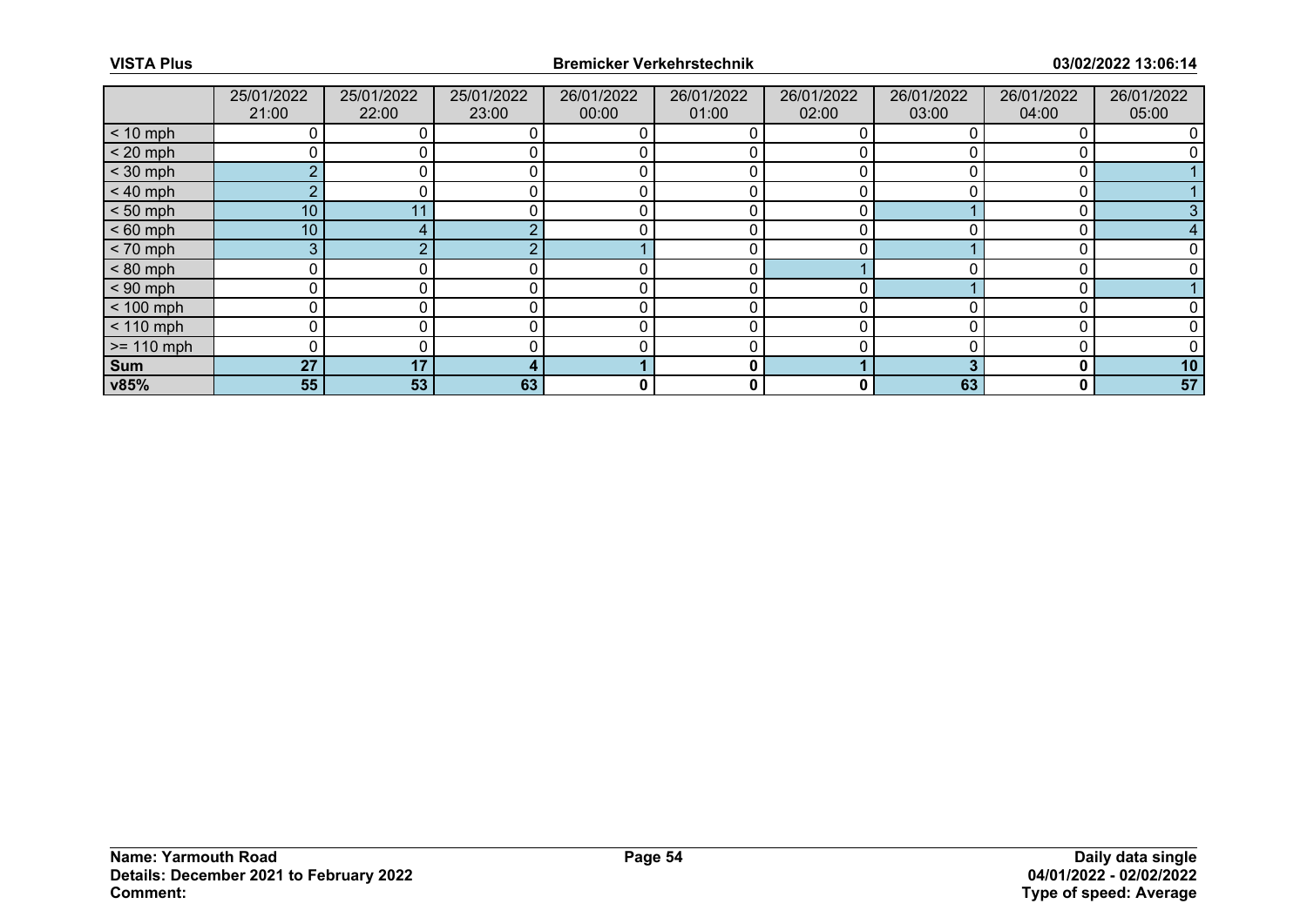|  | 25/01/2022 21:00 | 25/01/2022 22:00 | 25/01/2022 23:00 | 26/01/2022 00:00 | 26/01/2022 01:00 | 26/01/2022 02:00 | 26/01/2022 03:00 | 26/01/2022 04:00 | 26/01/2022 05:00 |
|---|---|---|---|---|---|---|---|---|---|
| < 10 mph | 0 | 0 | 0 | 0 | 0 | 0 | 0 | 0 | 0 |
| < 20 mph | 0 | 0 | 0 | 0 | 0 | 0 | 0 | 0 | 0 |
| < 30 mph | 2 | 0 | 0 | 0 | 0 | 0 | 0 | 0 | 1 |
| < 40 mph | 2 | 0 | 0 | 0 | 0 | 0 | 0 | 0 | 1 |
| < 50 mph | 10 | 11 | 0 | 0 | 0 | 0 | 1 | 0 | 3 |
| < 60 mph | 10 | 4 | 2 | 0 | 0 | 0 | 0 | 0 | 4 |
| < 70 mph | 3 | 2 | 2 | 1 | 0 | 0 | 1 | 0 | 0 |
| < 80 mph | 0 | 0 | 0 | 0 | 0 | 1 | 0 | 0 | 0 |
| < 90 mph | 0 | 0 | 0 | 0 | 0 | 0 | 1 | 0 | 1 |
| < 100 mph | 0 | 0 | 0 | 0 | 0 | 0 | 0 | 0 | 0 |
| < 110 mph | 0 | 0 | 0 | 0 | 0 | 0 | 0 | 0 | 0 |
| >= 110 mph | 0 | 0 | 0 | 0 | 0 | 0 | 0 | 0 | 0 |
| **Sum** | **27** | **17** | **4** | **1** | **0** | **1** | **3** | **0** | **10** |
| **v85%** | **55** | **53** | **63** | **0** | **0** | **0** | **63** | **0** | **57** |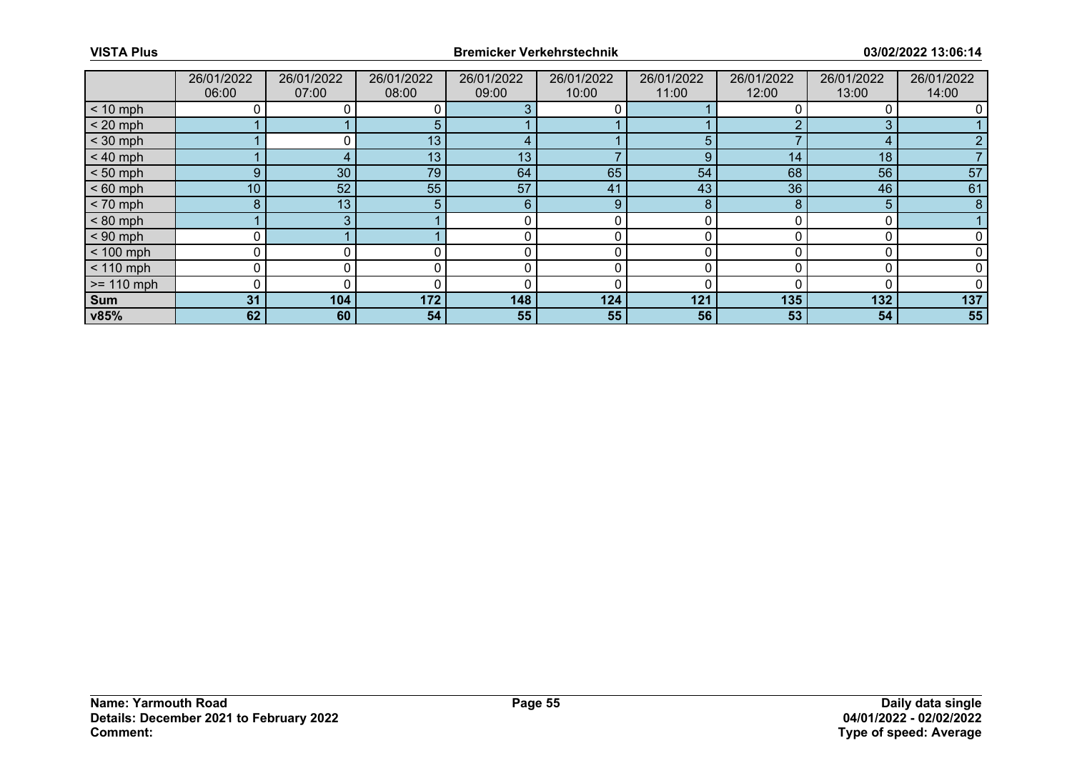|  | 26/01/2022 06:00 | 26/01/2022 07:00 | 26/01/2022 08:00 | 26/01/2022 09:00 | 26/01/2022 10:00 | 26/01/2022 11:00 | 26/01/2022 12:00 | 26/01/2022 13:00 | 26/01/2022 14:00 |
|---|---|---|---|---|---|---|---|---|---|
| < 10 mph | 0 | 0 | 0 | 3 | 0 | 1 | 0 | 0 | 0 |
| < 20 mph | 1 | 1 | 5 | 1 | 1 | 1 | 2 | 3 | 1 |
| < 30 mph | 1 | 0 | 13 | 4 | 1 | 5 | 7 | 4 | 2 |
| < 40 mph | 1 | 4 | 13 | 13 | 7 | 9 | 14 | 18 | 7 |
| < 50 mph | 9 | 30 | 79 | 64 | 65 | 54 | 68 | 56 | 57 |
| < 60 mph | 10 | 52 | 55 | 57 | 41 | 43 | 36 | 46 | 61 |
| < 70 mph | 8 | 13 | 5 | 6 | 9 | 8 | 8 | 5 | 8 |
| < 80 mph | 1 | 3 | 1 | 0 | 0 | 0 | 0 | 0 | 1 |
| < 90 mph | 0 | 1 | 1 | 0 | 0 | 0 | 0 | 0 | 0 |
| < 100 mph | 0 | 0 | 0 | 0 | 0 | 0 | 0 | 0 | 0 |
| < 110 mph | 0 | 0 | 0 | 0 | 0 | 0 | 0 | 0 | 0 |
| >= 110 mph | 0 | 0 | 0 | 0 | 0 | 0 | 0 | 0 | 0 |
| **Sum** | **31** | **104** | **172** | **148** | **124** | **121** | **135** | **132** | **137** |
| **v85%** | **62** | **60** | **54** | **55** | **55** | **56** | **53** | **54** | **55** |

**Name: Yarmouth Road**
**Details: December 2021 to February 2022**
**Comment:**

**Daily data single**
**04/01/2022 - 02/02/2022**
**Type of speed: Average**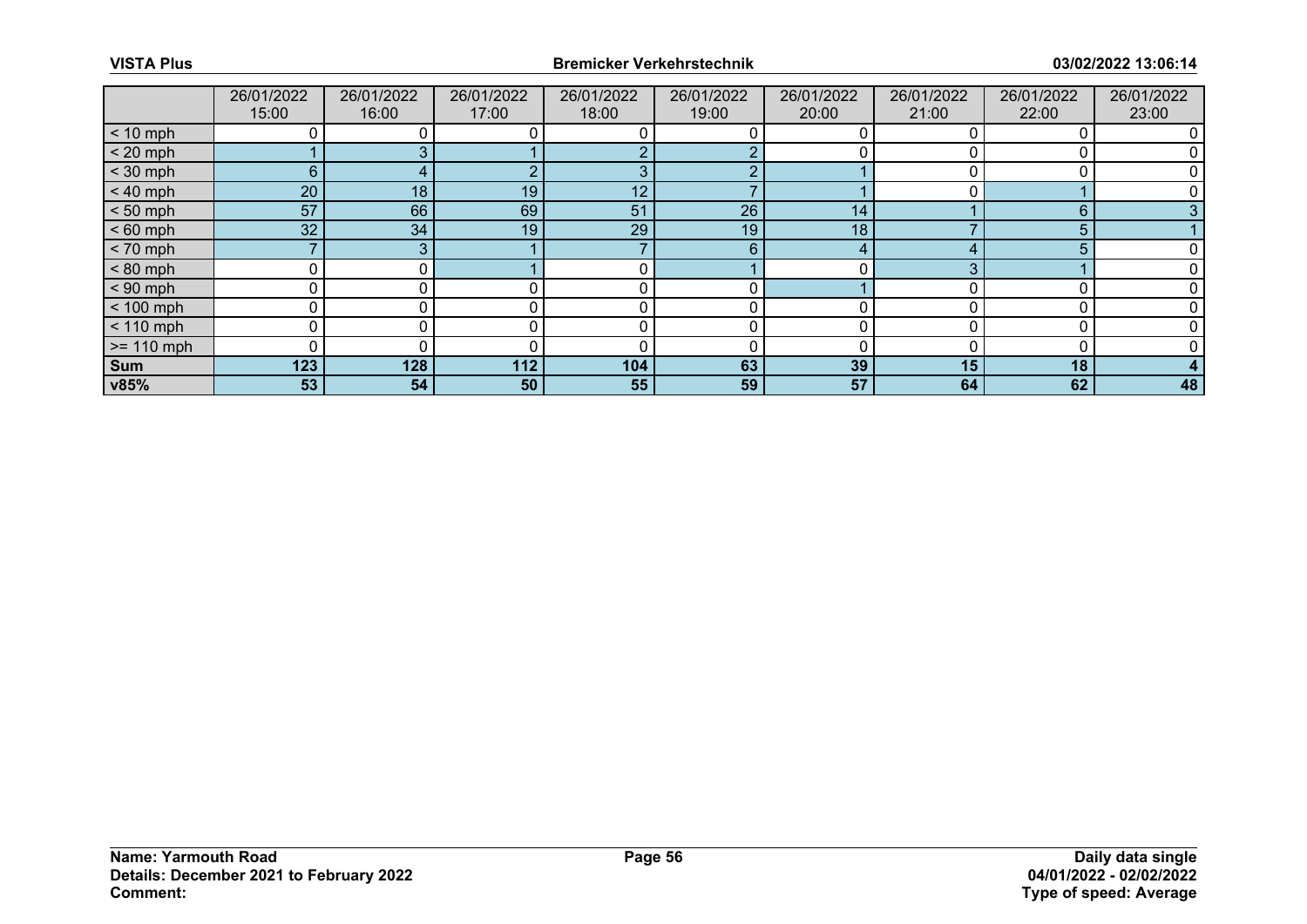| | 26/01/2022 15:00 | 26/01/2022 16:00 | 26/01/2022 17:00 | 26/01/2022 18:00 | 26/01/2022 19:00 | 26/01/2022 20:00 | 26/01/2022 21:00 | 26/01/2022 22:00 | 26/01/2022 23:00 |
|---|---|---|---|---|---|---|---|---|---|
| < 10 mph | 0 | 0 | 0 | 0 | 0 | 0 | 0 | 0 | 0 |
| < 20 mph | 1 | 3 | 1 | 2 | 2 | 0 | 0 | 0 | 0 |
| < 30 mph | 6 | 4 | 2 | 3 | 2 | 1 | 0 | 0 | 0 |
| < 40 mph | 20 | 18 | 19 | 12 | 7 | 1 | 0 | 1 | 0 |
| < 50 mph | 57 | 66 | 69 | 51 | 26 | 14 | 1 | 6 | 3 |
| < 60 mph | 32 | 34 | 19 | 29 | 19 | 18 | 7 | 5 | 1 |
| < 70 mph | 7 | 3 | 1 | 7 | 6 | 4 | 4 | 5 | 0 |
| < 80 mph | 0 | 0 | 1 | 0 | 1 | 0 | 3 | 1 | 0 |
| < 90 mph | 0 | 0 | 0 | 0 | 0 | 1 | 0 | 0 | 0 |
| < 100 mph | 0 | 0 | 0 | 0 | 0 | 0 | 0 | 0 | 0 |
| < 110 mph | 0 | 0 | 0 | 0 | 0 | 0 | 0 | 0 | 0 |
| >= 110 mph | 0 | 0 | 0 | 0 | 0 | 0 | 0 | 0 | 0 |
| **Sum** | **123** | **128** | **112** | **104** | **63** | **39** | **15** | **18** | **4** |
| **v85%** | **53** | **54** | **50** | **55** | **59** | **57** | **64** | **62** | **48** |

**Name: Yarmouth Road**
**Details: December 2021 to February 2022**
**Comment:**

**Daily data single**
**04/01/2022 - 02/02/2022**
**Type of speed: Average**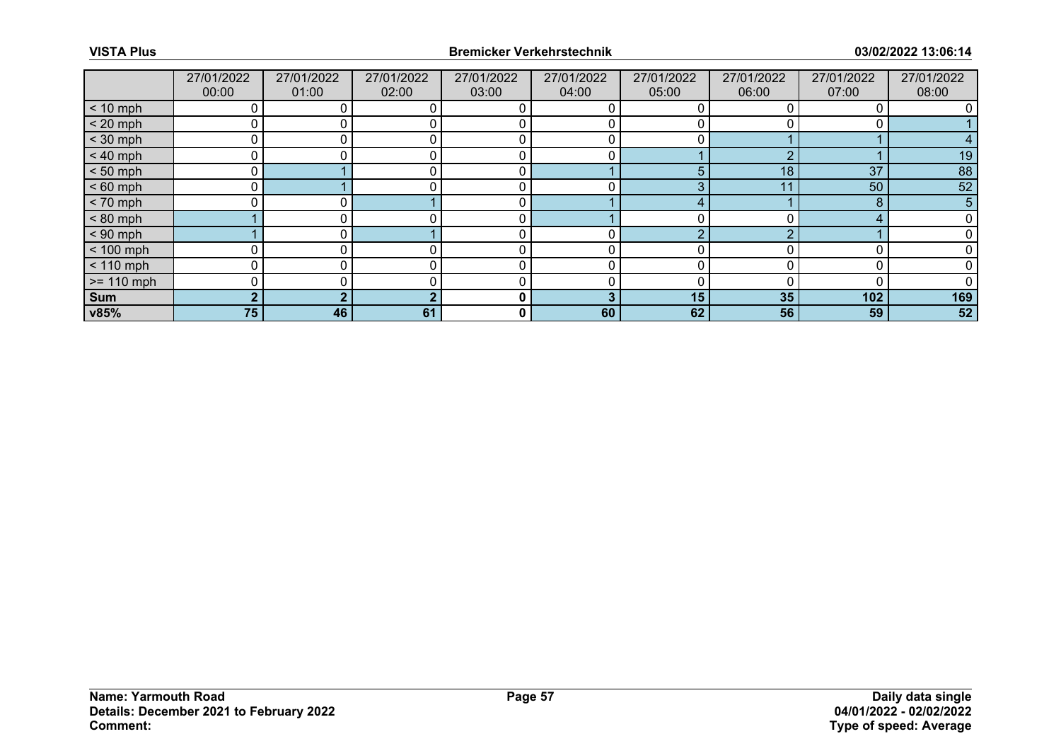| | 27/01/2022 00:00 | 27/01/2022 01:00 | 27/01/2022 02:00 | 27/01/2022 03:00 | 27/01/2022 04:00 | 27/01/2022 05:00 | 27/01/2022 06:00 | 27/01/2022 07:00 | 27/01/2022 08:00 |
|---|---|---|---|---|---|---|---|---|---|
| < 10 mph | 0 | 0 | 0 | 0 | 0 | 0 | 0 | 0 | 0 |
| < 20 mph | 0 | 0 | 0 | 0 | 0 | 0 | 0 | 0 | 1 |
| < 30 mph | 0 | 0 | 0 | 0 | 0 | 0 | 1 | 1 | 4 |
| < 40 mph | 0 | 0 | 0 | 0 | 0 | 1 | 2 | 1 | 19 |
| < 50 mph | 0 | 1 | 0 | 0 | 1 | 5 | 18 | 37 | 88 |
| < 60 mph | 0 | 1 | 0 | 0 | 0 | 3 | 11 | 50 | 52 |
| < 70 mph | 0 | 0 | 1 | 0 | 1 | 4 | 1 | 8 | 5 |
| < 80 mph | 1 | 0 | 0 | 0 | 1 | 0 | 0 | 4 | 0 |
| < 90 mph | 1 | 0 | 1 | 0 | 0 | 2 | 2 | 1 | 0 |
| < 100 mph | 0 | 0 | 0 | 0 | 0 | 0 | 0 | 0 | 0 |
| < 110 mph | 0 | 0 | 0 | 0 | 0 | 0 | 0 | 0 | 0 |
| >= 110 mph | 0 | 0 | 0 | 0 | 0 | 0 | 0 | 0 | 0 |
| **Sum** | **2** | **2** | **2** | **0** | **3** | **15** | **35** | **102** | **169** |
| **v85%** | **75** | **46** | **61** | **0** | **60** | **62** | **56** | **59** | **52** |

**Name: Yarmouth Road**
**Details: December 2021 to February 2022**
**Comment:**

**Daily data single**
**04/01/2022 - 02/02/2022**
**Type of speed: Average**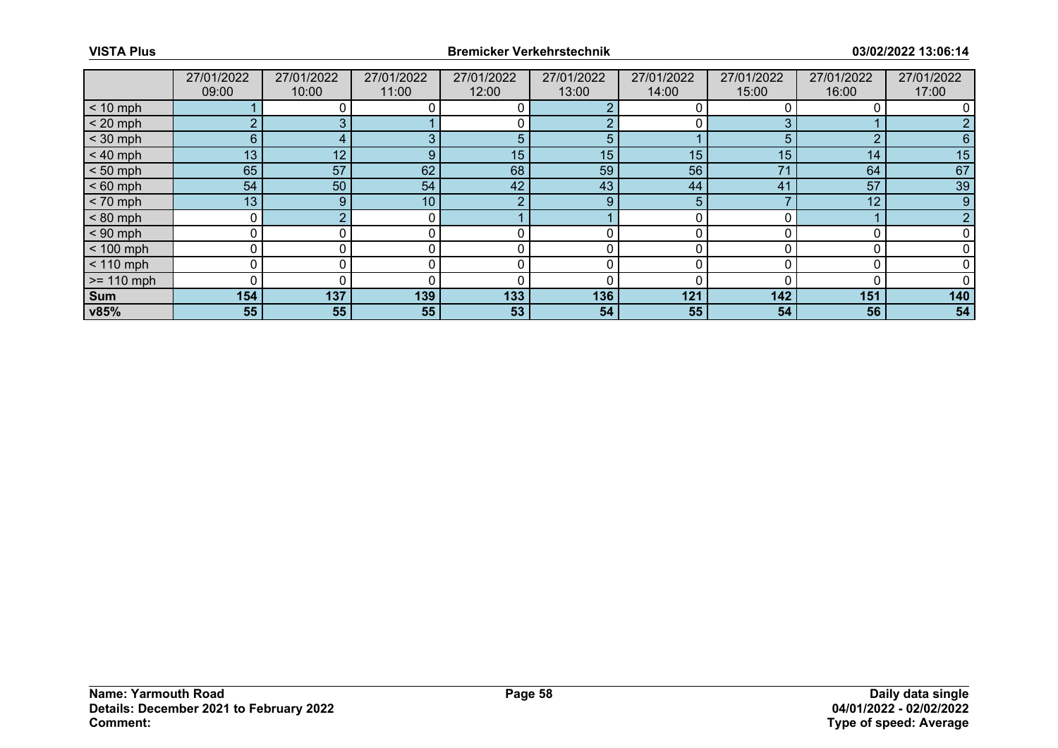| | 27/01/2022 09:00 | 27/01/2022 10:00 | 27/01/2022 11:00 | 27/01/2022 12:00 | 27/01/2022 13:00 | 27/01/2022 14:00 | 27/01/2022 15:00 | 27/01/2022 16:00 | 27/01/2022 17:00 |
|---|---|---|---|---|---|---|---|---|---|
| < 10 mph | 1 | 0 | 0 | 0 | 2 | 0 | 0 | 0 | 0 |
| < 20 mph | 2 | 3 | 1 | 0 | 2 | 0 | 3 | 1 | 2 |
| < 30 mph | 6 | 4 | 3 | 5 | 5 | 1 | 5 | 2 | 6 |
| < 40 mph | 13 | 12 | 9 | 15 | 15 | 15 | 15 | 14 | 15 |
| < 50 mph | 65 | 57 | 62 | 68 | 59 | 56 | 71 | 64 | 67 |
| < 60 mph | 54 | 50 | 54 | 42 | 43 | 44 | 41 | 57 | 39 |
| < 70 mph | 13 | 9 | 10 | 2 | 9 | 5 | 7 | 12 | 9 |
| < 80 mph | 0 | 2 | 0 | 1 | 1 | 0 | 0 | 1 | 2 |
| < 90 mph | 0 | 0 | 0 | 0 | 0 | 0 | 0 | 0 | 0 |
| < 100 mph | 0 | 0 | 0 | 0 | 0 | 0 | 0 | 0 | 0 |
| < 110 mph | 0 | 0 | 0 | 0 | 0 | 0 | 0 | 0 | 0 |
| >= 110 mph | 0 | 0 | 0 | 0 | 0 | 0 | 0 | 0 | 0 |
| **Sum** | **154** | **137** | **139** | **133** | **136** | **121** | **142** | **151** | **140** |
| **v85%** | **55** | **55** | **55** | **53** | **54** | **55** | **54** | **56** | **54** |

**Name: Yarmouth Road**
**Details: December 2021 to February 2022**
**Comment:**

**Daily data single**
**04/01/2022 - 02/02/2022**
**Type of speed: Average**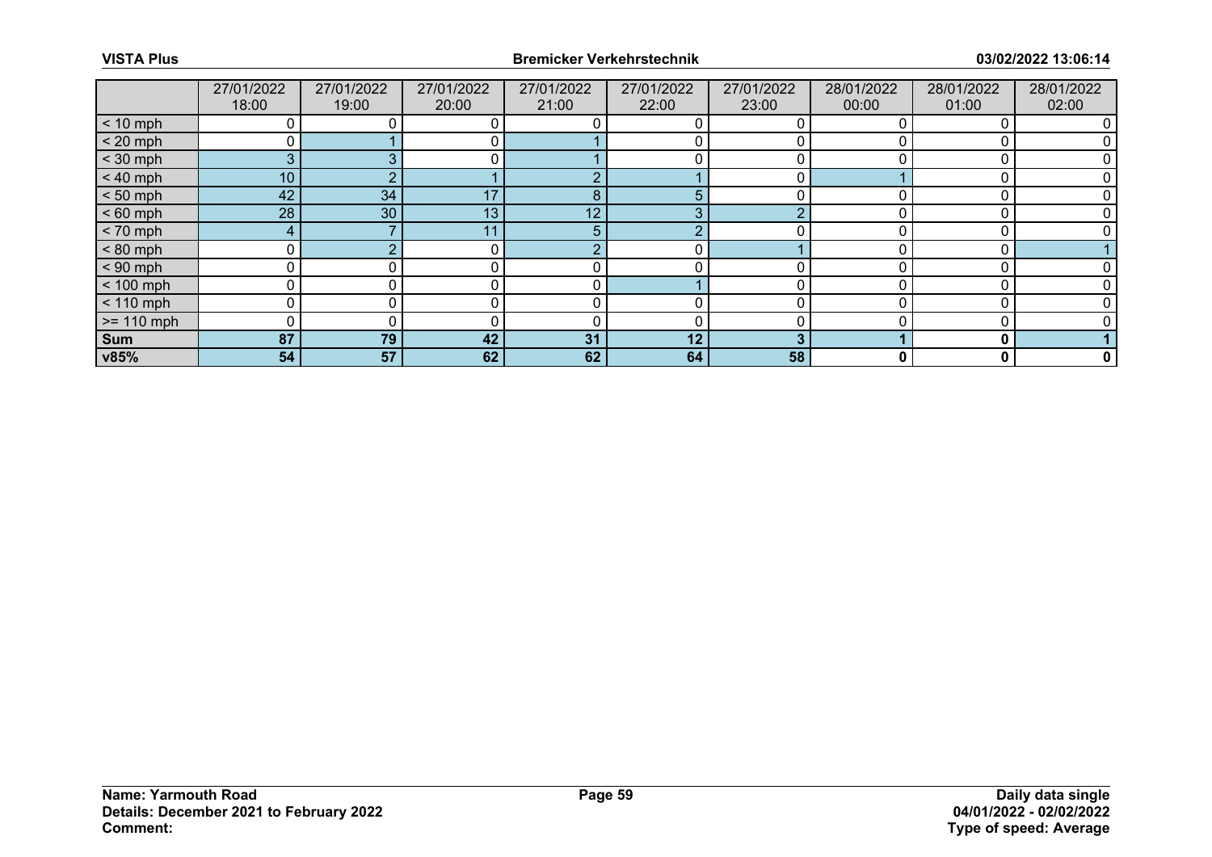| | 27/01/2022 18:00 | 27/01/2022 19:00 | 27/01/2022 20:00 | 27/01/2022 21:00 | 27/01/2022 22:00 | 27/01/2022 23:00 | 28/01/2022 00:00 | 28/01/2022 01:00 | 28/01/2022 02:00 |
|---|---|---|---|---|---|---|---|---|---|
| < 10 mph | 0 | 0 | 0 | 0 | 0 | 0 | 0 | 0 | 0 |
| < 20 mph | 0 | 1 | 0 | 1 | 0 | 0 | 0 | 0 | 0 |
| < 30 mph | 3 | 3 | 0 | 1 | 0 | 0 | 0 | 0 | 0 |
| < 40 mph | 10 | 2 | 1 | 2 | 1 | 0 | 1 | 0 | 0 |
| < 50 mph | 42 | 34 | 17 | 8 | 5 | 0 | 0 | 0 | 0 |
| < 60 mph | 28 | 30 | 13 | 12 | 3 | 2 | 0 | 0 | 0 |
| < 70 mph | 4 | 7 | 11 | 5 | 2 | 0 | 0 | 0 | 0 |
| < 80 mph | 0 | 2 | 0 | 2 | 0 | 1 | 0 | 0 | 1 |
| < 90 mph | 0 | 0 | 0 | 0 | 0 | 0 | 0 | 0 | 0 |
| < 100 mph | 0 | 0 | 0 | 0 | 1 | 0 | 0 | 0 | 0 |
| < 110 mph | 0 | 0 | 0 | 0 | 0 | 0 | 0 | 0 | 0 |
| >= 110 mph | 0 | 0 | 0 | 0 | 0 | 0 | 0 | 0 | 0 |
| **Sum** | **87** | **79** | **42** | **31** | **12** | **3** | **1** | **0** | **1** |
| **v85%** | **54** | **57** | **62** | **62** | **64** | **58** | **0** | **0** | **0** |

**Name: Yarmouth Road**
**Details: December 2021 to February 2022**
**Comment:**

**Daily data single**
**04/01/2022 - 02/02/2022**
**Type of speed: Average**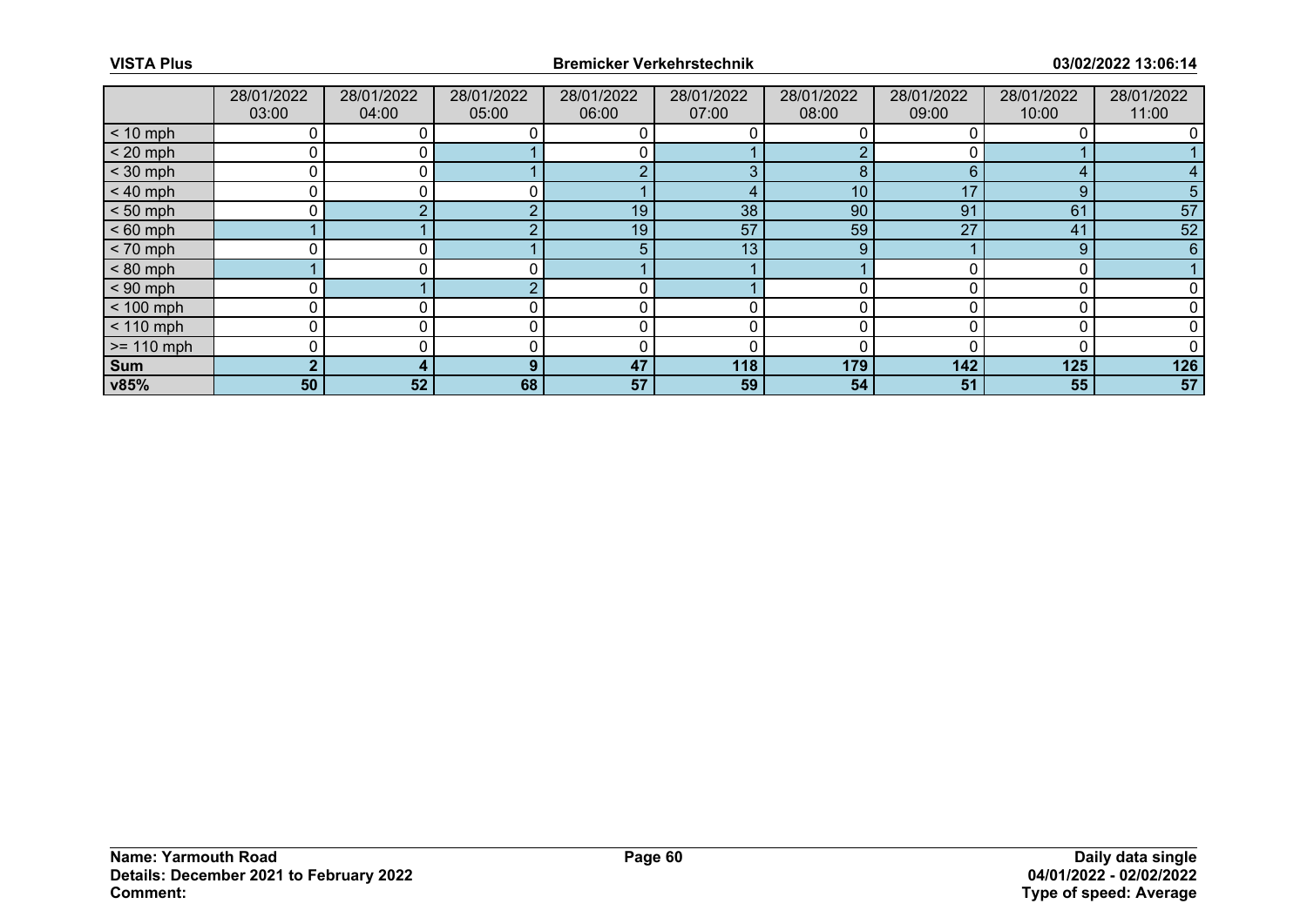| | 28/01/2022 03:00 | 28/01/2022 04:00 | 28/01/2022 05:00 | 28/01/2022 06:00 | 28/01/2022 07:00 | 28/01/2022 08:00 | 28/01/2022 09:00 | 28/01/2022 10:00 | 28/01/2022 11:00 |
|---|---|---|---|---|---|---|---|---|---|
| < 10 mph | 0 | 0 | 0 | 0 | 0 | 0 | 0 | 0 | 0 |
| < 20 mph | 0 | 0 | 1 | 0 | 1 | 2 | 0 | 1 | 1 |
| < 30 mph | 0 | 0 | 1 | 2 | 3 | 8 | 6 | 4 | 4 |
| < 40 mph | 0 | 0 | 0 | 1 | 4 | 10 | 17 | 9 | 5 |
| < 50 mph | 0 | 2 | 2 | 19 | 38 | 90 | 91 | 61 | 57 |
| < 60 mph | 1 | 1 | 2 | 19 | 57 | 59 | 27 | 41 | 52 |
| < 70 mph | 0 | 0 | 1 | 5 | 13 | 9 | 1 | 9 | 6 |
| < 80 mph | 1 | 0 | 0 | 1 | 1 | 1 | 0 | 0 | 1 |
| < 90 mph | 0 | 1 | 2 | 0 | 1 | 0 | 0 | 0 | 0 |
| < 100 mph | 0 | 0 | 0 | 0 | 0 | 0 | 0 | 0 | 0 |
| < 110 mph | 0 | 0 | 0 | 0 | 0 | 0 | 0 | 0 | 0 |
| >= 110 mph | 0 | 0 | 0 | 0 | 0 | 0 | 0 | 0 | 0 |
| **Sum** | **2** | **4** | **9** | **47** | **118** | **179** | **142** | **125** | **126** |
| **v85%** | **50** | **52** | **68** | **57** | **59** | **54** | **51** | **55** | **57** |

**Name: Yarmouth Road**
**Details: December 2021 to February 2022**
**Comment:**

**Daily data single**
**04/01/2022 - 02/02/2022**
**Type of speed: Average**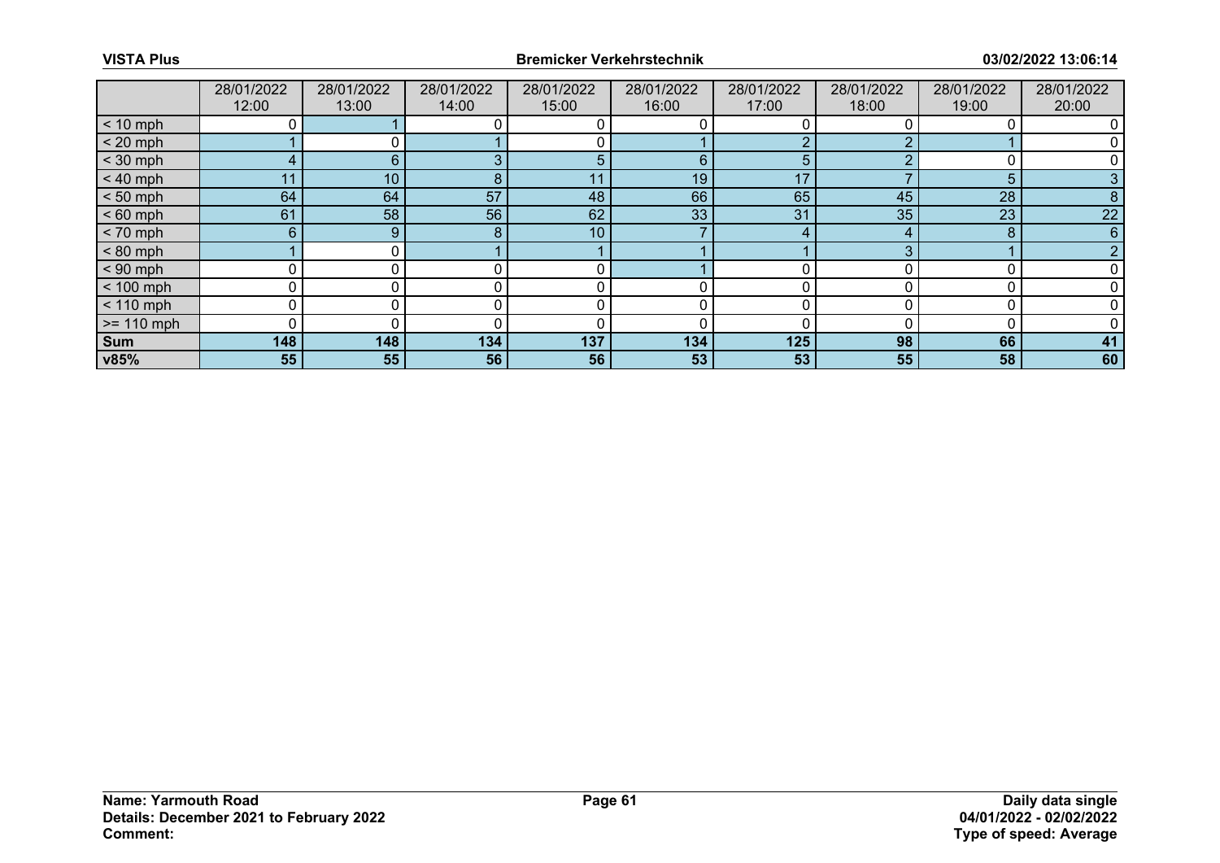| | 28/01/2022 12:00 | 28/01/2022 13:00 | 28/01/2022 14:00 | 28/01/2022 15:00 | 28/01/2022 16:00 | 28/01/2022 17:00 | 28/01/2022 18:00 | 28/01/2022 19:00 | 28/01/2022 20:00 |
|---|---|---|---|---|---|---|---|---|---|
| < 10 mph | 0 | 1 | 0 | 0 | 0 | 0 | 0 | 0 | 0 |
| < 20 mph | 1 | 0 | 1 | 0 | 1 | 2 | 2 | 1 | 0 |
| < 30 mph | 4 | 6 | 3 | 5 | 6 | 5 | 2 | 0 | 0 |
| < 40 mph | 11 | 10 | 8 | 11 | 19 | 17 | 7 | 5 | 3 |
| < 50 mph | 64 | 64 | 57 | 48 | 66 | 65 | 45 | 28 | 8 |
| < 60 mph | 61 | 58 | 56 | 62 | 33 | 31 | 35 | 23 | 22 |
| < 70 mph | 6 | 9 | 8 | 10 | 7 | 4 | 4 | 8 | 6 |
| < 80 mph | 1 | 0 | 1 | 1 | 1 | 1 | 3 | 1 | 2 |
| < 90 mph | 0 | 0 | 0 | 0 | 1 | 0 | 0 | 0 | 0 |
| < 100 mph | 0 | 0 | 0 | 0 | 0 | 0 | 0 | 0 | 0 |
| < 110 mph | 0 | 0 | 0 | 0 | 0 | 0 | 0 | 0 | 0 |
| >= 110 mph | 0 | 0 | 0 | 0 | 0 | 0 | 0 | 0 | 0 |
| **Sum** | **148** | **148** | **134** | **137** | **134** | **125** | **98** | **66** | **41** |
| **v85%** | **55** | **55** | **56** | **56** | **53** | **53** | **55** | **58** | **60** |

**Name: Yarmouth Road**
**Details: December 2021 to February 2022**
**Comment:**

**Daily data single**
**04/01/2022 - 02/02/2022**
**Type of speed: Average**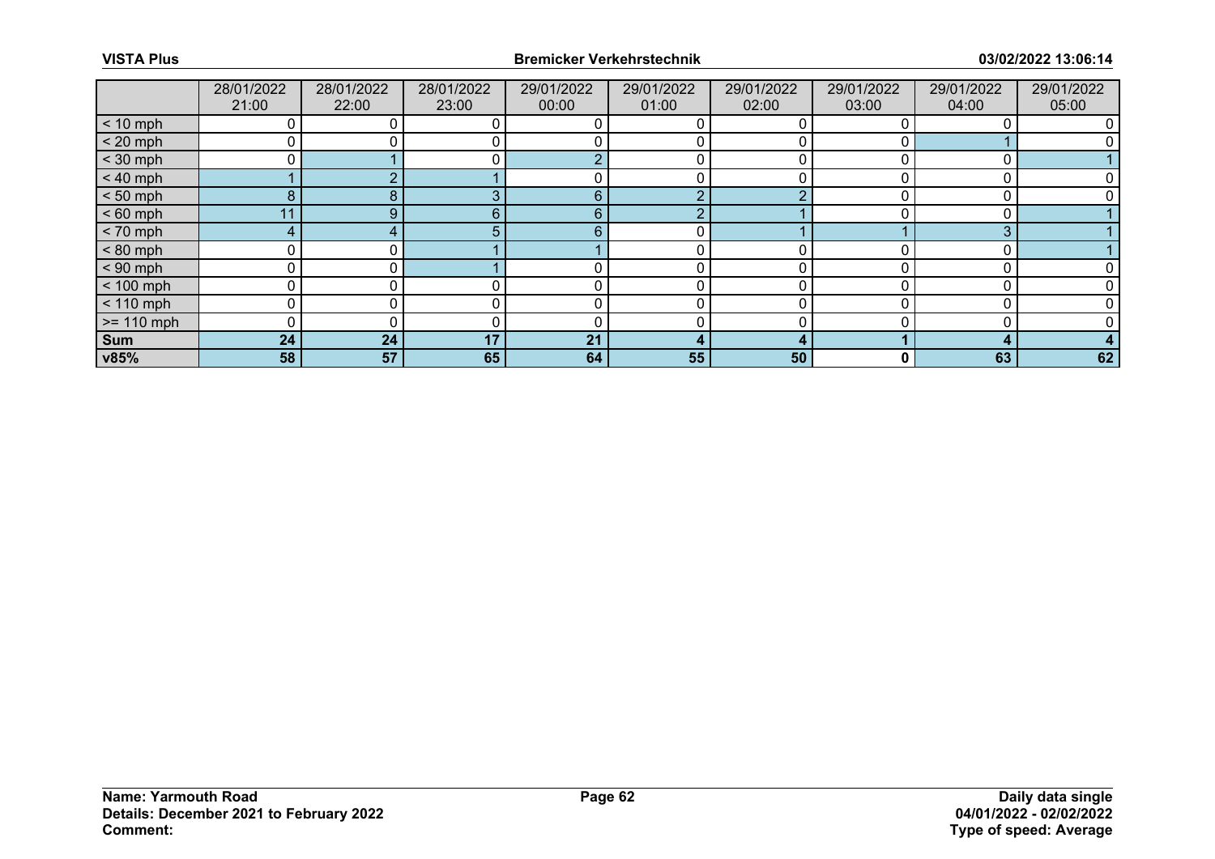| | 28/01/2022 21:00 | 28/01/2022 22:00 | 28/01/2022 23:00 | 29/01/2022 00:00 | 29/01/2022 01:00 | 29/01/2022 02:00 | 29/01/2022 03:00 | 29/01/2022 04:00 | 29/01/2022 05:00 |
|---|---|---|---|---|---|---|---|---|---|
| < 10 mph | 0 | 0 | 0 | 0 | 0 | 0 | 0 | 0 | 0 |
| < 20 mph | 0 | 0 | 0 | 0 | 0 | 0 | 0 | 1 | 0 |
| < 30 mph | 0 | 1 | 0 | 2 | 0 | 0 | 0 | 0 | 1 |
| < 40 mph | 1 | 2 | 1 | 0 | 0 | 0 | 0 | 0 | 0 |
| < 50 mph | 8 | 8 | 3 | 6 | 2 | 2 | 0 | 0 | 0 |
| < 60 mph | 11 | 9 | 6 | 6 | 2 | 1 | 0 | 0 | 1 |
| < 70 mph | 4 | 4 | 5 | 6 | 0 | 1 | 1 | 3 | 1 |
| < 80 mph | 0 | 0 | 1 | 1 | 0 | 0 | 0 | 0 | 1 |
| < 90 mph | 0 | 0 | 1 | 0 | 0 | 0 | 0 | 0 | 0 |
| < 100 mph | 0 | 0 | 0 | 0 | 0 | 0 | 0 | 0 | 0 |
| < 110 mph | 0 | 0 | 0 | 0 | 0 | 0 | 0 | 0 | 0 |
| >= 110 mph | 0 | 0 | 0 | 0 | 0 | 0 | 0 | 0 | 0 |
| **Sum** | **24** | **24** | **17** | **21** | **4** | **4** | **1** | **4** | **4** |
| **v85%** | **58** | **57** | **65** | **64** | **55** | **50** | **0** | **63** | **62** |

**Name: Yarmouth Road**
**Details: December 2021 to February 2022**
**Comment:**

**Daily data single**
**04/01/2022 - 02/02/2022**
**Type of speed: Average**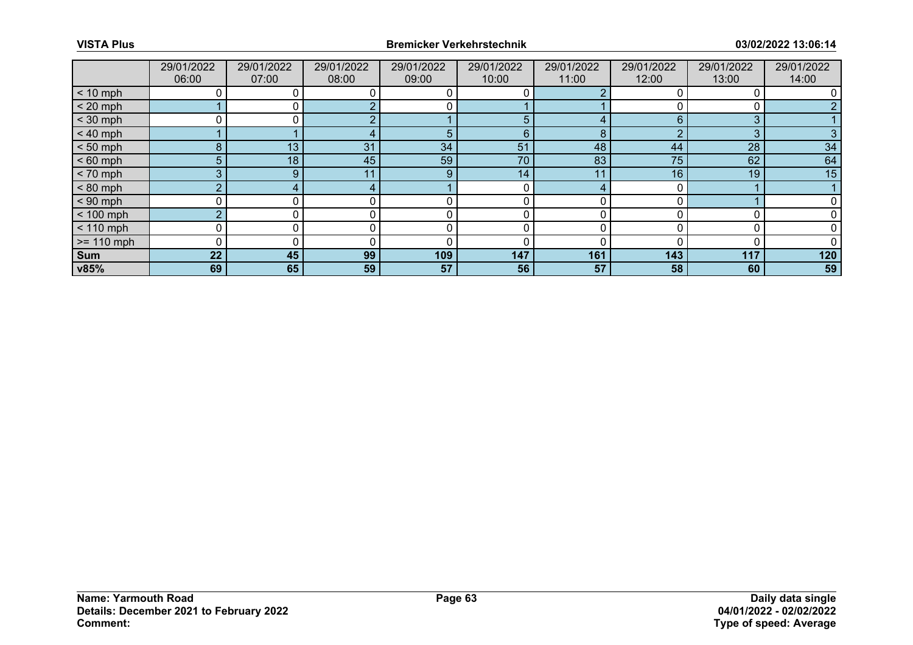| | 29/01/2022 06:00 | 29/01/2022 07:00 | 29/01/2022 08:00 | 29/01/2022 09:00 | 29/01/2022 10:00 | 29/01/2022 11:00 | 29/01/2022 12:00 | 29/01/2022 13:00 | 29/01/2022 14:00 |
|---|---|---|---|---|---|---|---|---|---|
| < 10 mph | 0 | 0 | 0 | 0 | 0 | 2 | 0 | 0 | 0 |
| < 20 mph | 1 | 0 | 2 | 0 | 1 | 1 | 0 | 0 | 2 |
| < 30 mph | 0 | 0 | 2 | 1 | 5 | 4 | 6 | 3 | 1 |
| < 40 mph | 1 | 1 | 4 | 5 | 6 | 8 | 2 | 3 | 3 |
| < 50 mph | 8 | 13 | 31 | 34 | 51 | 48 | 44 | 28 | 34 |
| < 60 mph | 5 | 18 | 45 | 59 | 70 | 83 | 75 | 62 | 64 |
| < 70 mph | 3 | 9 | 11 | 9 | 14 | 11 | 16 | 19 | 15 |
| < 80 mph | 2 | 4 | 4 | 1 | 0 | 4 | 0 | 1 | 1 |
| < 90 mph | 0 | 0 | 0 | 0 | 0 | 0 | 0 | 1 | 0 |
| < 100 mph | 2 | 0 | 0 | 0 | 0 | 0 | 0 | 0 | 0 |
| < 110 mph | 0 | 0 | 0 | 0 | 0 | 0 | 0 | 0 | 0 |
| >= 110 mph | 0 | 0 | 0 | 0 | 0 | 0 | 0 | 0 | 0 |
| **Sum** | **22** | **45** | **99** | **109** | **147** | **161** | **143** | **117** | **120** |
| **v85%** | **69** | **65** | **59** | **57** | **56** | **57** | **58** | **60** | **59** |

**Name: Yarmouth Road**
**Details: December 2021 to February 2022**
**Comment:**

**Daily data single**
**04/01/2022 - 02/02/2022**
**Type of speed: Average**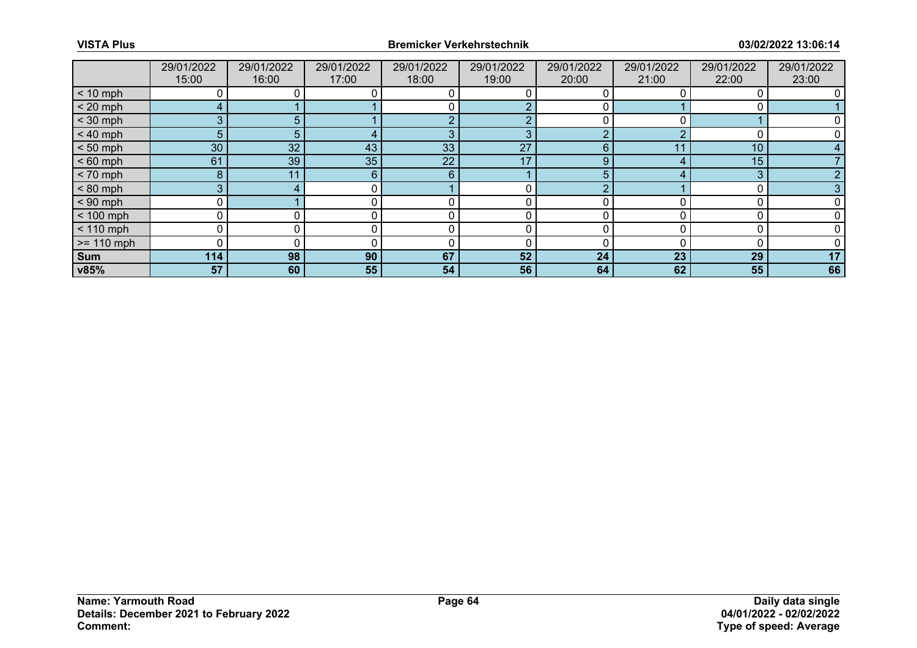|  | 29/01/2022 15:00 | 29/01/2022 16:00 | 29/01/2022 17:00 | 29/01/2022 18:00 | 29/01/2022 19:00 | 29/01/2022 20:00 | 29/01/2022 21:00 | 29/01/2022 22:00 | 29/01/2022 23:00 |
|---|---|---|---|---|---|---|---|---|---|
| < 10 mph | 0 | 0 | 0 | 0 | 0 | 0 | 0 | 0 | 0 |
| < 20 mph | 4 | 1 | 1 | 0 | 2 | 0 | 1 | 0 | 1 |
| < 30 mph | 3 | 5 | 1 | 2 | 2 | 0 | 0 | 1 | 0 |
| < 40 mph | 5 | 5 | 4 | 3 | 3 | 2 | 2 | 0 | 0 |
| < 50 mph | 30 | 32 | 43 | 33 | 27 | 6 | 11 | 10 | 4 |
| < 60 mph | 61 | 39 | 35 | 22 | 17 | 9 | 4 | 15 | 7 |
| < 70 mph | 8 | 11 | 6 | 6 | 1 | 5 | 4 | 3 | 2 |
| < 80 mph | 3 | 4 | 0 | 1 | 0 | 2 | 1 | 0 | 3 |
| < 90 mph | 0 | 1 | 0 | 0 | 0 | 0 | 0 | 0 | 0 |
| < 100 mph | 0 | 0 | 0 | 0 | 0 | 0 | 0 | 0 | 0 |
| < 110 mph | 0 | 0 | 0 | 0 | 0 | 0 | 0 | 0 | 0 |
| >= 110 mph | 0 | 0 | 0 | 0 | 0 | 0 | 0 | 0 | 0 |
| **Sum** | **114** | **98** | **90** | **67** | **52** | **24** | **23** | **29** | **17** |
| **v85%** | **57** | **60** | **55** | **54** | **56** | **64** | **62** | **55** | **66** |

**Name: Yarmouth Road**
**Details: December 2021 to February 2022**
**Comment:**

**Daily data single**
**04/01/2022 - 02/02/2022**
**Type of speed: Average**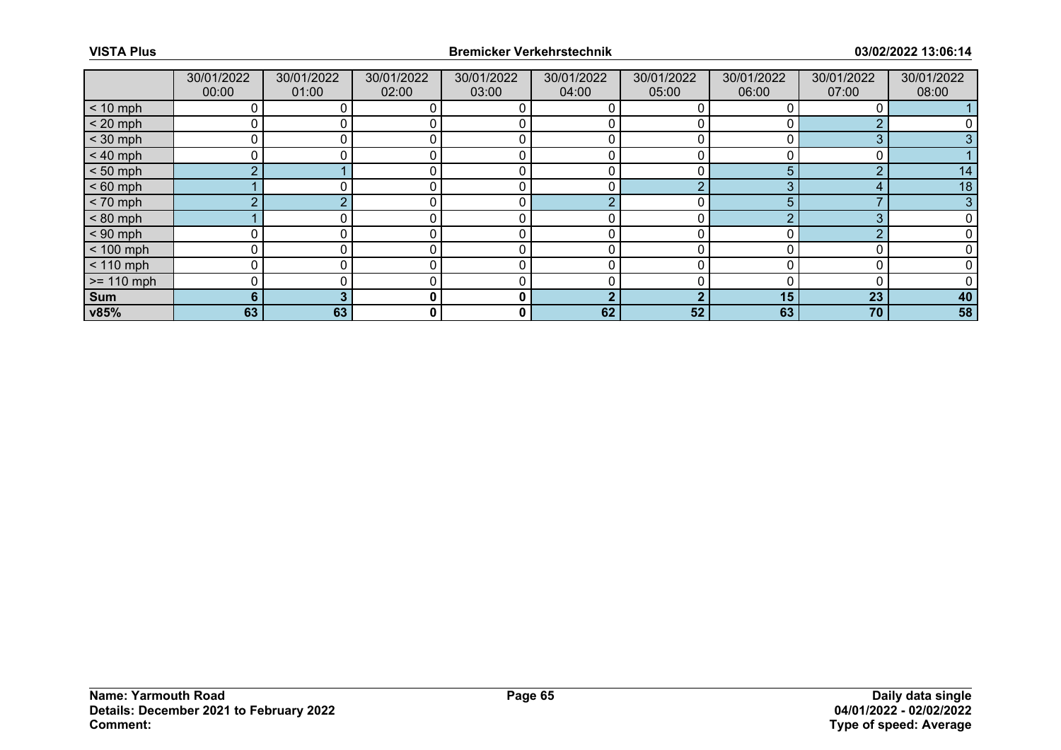| | 30/01/2022 00:00 | 30/01/2022 01:00 | 30/01/2022 02:00 | 30/01/2022 03:00 | 30/01/2022 04:00 | 30/01/2022 05:00 | 30/01/2022 06:00 | 30/01/2022 07:00 | 30/01/2022 08:00 |
|---|---|---|---|---|---|---|---|---|---|
| < 10 mph | 0 | 0 | 0 | 0 | 0 | 0 | 0 | 0 | 1 |
| < 20 mph | 0 | 0 | 0 | 0 | 0 | 0 | 0 | 2 | 0 |
| < 30 mph | 0 | 0 | 0 | 0 | 0 | 0 | 0 | 3 | 3 |
| < 40 mph | 0 | 0 | 0 | 0 | 0 | 0 | 0 | 0 | 1 |
| < 50 mph | 2 | 1 | 0 | 0 | 0 | 0 | 5 | 2 | 14 |
| < 60 mph | 1 | 0 | 0 | 0 | 0 | 2 | 3 | 4 | 18 |
| < 70 mph | 2 | 2 | 0 | 0 | 2 | 0 | 5 | 7 | 3 |
| < 80 mph | 1 | 0 | 0 | 0 | 0 | 0 | 2 | 3 | 0 |
| < 90 mph | 0 | 0 | 0 | 0 | 0 | 0 | 0 | 2 | 0 |
| < 100 mph | 0 | 0 | 0 | 0 | 0 | 0 | 0 | 0 | 0 |
| < 110 mph | 0 | 0 | 0 | 0 | 0 | 0 | 0 | 0 | 0 |
| >= 110 mph | 0 | 0 | 0 | 0 | 0 | 0 | 0 | 0 | 0 |
| **Sum** | **6** | **3** | **0** | **0** | **2** | **2** | **15** | **23** | **40** |
| **v85%** | **63** | **63** | **0** | **0** | **62** | **52** | **63** | **70** | **58** |

**Name: Yarmouth Road**
**Details: December 2021 to February 2022**
**Comment:**

**Daily data single**
**04/01/2022 - 02/02/2022**
**Type of speed: Average**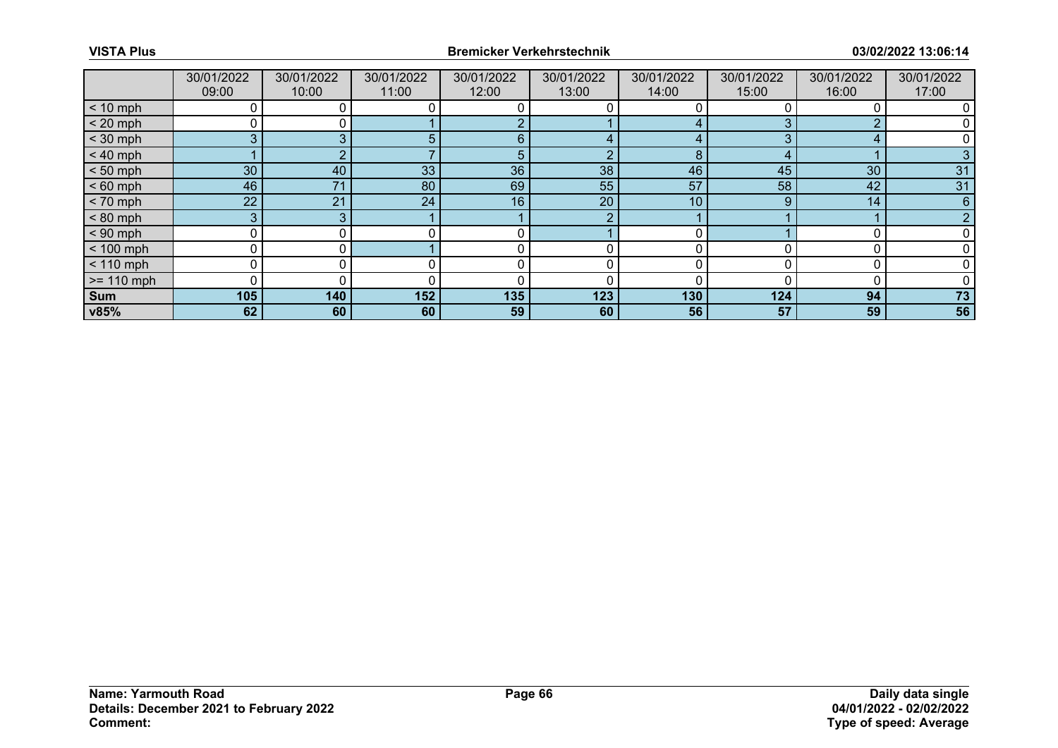|  | 30/01/2022 09:00 | 30/01/2022 10:00 | 30/01/2022 11:00 | 30/01/2022 12:00 | 30/01/2022 13:00 | 30/01/2022 14:00 | 30/01/2022 15:00 | 30/01/2022 16:00 | 30/01/2022 17:00 |
|---|---|---|---|---|---|---|---|---|---|
| < 10 mph | 0 | 0 | 0 | 0 | 0 | 0 | 0 | 0 | 0 |
| < 20 mph | 0 | 0 | 1 | 2 | 1 | 4 | 3 | 2 | 0 |
| < 30 mph | 3 | 3 | 5 | 6 | 4 | 4 | 3 | 4 | 0 |
| < 40 mph | 1 | 2 | 7 | 5 | 2 | 8 | 4 | 1 | 3 |
| < 50 mph | 30 | 40 | 33 | 36 | 38 | 46 | 45 | 30 | 31 |
| < 60 mph | 46 | 71 | 80 | 69 | 55 | 57 | 58 | 42 | 31 |
| < 70 mph | 22 | 21 | 24 | 16 | 20 | 10 | 9 | 14 | 6 |
| < 80 mph | 3 | 3 | 1 | 1 | 2 | 1 | 1 | 1 | 2 |
| < 90 mph | 0 | 0 | 0 | 0 | 1 | 0 | 1 | 0 | 0 |
| < 100 mph | 0 | 0 | 1 | 0 | 0 | 0 | 0 | 0 | 0 |
| < 110 mph | 0 | 0 | 0 | 0 | 0 | 0 | 0 | 0 | 0 |
| >= 110 mph | 0 | 0 | 0 | 0 | 0 | 0 | 0 | 0 | 0 |
| **Sum** | **105** | **140** | **152** | **135** | **123** | **130** | **124** | **94** | **73** |
| **v85%** | **62** | **60** | **60** | **59** | **60** | **56** | **57** | **59** | **56** |

**Name: Yarmouth Road**
**Details: December 2021 to February 2022**
**Comment:**

**Daily data single**
**04/01/2022 - 02/02/2022**
**Type of speed: Average**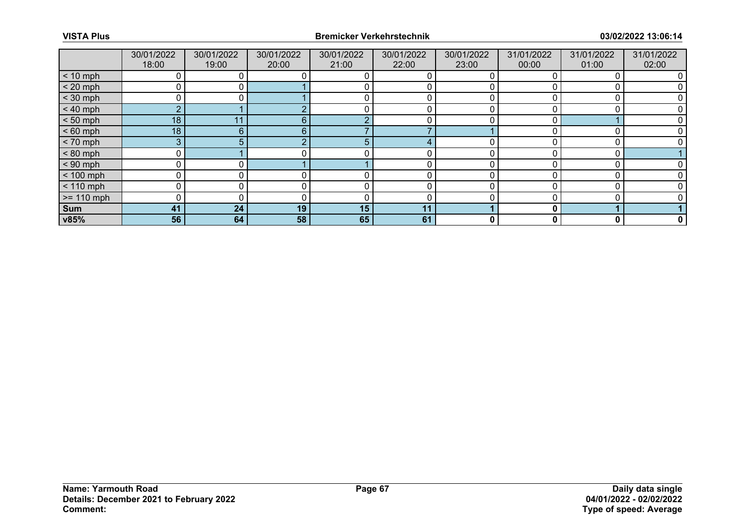| | 30/01/2022 18:00 | 30/01/2022 19:00 | 30/01/2022 20:00 | 30/01/2022 21:00 | 30/01/2022 22:00 | 30/01/2022 23:00 | 31/01/2022 00:00 | 31/01/2022 01:00 | 31/01/2022 02:00 |
|---|---|---|---|---|---|---|---|---|---|
| < 10 mph | 0 | 0 | 0 | 0 | 0 | 0 | 0 | 0 | 0 |
| < 20 mph | 0 | 0 | 1 | 0 | 0 | 0 | 0 | 0 | 0 |
| < 30 mph | 0 | 0 | 1 | 0 | 0 | 0 | 0 | 0 | 0 |
| < 40 mph | 2 | 1 | 2 | 0 | 0 | 0 | 0 | 0 | 0 |
| < 50 mph | 18 | 11 | 6 | 2 | 0 | 0 | 0 | 1 | 0 |
| < 60 mph | 18 | 6 | 6 | 7 | 7 | 1 | 0 | 0 | 0 |
| < 70 mph | 3 | 5 | 2 | 5 | 4 | 0 | 0 | 0 | 0 |
| < 80 mph | 0 | 1 | 0 | 0 | 0 | 0 | 0 | 0 | 1 |
| < 90 mph | 0 | 0 | 1 | 1 | 0 | 0 | 0 | 0 | 0 |
| < 100 mph | 0 | 0 | 0 | 0 | 0 | 0 | 0 | 0 | 0 |
| < 110 mph | 0 | 0 | 0 | 0 | 0 | 0 | 0 | 0 | 0 |
| >= 110 mph | 0 | 0 | 0 | 0 | 0 | 0 | 0 | 0 | 0 |
| **Sum** | **41** | **24** | **19** | **15** | **11** | **1** | **0** | **1** | **1** |
| **v85%** | **56** | **64** | **58** | **65** | **61** | **0** | **0** | **0** | **0** |

**Name: Yarmouth Road**
**Details: December 2021 to February 2022**
**Comment:**

**Daily data single**
**04/01/2022 - 02/02/2022**
**Type of speed: Average**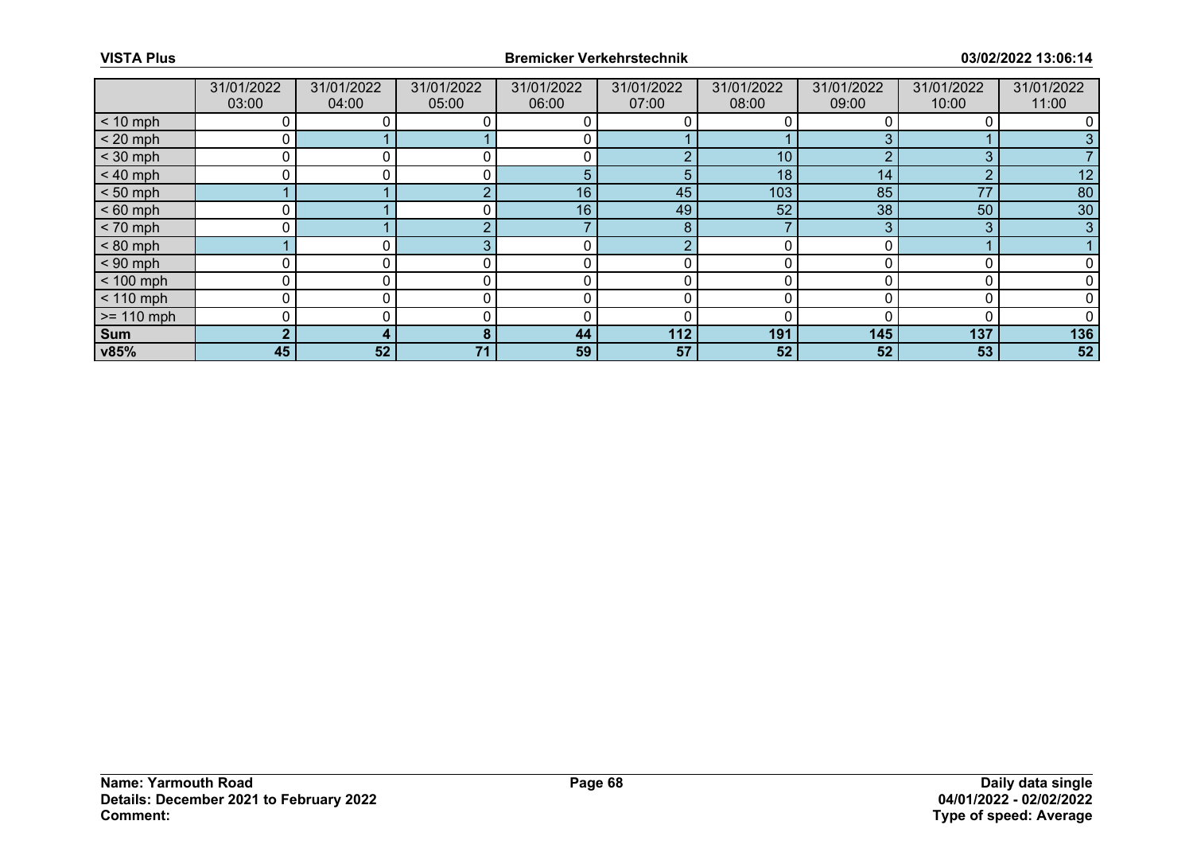| | 31/01/2022 03:00 | 31/01/2022 04:00 | 31/01/2022 05:00 | 31/01/2022 06:00 | 31/01/2022 07:00 | 31/01/2022 08:00 | 31/01/2022 09:00 | 31/01/2022 10:00 | 31/01/2022 11:00 |
|---|---|---|---|---|---|---|---|---|---|
| < 10 mph | 0 | 0 | 0 | 0 | 0 | 0 | 0 | 0 | 0 |
| < 20 mph | 0 | 1 | 1 | 0 | 1 | 1 | 3 | 1 | 3 |
| < 30 mph | 0 | 0 | 0 | 0 | 2 | 10 | 2 | 3 | 7 |
| < 40 mph | 0 | 0 | 0 | 5 | 5 | 18 | 14 | 2 | 12 |
| < 50 mph | 1 | 1 | 2 | 16 | 45 | 103 | 85 | 77 | 80 |
| < 60 mph | 0 | 1 | 0 | 16 | 49 | 52 | 38 | 50 | 30 |
| < 70 mph | 0 | 1 | 2 | 7 | 8 | 7 | 3 | 3 | 3 |
| < 80 mph | 1 | 0 | 3 | 0 | 2 | 0 | 0 | 1 | 1 |
| < 90 mph | 0 | 0 | 0 | 0 | 0 | 0 | 0 | 0 | 0 |
| < 100 mph | 0 | 0 | 0 | 0 | 0 | 0 | 0 | 0 | 0 |
| < 110 mph | 0 | 0 | 0 | 0 | 0 | 0 | 0 | 0 | 0 |
| >= 110 mph | 0 | 0 | 0 | 0 | 0 | 0 | 0 | 0 | 0 |
| **Sum** | **2** | **4** | **8** | **44** | **112** | **191** | **145** | **137** | **136** |
| **v85%** | **45** | **52** | **71** | **59** | **57** | **52** | **52** | **53** | **52** |

**Name: Yarmouth Road**
**Details: December 2021 to February 2022**
**Comment:**

**Daily data single**
**04/01/2022 - 02/02/2022**
**Type of speed: Average**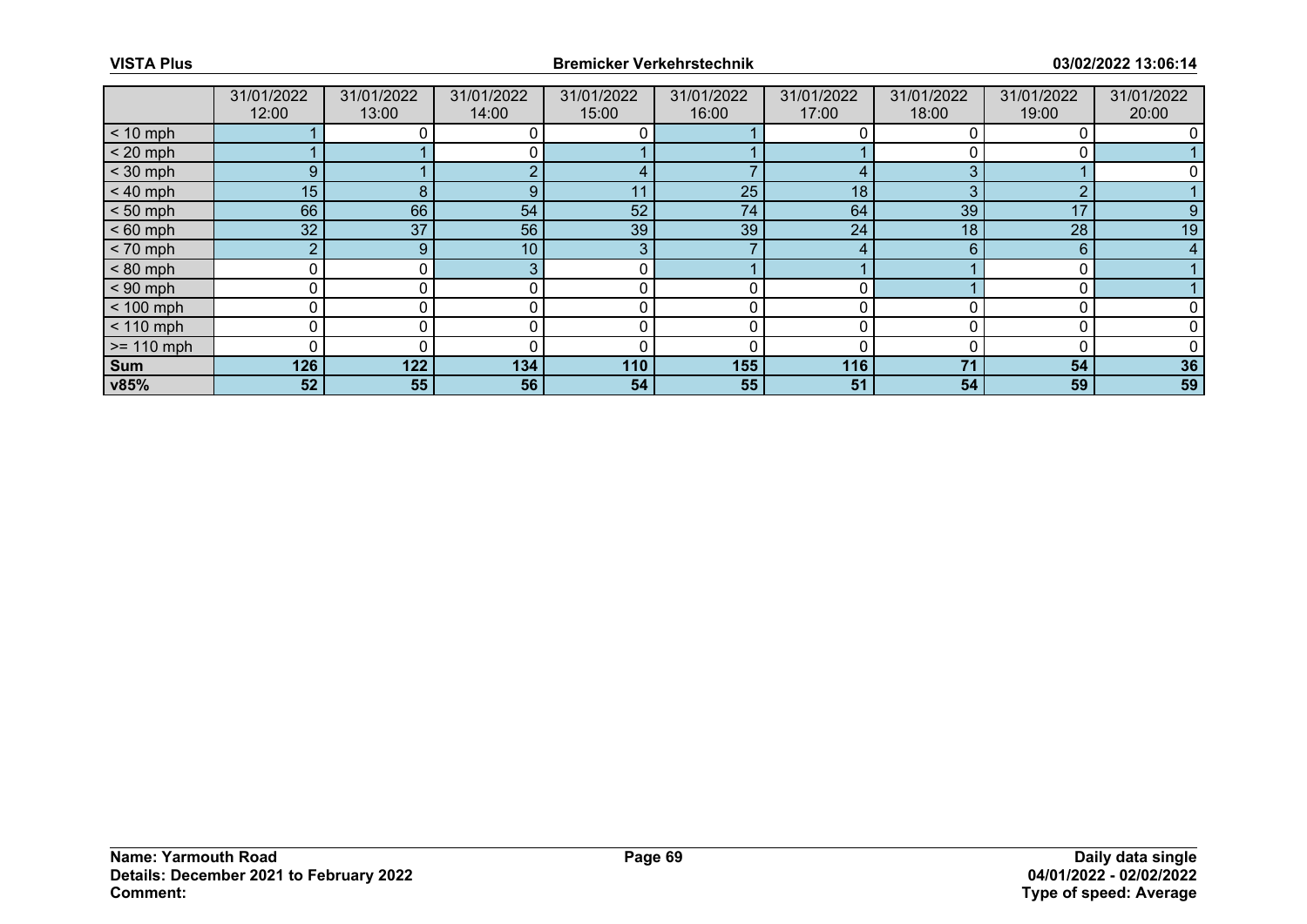| | 31/01/2022 12:00 | 31/01/2022 13:00 | 31/01/2022 14:00 | 31/01/2022 15:00 | 31/01/2022 16:00 | 31/01/2022 17:00 | 31/01/2022 18:00 | 31/01/2022 19:00 | 31/01/2022 20:00 |
|---|---|---|---|---|---|---|---|---|---|
| < 10 mph | 1 | 0 | 0 | 0 | 1 | 0 | 0 | 0 | 0 |
| < 20 mph | 1 | 1 | 0 | 1 | 1 | 1 | 0 | 0 | 1 |
| < 30 mph | 9 | 1 | 2 | 4 | 7 | 4 | 3 | 1 | 0 |
| < 40 mph | 15 | 8 | 9 | 11 | 25 | 18 | 3 | 2 | 1 |
| < 50 mph | 66 | 66 | 54 | 52 | 74 | 64 | 39 | 17 | 9 |
| < 60 mph | 32 | 37 | 56 | 39 | 39 | 24 | 18 | 28 | 19 |
| < 70 mph | 2 | 9 | 10 | 3 | 7 | 4 | 6 | 6 | 4 |
| < 80 mph | 0 | 0 | 3 | 0 | 1 | 1 | 1 | 0 | 1 |
| < 90 mph | 0 | 0 | 0 | 0 | 0 | 0 | 1 | 0 | 1 |
| < 100 mph | 0 | 0 | 0 | 0 | 0 | 0 | 0 | 0 | 0 |
| < 110 mph | 0 | 0 | 0 | 0 | 0 | 0 | 0 | 0 | 0 |
| >= 110 mph | 0 | 0 | 0 | 0 | 0 | 0 | 0 | 0 | 0 |
| **Sum** | **126** | **122** | **134** | **110** | **155** | **116** | **71** | **54** | **36** |
| **v85%** | **52** | **55** | **56** | **54** | **55** | **51** | **54** | **59** | **59** |

**Name: Yarmouth Road**
**Details: December 2021 to February 2022**
**Comment:**

**Daily data single**
**04/01/2022 - 02/02/2022**
**Type of speed: Average**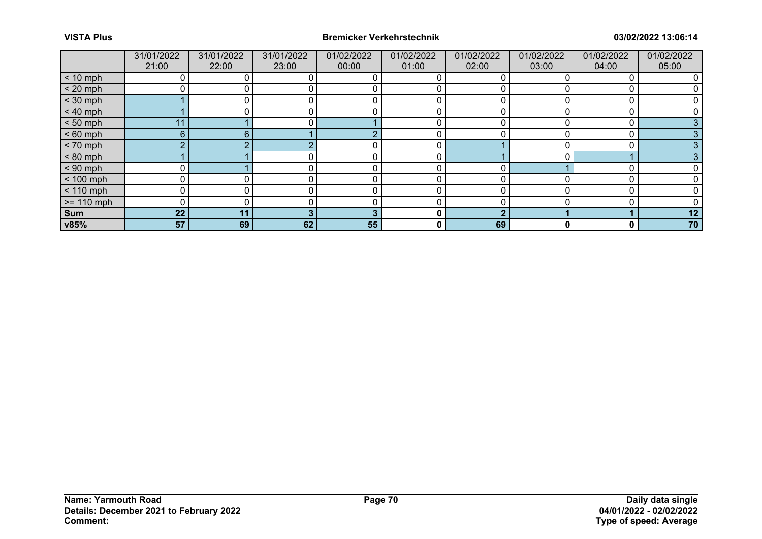|  | 31/01/2022 21:00 | 31/01/2022 22:00 | 31/01/2022 23:00 | 01/02/2022 00:00 | 01/02/2022 01:00 | 01/02/2022 02:00 | 01/02/2022 03:00 | 01/02/2022 04:00 | 01/02/2022 05:00 |
|---|---|---|---|---|---|---|---|---|---|
| < 10 mph | 0 | 0 | 0 | 0 | 0 | 0 | 0 | 0 | 0 |
| < 20 mph | 0 | 0 | 0 | 0 | 0 | 0 | 0 | 0 | 0 |
| < 30 mph | 1 | 0 | 0 | 0 | 0 | 0 | 0 | 0 | 0 |
| < 40 mph | 1 | 0 | 0 | 0 | 0 | 0 | 0 | 0 | 0 |
| < 50 mph | 11 | 1 | 0 | 1 | 0 | 0 | 0 | 0 | 3 |
| < 60 mph | 6 | 6 | 1 | 2 | 0 | 0 | 0 | 0 | 3 |
| < 70 mph | 2 | 2 | 2 | 0 | 0 | 1 | 0 | 0 | 3 |
| < 80 mph | 1 | 1 | 0 | 0 | 0 | 1 | 0 | 1 | 3 |
| < 90 mph | 0 | 1 | 0 | 0 | 0 | 0 | 1 | 0 | 0 |
| < 100 mph | 0 | 0 | 0 | 0 | 0 | 0 | 0 | 0 | 0 |
| < 110 mph | 0 | 0 | 0 | 0 | 0 | 0 | 0 | 0 | 0 |
| >= 110 mph | 0 | 0 | 0 | 0 | 0 | 0 | 0 | 0 | 0 |
| **Sum** | **22** | **11** | **3** | **3** | **0** | **2** | **1** | **1** | **12** |
| **v85%** | **57** | **69** | **62** | **55** | **0** | **69** | **0** | **0** | **70** |

**Name: Yarmouth Road**
**Details: December 2021 to February 2022**
**Comment:**

**Daily data single**
**04/01/2022 - 02/02/2022**
**Type of speed: Average**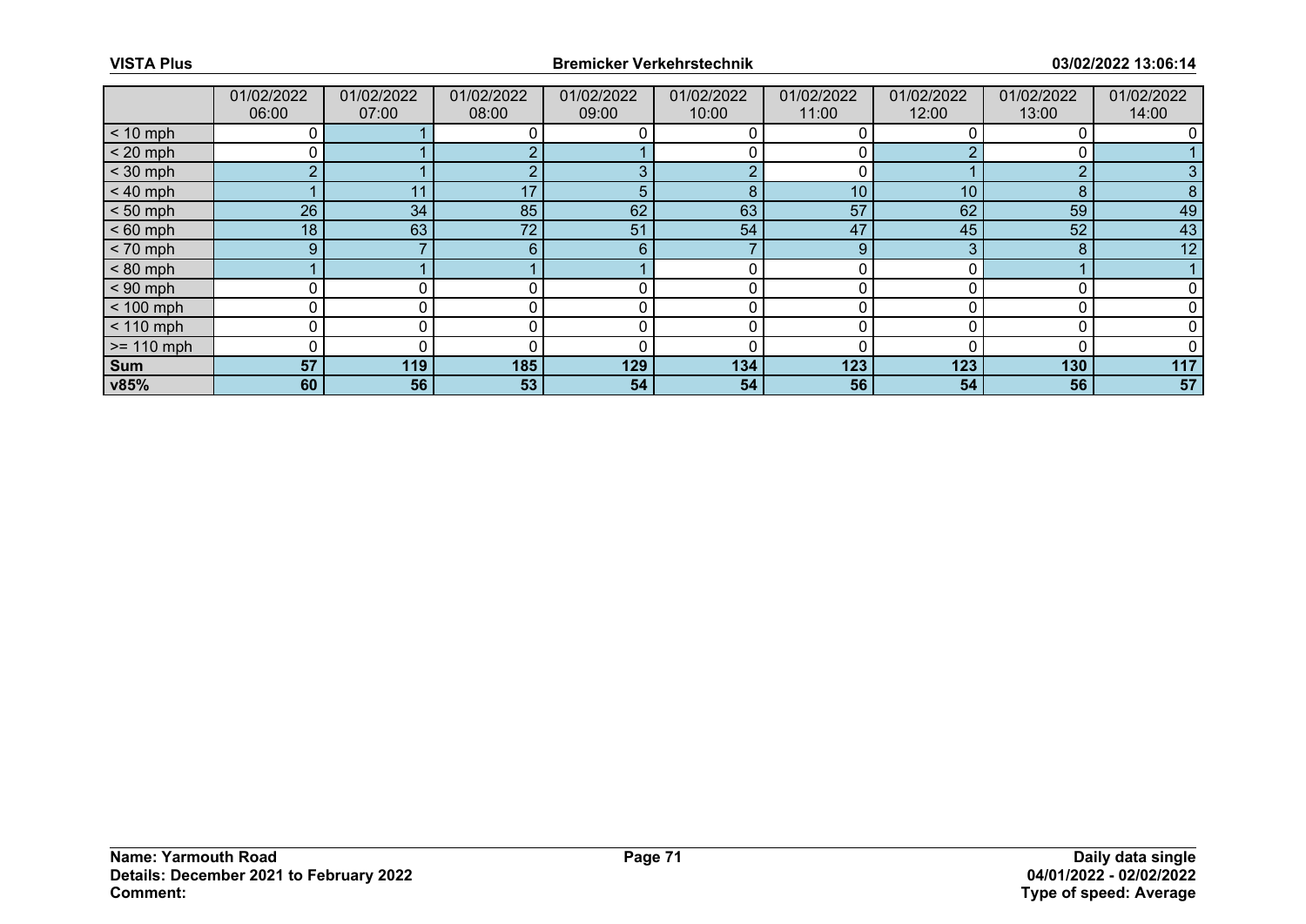| | 01/02/2022 06:00 | 01/02/2022 07:00 | 01/02/2022 08:00 | 01/02/2022 09:00 | 01/02/2022 10:00 | 01/02/2022 11:00 | 01/02/2022 12:00 | 01/02/2022 13:00 | 01/02/2022 14:00 |
|---|---|---|---|---|---|---|---|---|---|
| < 10 mph | 0 | 1 | 0 | 0 | 0 | 0 | 0 | 0 | 0 |
| < 20 mph | 0 | 1 | 2 | 1 | 0 | 0 | 2 | 0 | 1 |
| < 30 mph | 2 | 1 | 2 | 3 | 2 | 0 | 1 | 2 | 3 |
| < 40 mph | 1 | 11 | 17 | 5 | 8 | 10 | 10 | 8 | 8 |
| < 50 mph | 26 | 34 | 85 | 62 | 63 | 57 | 62 | 59 | 49 |
| < 60 mph | 18 | 63 | 72 | 51 | 54 | 47 | 45 | 52 | 43 |
| < 70 mph | 9 | 7 | 6 | 6 | 7 | 9 | 3 | 8 | 12 |
| < 80 mph | 1 | 1 | 1 | 1 | 0 | 0 | 0 | 1 | 1 |
| < 90 mph | 0 | 0 | 0 | 0 | 0 | 0 | 0 | 0 | 0 |
| < 100 mph | 0 | 0 | 0 | 0 | 0 | 0 | 0 | 0 | 0 |
| < 110 mph | 0 | 0 | 0 | 0 | 0 | 0 | 0 | 0 | 0 |
| >= 110 mph | 0 | 0 | 0 | 0 | 0 | 0 | 0 | 0 | 0 |
| **Sum** | **57** | **119** | **185** | **129** | **134** | **123** | **123** | **130** | **117** |
| **v85%** | **60** | **56** | **53** | **54** | **54** | **56** | **54** | **56** | **57** |

**Name: Yarmouth Road**
**Details: December 2021 to February 2022**
**Comment:**

**Daily data single**
**04/01/2022 - 02/02/2022**
**Type of speed: Average**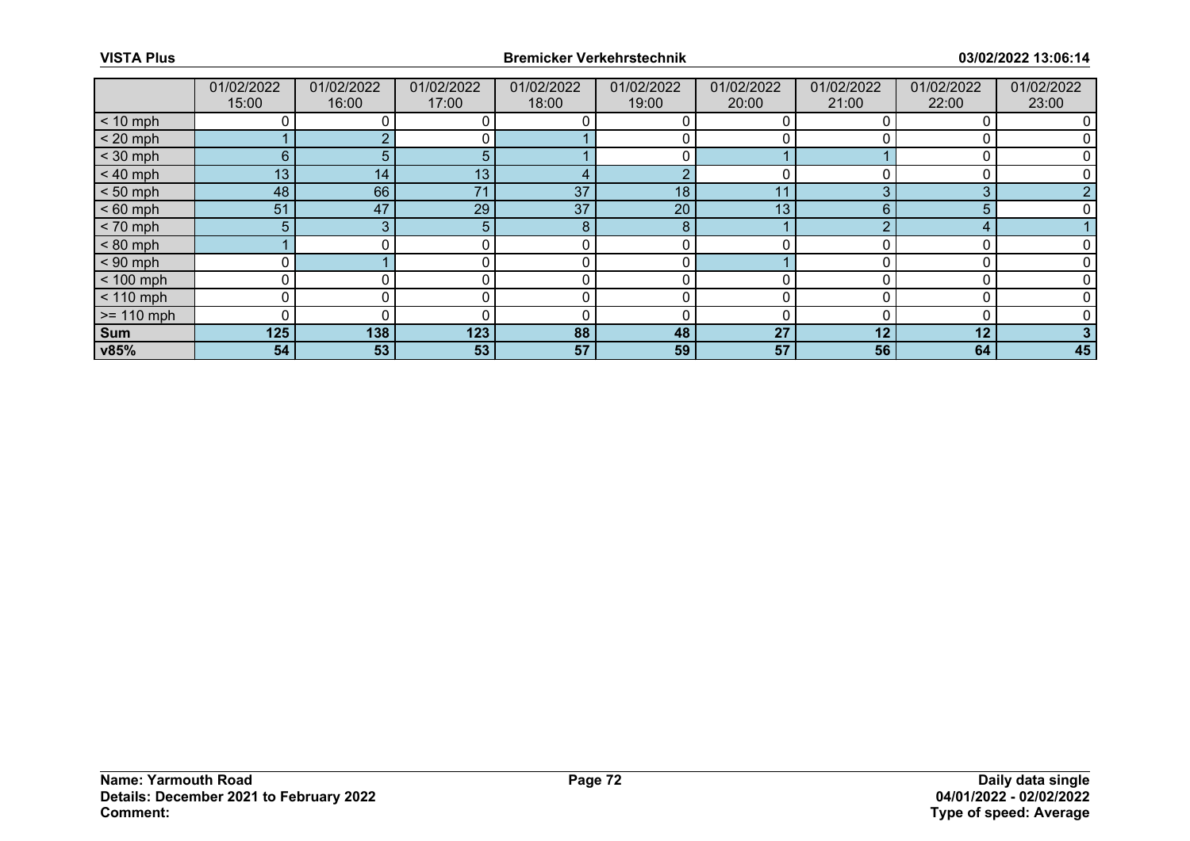|  | 01/02/2022 15:00 | 01/02/2022 16:00 | 01/02/2022 17:00 | 01/02/2022 18:00 | 01/02/2022 19:00 | 01/02/2022 20:00 | 01/02/2022 21:00 | 01/02/2022 22:00 | 01/02/2022 23:00 |
|---|---|---|---|---|---|---|---|---|---|
| < 10 mph | 0 | 0 | 0 | 0 | 0 | 0 | 0 | 0 | 0 |
| < 20 mph | 1 | 2 | 0 | 1 | 0 | 0 | 0 | 0 | 0 |
| < 30 mph | 6 | 5 | 5 | 1 | 0 | 1 | 1 | 0 | 0 |
| < 40 mph | 13 | 14 | 13 | 4 | 2 | 0 | 0 | 0 | 0 |
| < 50 mph | 48 | 66 | 71 | 37 | 18 | 11 | 3 | 3 | 2 |
| < 60 mph | 51 | 47 | 29 | 37 | 20 | 13 | 6 | 5 | 0 |
| < 70 mph | 5 | 3 | 5 | 8 | 8 | 1 | 2 | 4 | 1 |
| < 80 mph | 1 | 0 | 0 | 0 | 0 | 0 | 0 | 0 | 0 |
| < 90 mph | 0 | 1 | 0 | 0 | 0 | 1 | 0 | 0 | 0 |
| < 100 mph | 0 | 0 | 0 | 0 | 0 | 0 | 0 | 0 | 0 |
| < 110 mph | 0 | 0 | 0 | 0 | 0 | 0 | 0 | 0 | 0 |
| >= 110 mph | 0 | 0 | 0 | 0 | 0 | 0 | 0 | 0 | 0 |
| **Sum** | **125** | **138** | **123** | **88** | **48** | **27** | **12** | **12** | **3** |
| **v85%** | **54** | **53** | **53** | **57** | **59** | **57** | **56** | **64** | **45** |

**Name: Yarmouth Road**
**Details: December 2021 to February 2022**
**Comment:**

**Daily data single**
**04/01/2022 - 02/02/2022**
**Type of speed: Average**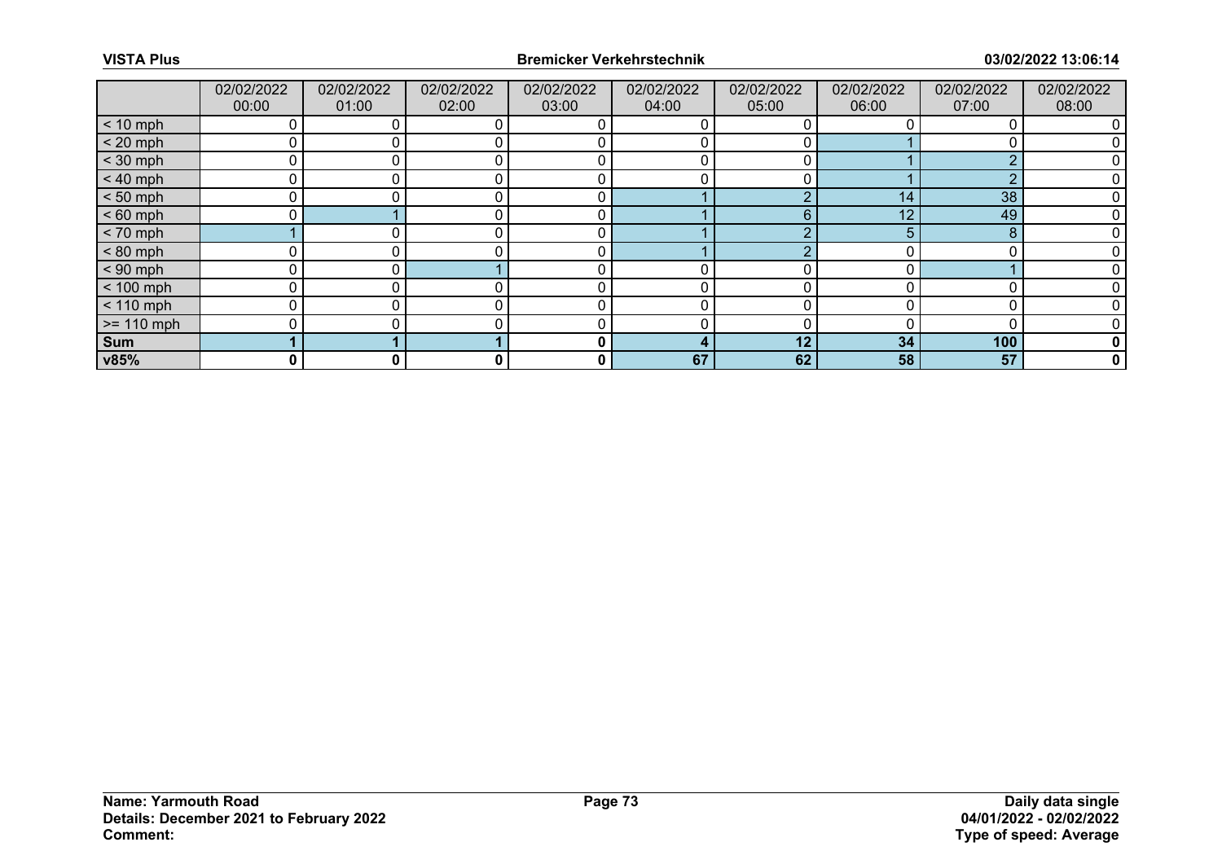| | 02/02/2022 00:00 | 02/02/2022 01:00 | 02/02/2022 02:00 | 02/02/2022 03:00 | 02/02/2022 04:00 | 02/02/2022 05:00 | 02/02/2022 06:00 | 02/02/2022 07:00 | 02/02/2022 08:00 |
|---|---|---|---|---|---|---|---|---|---|
| < 10 mph | 0 | 0 | 0 | 0 | 0 | 0 | 0 | 0 | 0 |
| < 20 mph | 0 | 0 | 0 | 0 | 0 | 0 | 1 | 0 | 0 |
| < 30 mph | 0 | 0 | 0 | 0 | 0 | 0 | 1 | 2 | 0 |
| < 40 mph | 0 | 0 | 0 | 0 | 0 | 0 | 1 | 2 | 0 |
| < 50 mph | 0 | 0 | 0 | 0 | 1 | 2 | 14 | 38 | 0 |
| < 60 mph | 0 | 1 | 0 | 0 | 1 | 6 | 12 | 49 | 0 |
| < 70 mph | 1 | 0 | 0 | 0 | 1 | 2 | 5 | 8 | 0 |
| < 80 mph | 0 | 0 | 0 | 0 | 1 | 2 | 0 | 0 | 0 |
| < 90 mph | 0 | 0 | 1 | 0 | 0 | 0 | 0 | 1 | 0 |
| < 100 mph | 0 | 0 | 0 | 0 | 0 | 0 | 0 | 0 | 0 |
| < 110 mph | 0 | 0 | 0 | 0 | 0 | 0 | 0 | 0 | 0 |
| >= 110 mph | 0 | 0 | 0 | 0 | 0 | 0 | 0 | 0 | 0 |
| **Sum** | **1** | **1** | **1** | **0** | **4** | **12** | **34** | **100** | **0** |
| **v85%** | **0** | **0** | **0** | **0** | **67** | **62** | **58** | **57** | **0** |

**Name: Yarmouth Road**
**Details: December 2021 to February 2022**
**Comment:**

**Daily data single**
**04/01/2022 - 02/02/2022**
**Type of speed: Average**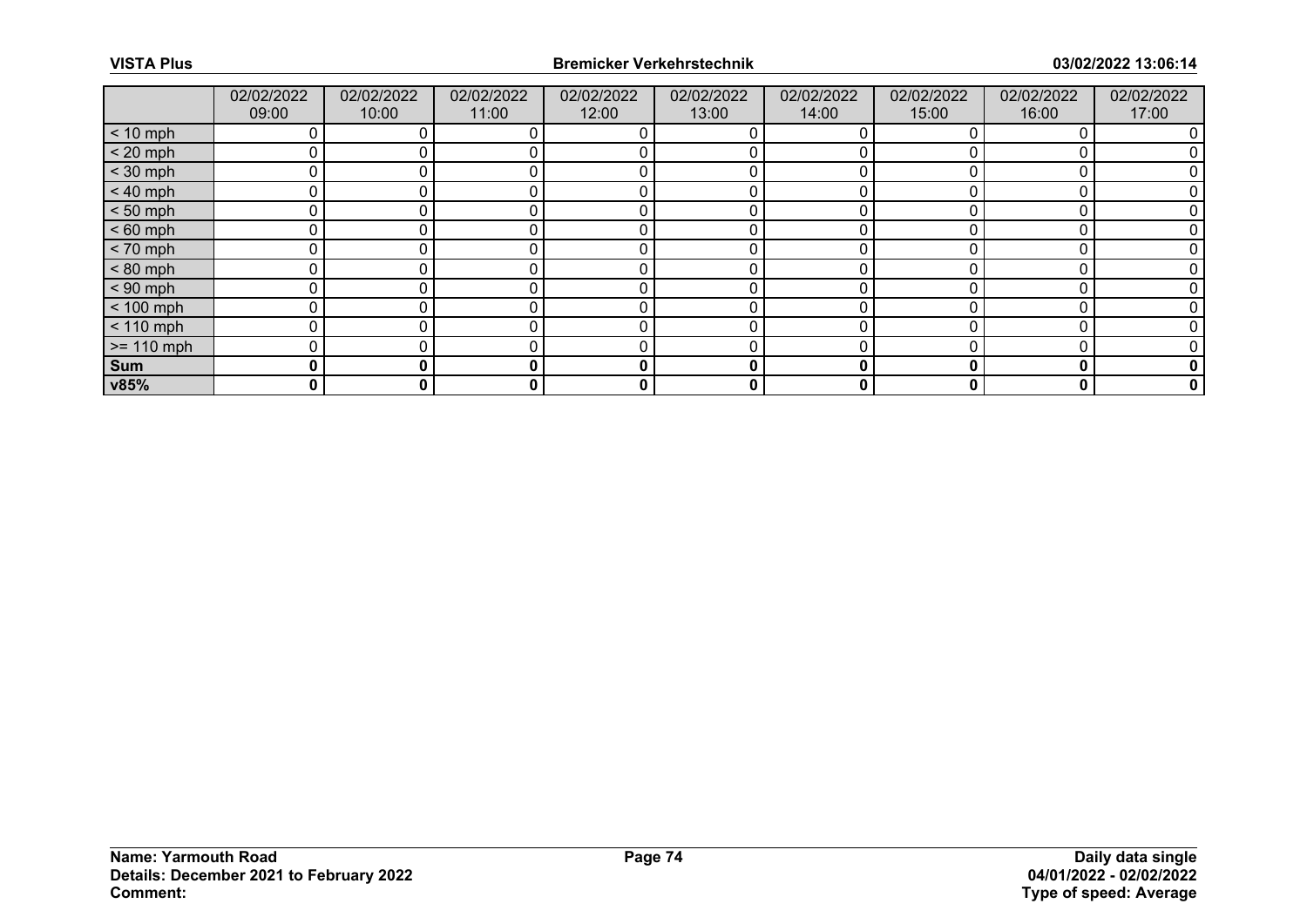| | 02/02/2022 09:00 | 02/02/2022 10:00 | 02/02/2022 11:00 | 02/02/2022 12:00 | 02/02/2022 13:00 | 02/02/2022 14:00 | 02/02/2022 15:00 | 02/02/2022 16:00 | 02/02/2022 17:00 |
|---|---|---|---|---|---|---|---|---|---|
| < 10 mph | 0 | 0 | 0 | 0 | 0 | 0 | 0 | 0 | 0 |
| < 20 mph | 0 | 0 | 0 | 0 | 0 | 0 | 0 | 0 | 0 |
| < 30 mph | 0 | 0 | 0 | 0 | 0 | 0 | 0 | 0 | 0 |
| < 40 mph | 0 | 0 | 0 | 0 | 0 | 0 | 0 | 0 | 0 |
| < 50 mph | 0 | 0 | 0 | 0 | 0 | 0 | 0 | 0 | 0 |
| < 60 mph | 0 | 0 | 0 | 0 | 0 | 0 | 0 | 0 | 0 |
| < 70 mph | 0 | 0 | 0 | 0 | 0 | 0 | 0 | 0 | 0 |
| < 80 mph | 0 | 0 | 0 | 0 | 0 | 0 | 0 | 0 | 0 |
| < 90 mph | 0 | 0 | 0 | 0 | 0 | 0 | 0 | 0 | 0 |
| < 100 mph | 0 | 0 | 0 | 0 | 0 | 0 | 0 | 0 | 0 |
| < 110 mph | 0 | 0 | 0 | 0 | 0 | 0 | 0 | 0 | 0 |
| >= 110 mph | 0 | 0 | 0 | 0 | 0 | 0 | 0 | 0 | 0 |
| **Sum** | **0** | **0** | **0** | **0** | **0** | **0** | **0** | **0** | **0** |
| **v85%** | **0** | **0** | **0** | **0** | **0** | **0** | **0** | **0** | **0** |

**Name: Yarmouth Road**
**Details: December 2021 to February 2022**
**Comment:**

**Daily data single**
**04/01/2022 - 02/02/2022**
**Type of speed: Average**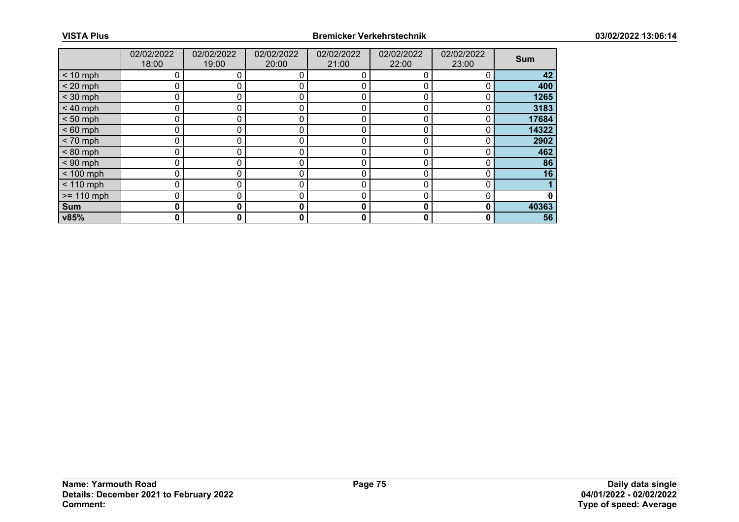| | 02/02/2022 18:00 | 02/02/2022 19:00 | 02/02/2022 20:00 | 02/02/2022 21:00 | 02/02/2022 22:00 | 02/02/2022 23:00 | Sum |
|---|---|---|---|---|---|---|---|
| < 10 mph | 0 | 0 | 0 | 0 | 0 | 0 | **42** |
| < 20 mph | 0 | 0 | 0 | 0 | 0 | 0 | **400** |
| < 30 mph | 0 | 0 | 0 | 0 | 0 | 0 | **1265** |
| < 40 mph | 0 | 0 | 0 | 0 | 0 | 0 | **3183** |
| < 50 mph | 0 | 0 | 0 | 0 | 0 | 0 | **17684** |
| < 60 mph | 0 | 0 | 0 | 0 | 0 | 0 | **14322** |
| < 70 mph | 0 | 0 | 0 | 0 | 0 | 0 | **2902** |
| < 80 mph | 0 | 0 | 0 | 0 | 0 | 0 | **462** |
| < 90 mph | 0 | 0 | 0 | 0 | 0 | 0 | **86** |
| < 100 mph | 0 | 0 | 0 | 0 | 0 | 0 | **16** |
| < 110 mph | 0 | 0 | 0 | 0 | 0 | 0 | **1** |
| >= 110 mph | 0 | 0 | 0 | 0 | 0 | 0 | **0** |
| **Sum** | **0** | **0** | **0** | **0** | **0** | **0** | **40363** |
| **v85%** | **0** | **0** | **0** | **0** | **0** | **0** | **56** |

**Name: Yarmouth Road**
**Details: December 2021 to February 2022**
**Comment:**

**Daily data single**
**04/01/2022 - 02/02/2022**
**Type of speed: Average**